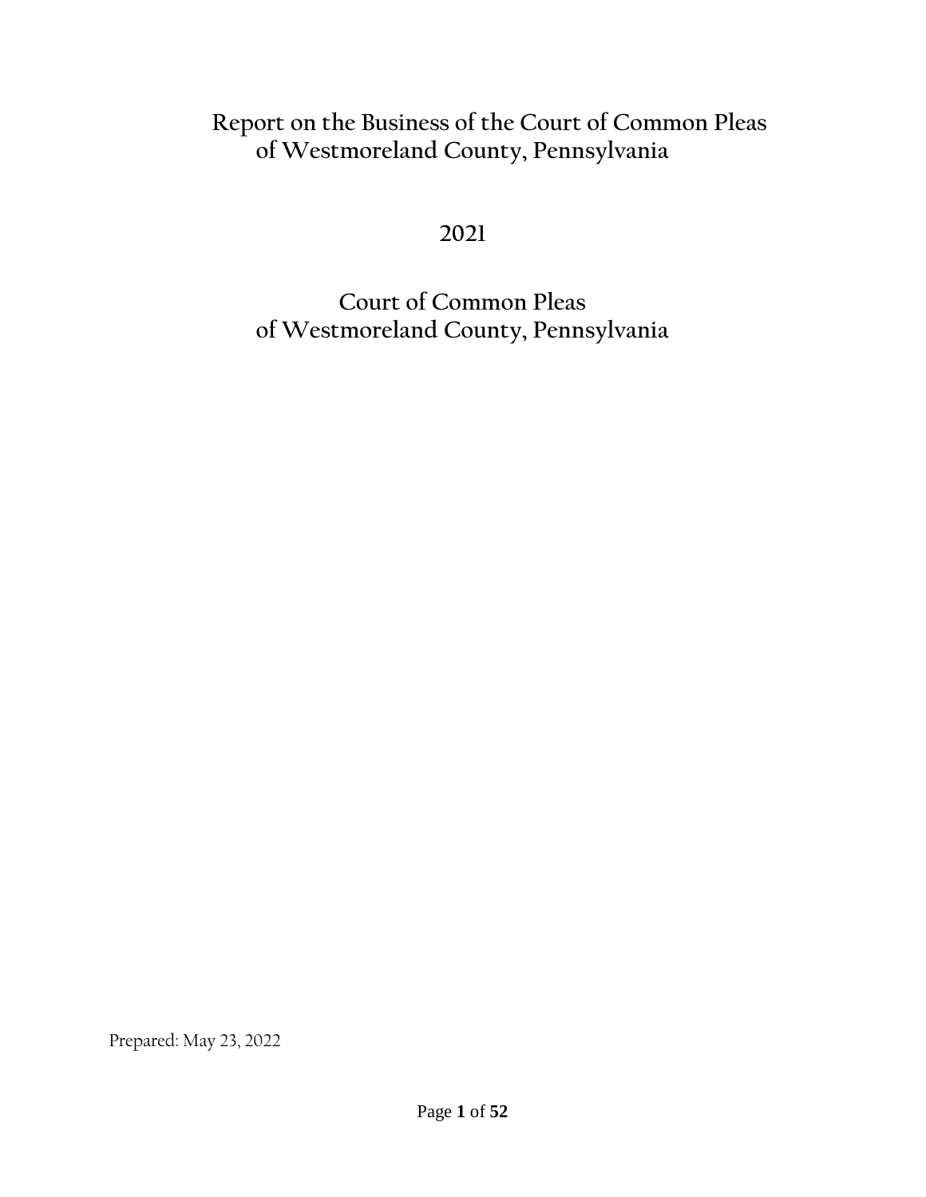# Report on the Business of the Court of Common Pleas of Westmoreland County, Pennsylvania

## 2021

## Court of Common Pleas of Westmoreland County, Pennsylvania

Prepared: May 23, 2022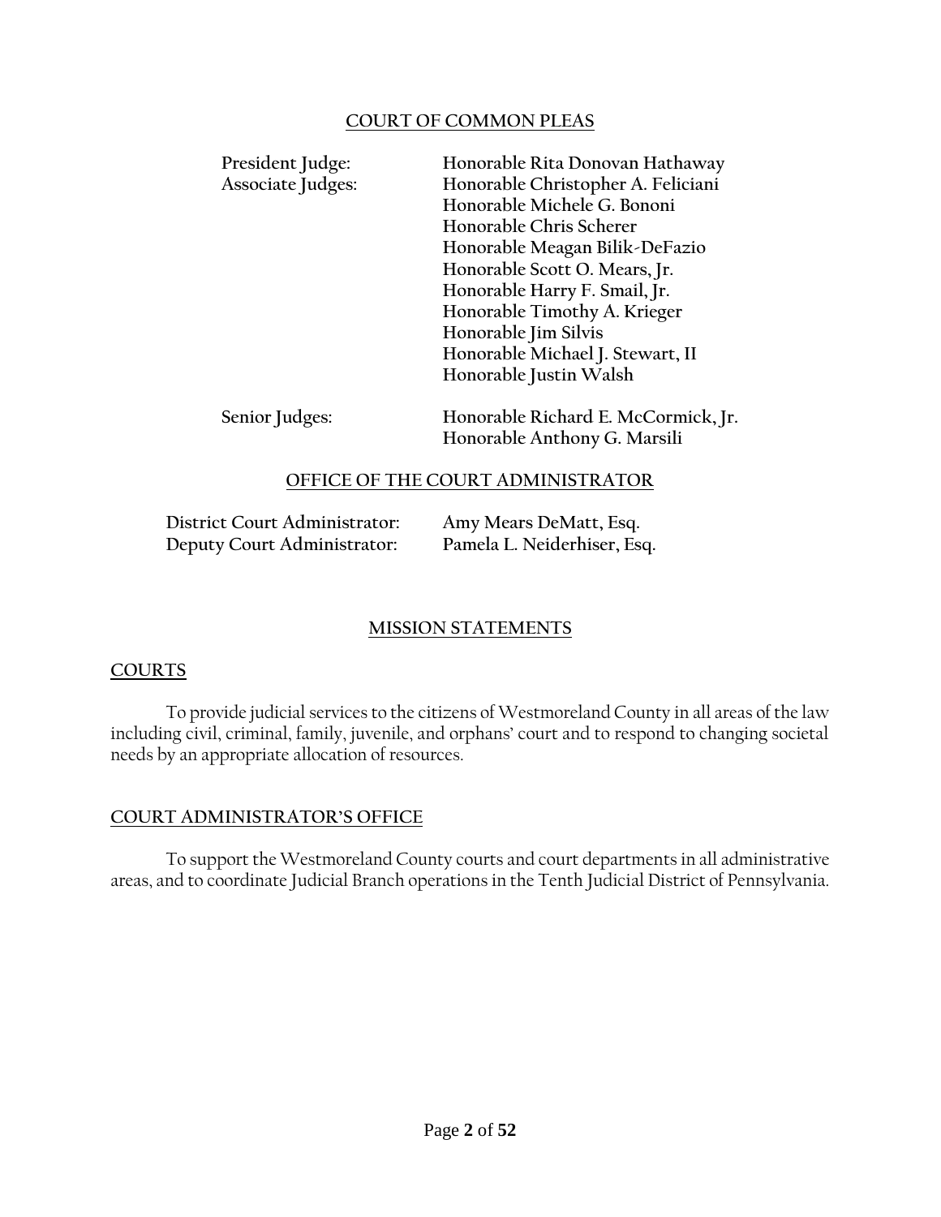## COURT OF COMMON PLEAS

| | |
|---|---|
| President Judge: | Honorable Rita Donovan Hathaway |
| Associate Judges: | Honorable Christopher A. Feliciani |
| | Honorable Michele G. Bononi |
| | Honorable Chris Scherer |
| | Honorable Meagan Bilik-DeFazio |
| | Honorable Scott O. Mears, Jr. |
| | Honorable Harry F. Smail, Jr. |
| | Honorable Timothy A. Krieger |
| | Honorable Jim Silvis |
| | Honorable Michael J. Stewart, II |
| | Honorable Justin Walsh |
| Senior Judges: | Honorable Richard E. McCormick, Jr. |
| | Honorable Anthony G. Marsili |

## OFFICE OF THE COURT ADMINISTRATOR

| | |
|---|---|
| District Court Administrator: | Amy Mears DeMatt, Esq. |
| Deputy Court Administrator: | Pamela L. Neiderhiser, Esq. |

## MISSION STATEMENTS

### COURTS

To provide judicial services to the citizens of Westmoreland County in all areas of the law including civil, criminal, family, juvenile, and orphans' court and to respond to changing societal needs by an appropriate allocation of resources.

### COURT ADMINISTRATOR'S OFFICE

To support the Westmoreland County courts and court departments in all administrative areas, and to coordinate Judicial Branch operations in the Tenth Judicial District of Pennsylvania.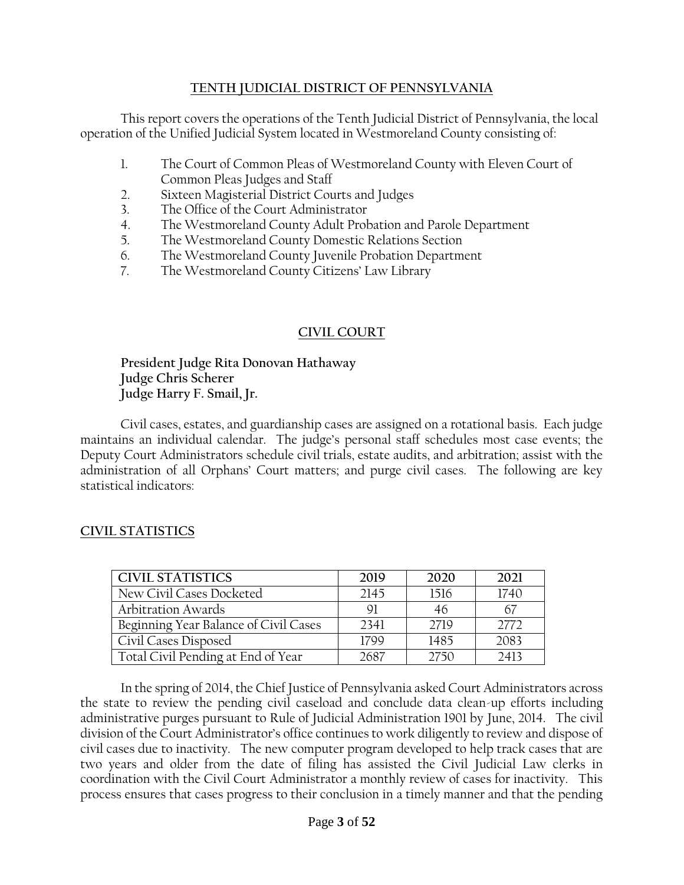## TENTH JUDICIAL DISTRICT OF PENNSYLVANIA

This report covers the operations of the Tenth Judicial District of Pennsylvania, the local operation of the Unified Judicial System located in Westmoreland County consisting of:

1. The Court of Common Pleas of Westmoreland County with Eleven Court of Common Pleas Judges and Staff
2. Sixteen Magisterial District Courts and Judges
3. The Office of the Court Administrator
4. The Westmoreland County Adult Probation and Parole Department
5. The Westmoreland County Domestic Relations Section
6. The Westmoreland County Juvenile Probation Department
7. The Westmoreland County Citizens' Law Library

## CIVIL COURT

**President Judge Rita Donovan Hathaway**
**Judge Chris Scherer**
**Judge Harry F. Smail, Jr.**

Civil cases, estates, and guardianship cases are assigned on a rotational basis. Each judge maintains an individual calendar. The judge's personal staff schedules most case events; the Deputy Court Administrators schedule civil trials, estate audits, and arbitration; assist with the administration of all Orphans' Court matters; and purge civil cases. The following are key statistical indicators:

### CIVIL STATISTICS

| CIVIL STATISTICS | 2019 | 2020 | 2021 |
|---|---|---|---|
| New Civil Cases Docketed | 2145 | 1516 | 1740 |
| Arbitration Awards | 91 | 46 | 67 |
| Beginning Year Balance of Civil Cases | 2341 | 2719 | 2772 |
| Civil Cases Disposed | 1799 | 1485 | 2083 |
| Total Civil Pending at End of Year | 2687 | 2750 | 2413 |

In the spring of 2014, the Chief Justice of Pennsylvania asked Court Administrators across the state to review the pending civil caseload and conclude data clean-up efforts including administrative purges pursuant to Rule of Judicial Administration 1901 by June, 2014. The civil division of the Court Administrator's office continues to work diligently to review and dispose of civil cases due to inactivity. The new computer program developed to help track cases that are two years and older from the date of filing has assisted the Civil Judicial Law clerks in coordination with the Civil Court Administrator a monthly review of cases for inactivity. This process ensures that cases progress to their conclusion in a timely manner and that the pending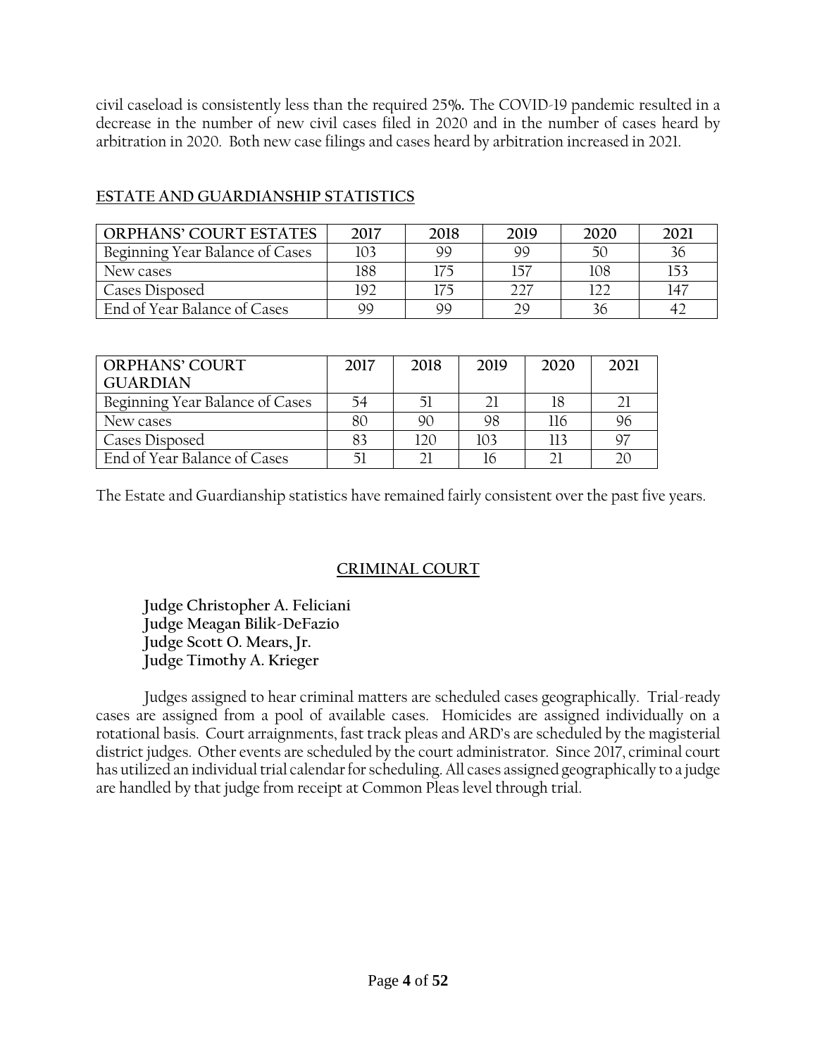civil caseload is consistently less than the required 25%. The COVID-19 pandemic resulted in a decrease in the number of new civil cases filed in 2020 and in the number of cases heard by arbitration in 2020. Both new case filings and cases heard by arbitration increased in 2021.

## ESTATE AND GUARDIANSHIP STATISTICS

| ORPHANS' COURT ESTATES | 2017 | 2018 | 2019 | 2020 | 2021 |
|---|---|---|---|---|---|
| Beginning Year Balance of Cases | 103 | 99 | 99 | 50 | 36 |
| New cases | 188 | 175 | 157 | 108 | 153 |
| Cases Disposed | 192 | 175 | 227 | 122 | 147 |
| End of Year Balance of Cases | 99 | 99 | 29 | 36 | 42 |

| ORPHANS' COURT GUARDIAN | 2017 | 2018 | 2019 | 2020 | 2021 |
|---|---|---|---|---|---|
| Beginning Year Balance of Cases | 54 | 51 | 21 | 18 | 21 |
| New cases | 80 | 90 | 98 | 116 | 96 |
| Cases Disposed | 83 | 120 | 103 | 113 | 97 |
| End of Year Balance of Cases | 51 | 21 | 16 | 21 | 20 |

The Estate and Guardianship statistics have remained fairly consistent over the past five years.

## CRIMINAL COURT

**Judge Christopher A. Feliciani**
**Judge Meagan Bilik-DeFazio**
**Judge Scott O. Mears, Jr.**
**Judge Timothy A. Krieger**

Judges assigned to hear criminal matters are scheduled cases geographically. Trial-ready cases are assigned from a pool of available cases. Homicides are assigned individually on a rotational basis. Court arraignments, fast track pleas and ARD's are scheduled by the magisterial district judges. Other events are scheduled by the court administrator. Since 2017, criminal court has utilized an individual trial calendar for scheduling. All cases assigned geographically to a judge are handled by that judge from receipt at Common Pleas level through trial.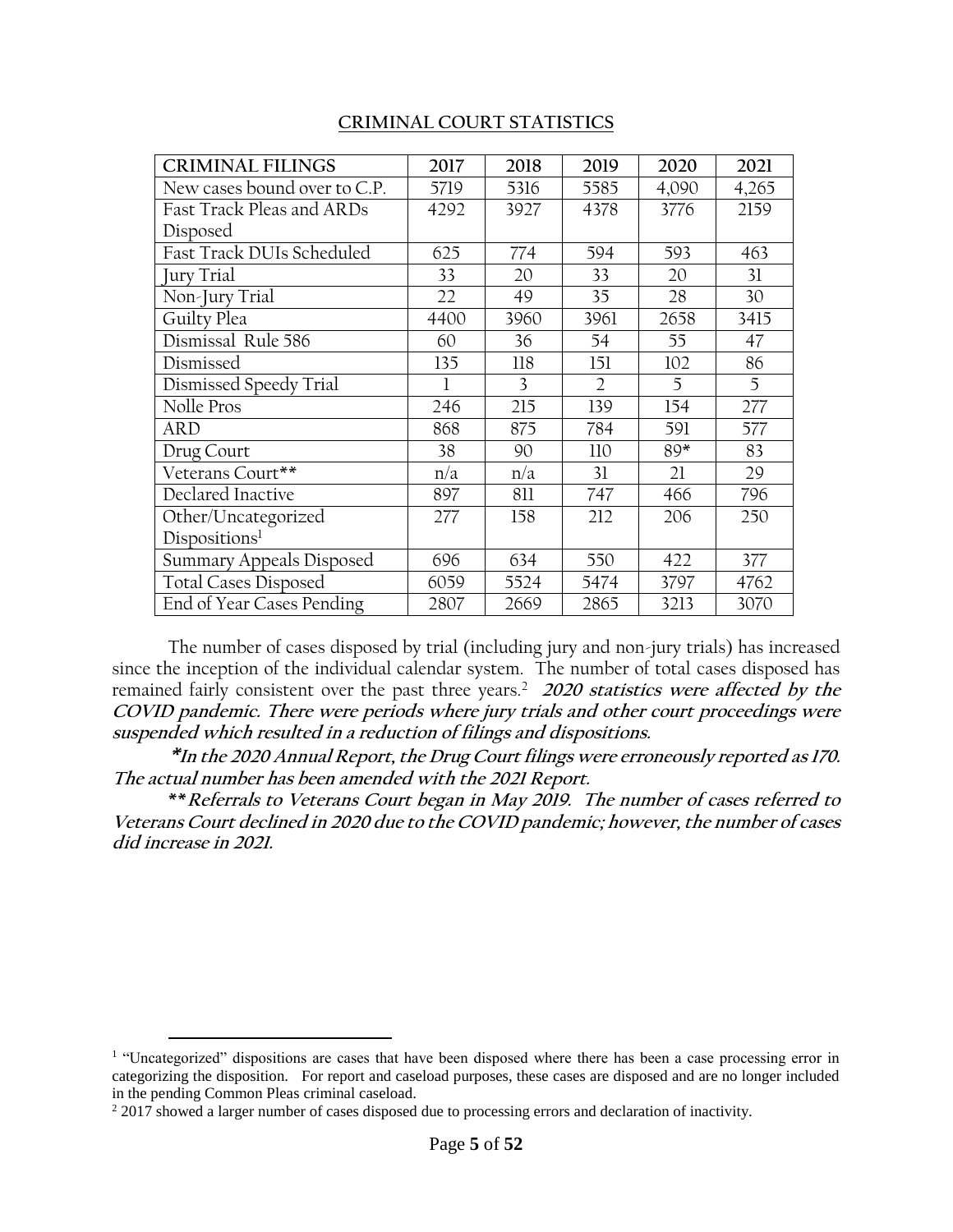## CRIMINAL COURT STATISTICS

| CRIMINAL FILINGS | 2017 | 2018 | 2019 | 2020 | 2021 |
|---|---|---|---|---|---|
| New cases bound over to C.P. | 5719 | 5316 | 5585 | 4,090 | 4,265 |
| Fast Track Pleas and ARDs Disposed | 4292 | 3927 | 4378 | 3776 | 2159 |
| Fast Track DUIs Scheduled | 625 | 774 | 594 | 593 | 463 |
| Jury Trial | 33 | 20 | 33 | 20 | 31 |
| Non-Jury Trial | 22 | 49 | 35 | 28 | 30 |
| Guilty Plea | 4400 | 3960 | 3961 | 2658 | 3415 |
| Dismissal Rule 586 | 60 | 36 | 54 | 55 | 47 |
| Dismissed | 135 | 118 | 151 | 102 | 86 |
| Dismissed Speedy Trial | 1 | 3 | 2 | 5 | 5 |
| Nolle Pros | 246 | 215 | 139 | 154 | 277 |
| ARD | 868 | 875 | 784 | 591 | 577 |
| Drug Court | 38 | 90 | 110 | 89* | 83 |
| Veterans Court** | n/a | n/a | 31 | 21 | 29 |
| Declared Inactive | 897 | 811 | 747 | 466 | 796 |
| Other/Uncategorized Dispositions[1] | 277 | 158 | 212 | 206 | 250 |
| Summary Appeals Disposed | 696 | 634 | 550 | 422 | 377 |
| Total Cases Disposed | 6059 | 5524 | 5474 | 3797 | 4762 |
| End of Year Cases Pending | 2807 | 2669 | 2865 | 3213 | 3070 |

The number of cases disposed by trial (including jury and non-jury trials) has increased since the inception of the individual calendar system. The number of total cases disposed has remained fairly consistent over the past three years.[2] ***2020 statistics were affected by the COVID pandemic. There were periods where jury trials and other court proceedings were suspended which resulted in a reduction of filings and dispositions.***

***\*In the 2020 Annual Report, the Drug Court filings were erroneously reported as 170. The actual number has been amended with the 2021 Report.***

***\*\*Referrals to Veterans Court began in May 2019. The number of cases referred to Veterans Court declined in 2020 due to the COVID pandemic; however, the number of cases did increase in 2021.***

---

[1] "Uncategorized" dispositions are cases that have been disposed where there has been a case processing error in categorizing the disposition. For report and caseload purposes, these cases are disposed and are no longer included in the pending Common Pleas criminal caseload.

[2] 2017 showed a larger number of cases disposed due to processing errors and declaration of inactivity.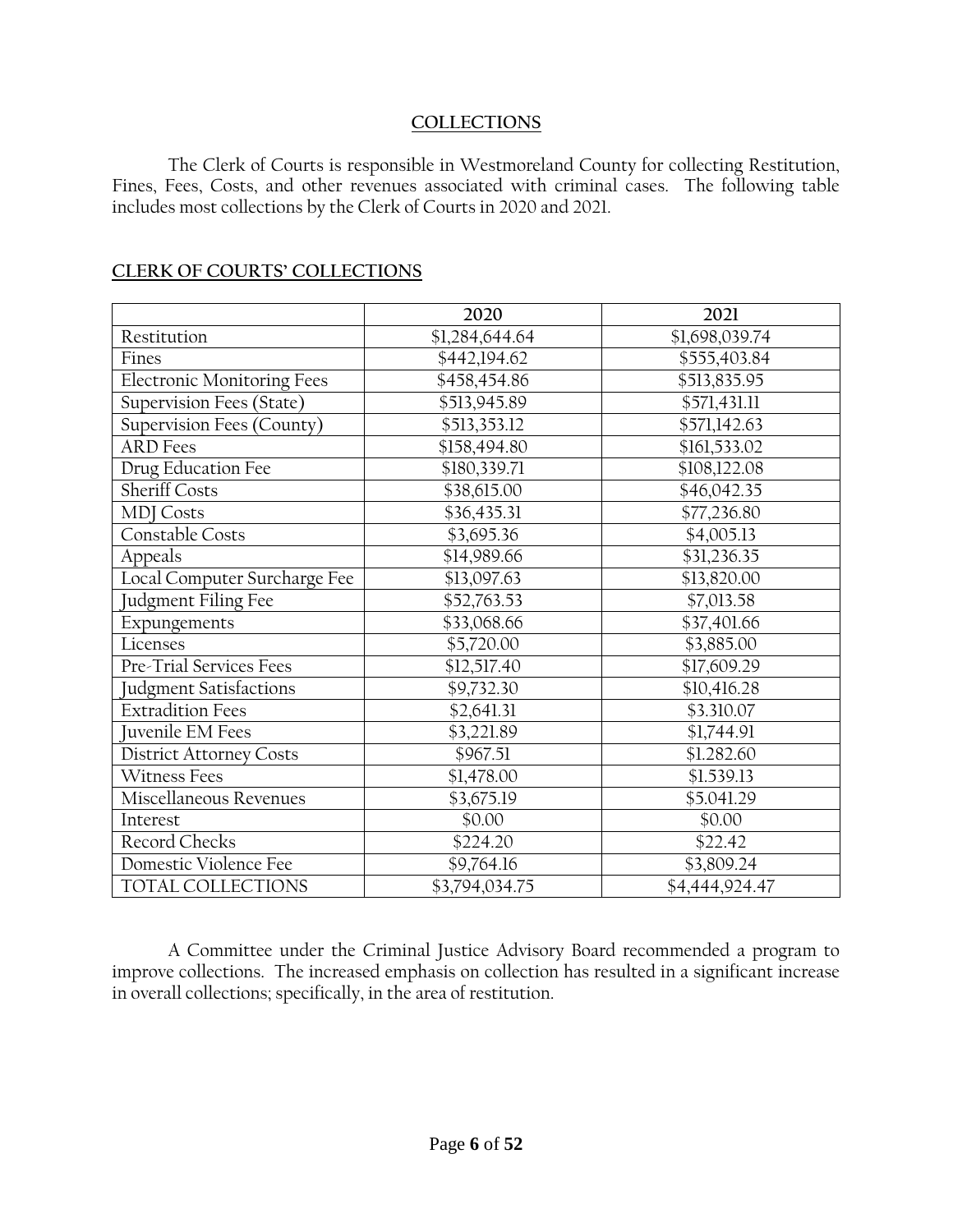## COLLECTIONS

The Clerk of Courts is responsible in Westmoreland County for collecting Restitution, Fines, Fees, Costs, and other revenues associated with criminal cases. The following table includes most collections by the Clerk of Courts in 2020 and 2021.

### CLERK OF COURTS' COLLECTIONS

| | 2020 | 2021 |
|---|---|---|
| Restitution | $1,284,644.64 | $1,698,039.74 |
| Fines | $442,194.62 | $555,403.84 |
| Electronic Monitoring Fees | $458,454.86 | $513,835.95 |
| Supervision Fees (State) | $513,945.89 | $571,431.11 |
| Supervision Fees (County) | $513,353.12 | $571,142.63 |
| ARD Fees | $158,494.80 | $161,533.02 |
| Drug Education Fee | $180,339.71 | $108,122.08 |
| Sheriff Costs | $38,615.00 | $46,042.35 |
| MDJ Costs | $36,435.31 | $77,236.80 |
| Constable Costs | $3,695.36 | $4,005.13 |
| Appeals | $14,989.66 | $31,236.35 |
| Local Computer Surcharge Fee | $13,097.63 | $13,820.00 |
| Judgment Filing Fee | $52,763.53 | $7,013.58 |
| Expungements | $33,068.66 | $37,401.66 |
| Licenses | $5,720.00 | $3,885.00 |
| Pre-Trial Services Fees | $12,517.40 | $17,609.29 |
| Judgment Satisfactions | $9,732.30 | $10,416.28 |
| Extradition Fees | $2,641.31 | $3.310.07 |
| Juvenile EM Fees | $3,221.89 | $1,744.91 |
| District Attorney Costs | $967.51 | $1.282.60 |
| Witness Fees | $1,478.00 | $1.539.13 |
| Miscellaneous Revenues | $3,675.19 | $5.041.29 |
| Interest | $0.00 | $0.00 |
| Record Checks | $224.20 | $22.42 |
| Domestic Violence Fee | $9,764.16 | $3,809.24 |
| TOTAL COLLECTIONS | $3,794,034.75 | $4,444,924.47 |

A Committee under the Criminal Justice Advisory Board recommended a program to improve collections. The increased emphasis on collection has resulted in a significant increase in overall collections; specifically, in the area of restitution.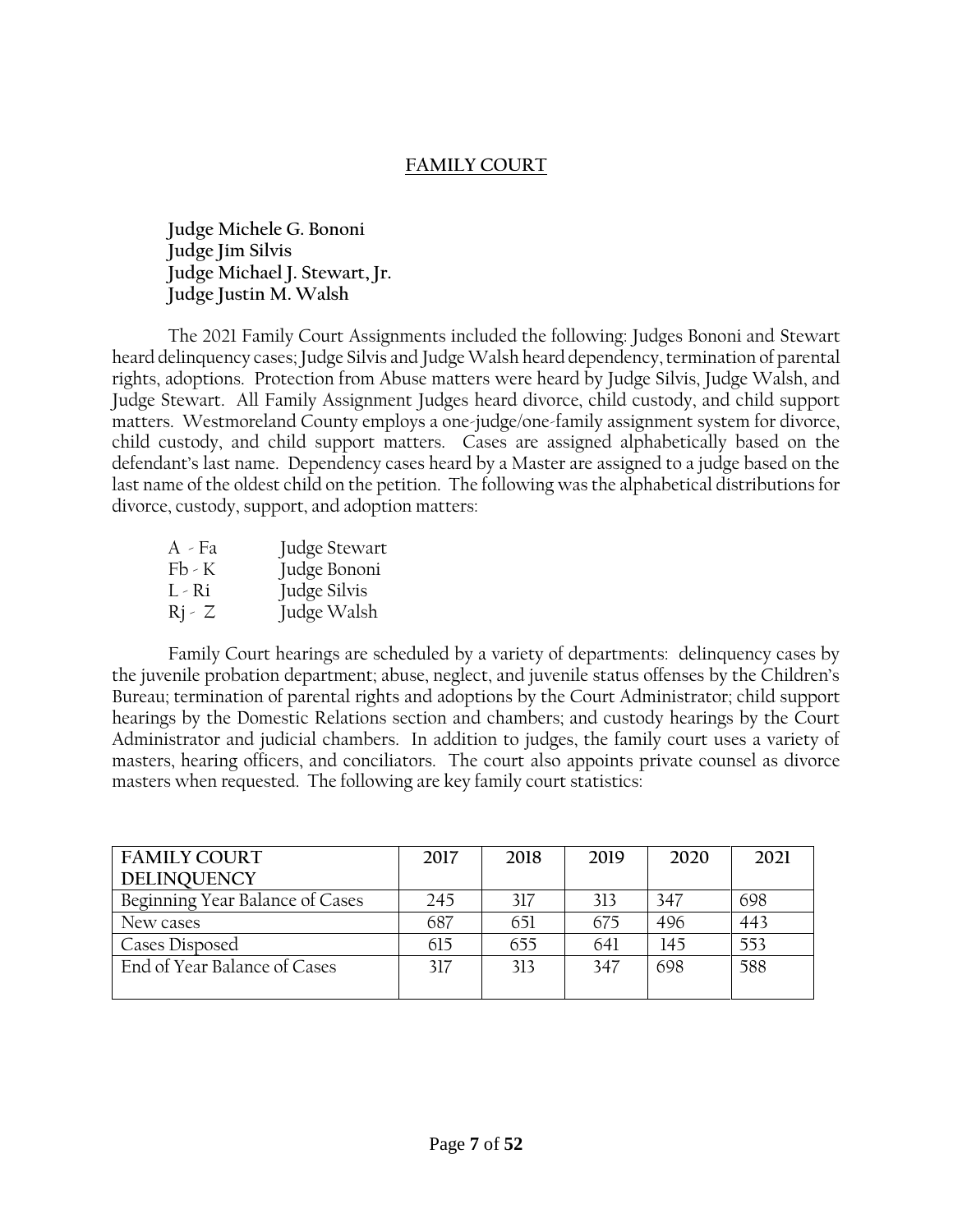## FAMILY COURT

**Judge Michele G. Bononi**
**Judge Jim Silvis**
**Judge Michael J. Stewart, Jr.**
**Judge Justin M. Walsh**

The 2021 Family Court Assignments included the following: Judges Bononi and Stewart heard delinquency cases; Judge Silvis and Judge Walsh heard dependency, termination of parental rights, adoptions. Protection from Abuse matters were heard by Judge Silvis, Judge Walsh, and Judge Stewart. All Family Assignment Judges heard divorce, child custody, and child support matters. Westmoreland County employs a one-judge/one-family assignment system for divorce, child custody, and child support matters. Cases are assigned alphabetically based on the defendant's last name. Dependency cases heard by a Master are assigned to a judge based on the last name of the oldest child on the petition. The following was the alphabetical distributions for divorce, custody, support, and adoption matters:

| | |
|---|---|
| A - Fa | Judge Stewart |
| Fb - K | Judge Bononi |
| L - Ri | Judge Silvis |
| Rj - Z | Judge Walsh |

Family Court hearings are scheduled by a variety of departments: delinquency cases by the juvenile probation department; abuse, neglect, and juvenile status offenses by the Children's Bureau; termination of parental rights and adoptions by the Court Administrator; child support hearings by the Domestic Relations section and chambers; and custody hearings by the Court Administrator and judicial chambers. In addition to judges, the family court uses a variety of masters, hearing officers, and conciliators. The court also appoints private counsel as divorce masters when requested. The following are key family court statistics:

| FAMILY COURT DELINQUENCY | 2017 | 2018 | 2019 | 2020 | 2021 |
|---|---|---|---|---|---|
| Beginning Year Balance of Cases | 245 | 317 | 313 | 347 | 698 |
| New cases | 687 | 651 | 675 | 496 | 443 |
| Cases Disposed | 615 | 655 | 641 | 145 | 553 |
| End of Year Balance of Cases | 317 | 313 | 347 | 698 | 588 |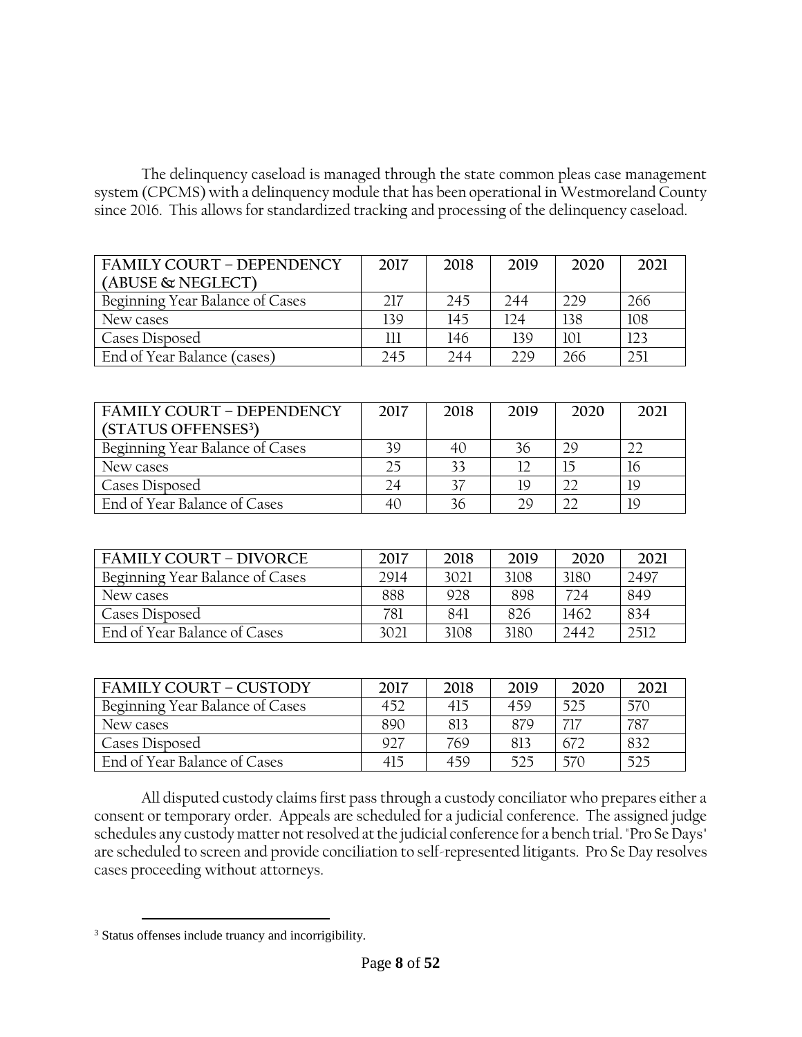The delinquency caseload is managed through the state common pleas case management system (CPCMS) with a delinquency module that has been operational in Westmoreland County since 2016. This allows for standardized tracking and processing of the delinquency caseload.

| FAMILY COURT – DEPENDENCY (ABUSE & NEGLECT) | 2017 | 2018 | 2019 | 2020 | 2021 |
|---|---|---|---|---|---|
| Beginning Year Balance of Cases | 217 | 245 | 244 | 229 | 266 |
| New cases | 139 | 145 | 124 | 138 | 108 |
| Cases Disposed | 111 | 146 | 139 | 101 | 123 |
| End of Year Balance (cases) | 245 | 244 | 229 | 266 | 251 |

| FAMILY COURT – DEPENDENCY (STATUS OFFENSES[3]) | 2017 | 2018 | 2019 | 2020 | 2021 |
|---|---|---|---|---|---|
| Beginning Year Balance of Cases | 39 | 40 | 36 | 29 | 22 |
| New cases | 25 | 33 | 12 | 15 | 16 |
| Cases Disposed | 24 | 37 | 19 | 22 | 19 |
| End of Year Balance of Cases | 40 | 36 | 29 | 22 | 19 |

| FAMILY COURT – DIVORCE | 2017 | 2018 | 2019 | 2020 | 2021 |
|---|---|---|---|---|---|
| Beginning Year Balance of Cases | 2914 | 3021 | 3108 | 3180 | 2497 |
| New cases | 888 | 928 | 898 | 724 | 849 |
| Cases Disposed | 781 | 841 | 826 | 1462 | 834 |
| End of Year Balance of Cases | 3021 | 3108 | 3180 | 2442 | 2512 |

| FAMILY COURT – CUSTODY | 2017 | 2018 | 2019 | 2020 | 2021 |
|---|---|---|---|---|---|
| Beginning Year Balance of Cases | 452 | 415 | 459 | 525 | 570 |
| New cases | 890 | 813 | 879 | 717 | 787 |
| Cases Disposed | 927 | 769 | 813 | 672 | 832 |
| End of Year Balance of Cases | 415 | 459 | 525 | 570 | 525 |

All disputed custody claims first pass through a custody conciliator who prepares either a consent or temporary order. Appeals are scheduled for a judicial conference. The assigned judge schedules any custody matter not resolved at the judicial conference for a bench trial. "Pro Se Days" are scheduled to screen and provide conciliation to self-represented litigants. Pro Se Day resolves cases proceeding without attorneys.

[3] Status offenses include truancy and incorrigibility.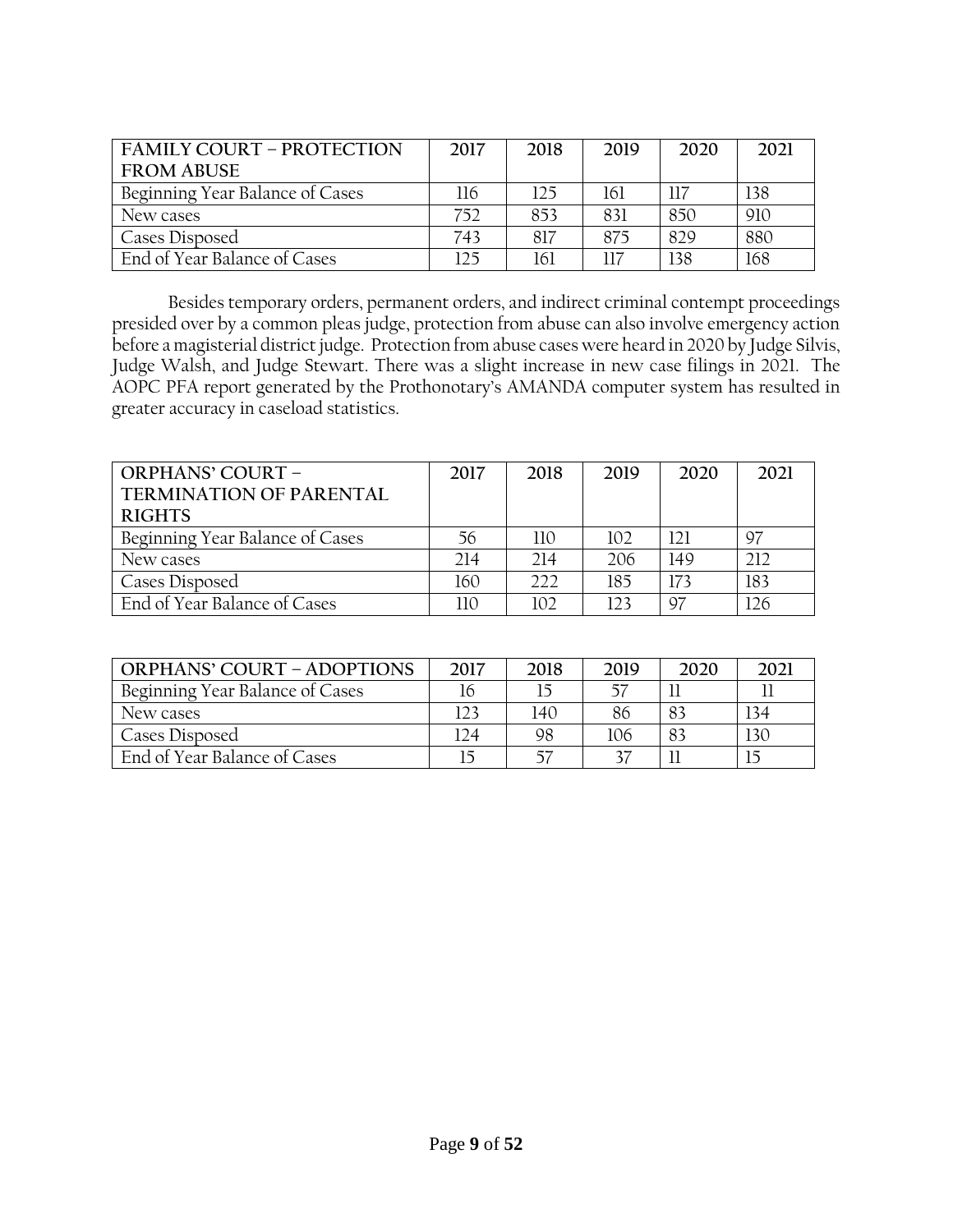| FAMILY COURT – PROTECTION FROM ABUSE | 2017 | 2018 | 2019 | 2020 | 2021 |
|---|---|---|---|---|---|
| Beginning Year Balance of Cases | 116 | 125 | 161 | 117 | 138 |
| New cases | 752 | 853 | 831 | 850 | 910 |
| Cases Disposed | 743 | 817 | 875 | 829 | 880 |
| End of Year Balance of Cases | 125 | 161 | 117 | 138 | 168 |

Besides temporary orders, permanent orders, and indirect criminal contempt proceedings presided over by a common pleas judge, protection from abuse can also involve emergency action before a magisterial district judge. Protection from abuse cases were heard in 2020 by Judge Silvis, Judge Walsh, and Judge Stewart. There was a slight increase in new case filings in 2021. The AOPC PFA report generated by the Prothonotary's AMANDA computer system has resulted in greater accuracy in caseload statistics.

| ORPHANS' COURT – TERMINATION OF PARENTAL RIGHTS | 2017 | 2018 | 2019 | 2020 | 2021 |
|---|---|---|---|---|---|
| Beginning Year Balance of Cases | 56 | 110 | 102 | 121 | 97 |
| New cases | 214 | 214 | 206 | 149 | 212 |
| Cases Disposed | 160 | 222 | 185 | 173 | 183 |
| End of Year Balance of Cases | 110 | 102 | 123 | 97 | 126 |

| ORPHANS' COURT – ADOPTIONS | 2017 | 2018 | 2019 | 2020 | 2021 |
|---|---|---|---|---|---|
| Beginning Year Balance of Cases | 16 | 15 | 57 | 11 | 11 |
| New cases | 123 | 140 | 86 | 83 | 134 |
| Cases Disposed | 124 | 98 | 106 | 83 | 130 |
| End of Year Balance of Cases | 15 | 57 | 37 | 11 | 15 |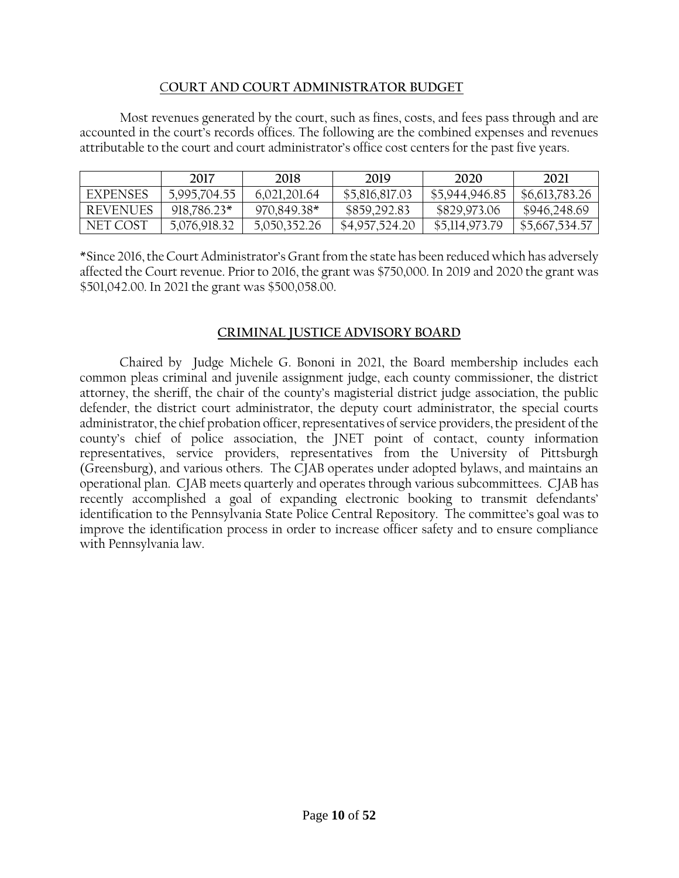## COURT AND COURT ADMINISTRATOR BUDGET

Most revenues generated by the court, such as fines, costs, and fees pass through and are accounted in the court's records offices. The following are the combined expenses and revenues attributable to the court and court administrator's office cost centers for the past five years.

| | 2017 | 2018 | 2019 | 2020 | 2021 |
|---|---|---|---|---|---|
| EXPENSES | 5,995,704.55 | 6,021,201.64 | $5,816,817.03 | $5,944,946.85 | $6,613,783.26 |
| REVENUES | 918,786.23* | 970,849.38* | $859,292.83 | $829,973.06 | $946,248.69 |
| NET COST | 5,076,918.32 | 5,050,352.26 | $4,957,524.20 | $5,114,973.79 | $5,667,534.57 |

*Since 2016, the Court Administrator's Grant from the state has been reduced which has adversely affected the Court revenue. Prior to 2016, the grant was $750,000. In 2019 and 2020 the grant was $501,042.00. In 2021 the grant was $500,058.00.

## CRIMINAL JUSTICE ADVISORY BOARD

Chaired by Judge Michele G. Bononi in 2021, the Board membership includes each common pleas criminal and juvenile assignment judge, each county commissioner, the district attorney, the sheriff, the chair of the county's magisterial district judge association, the public defender, the district court administrator, the deputy court administrator, the special courts administrator, the chief probation officer, representatives of service providers, the president of the county's chief of police association, the JNET point of contact, county information representatives, service providers, representatives from the University of Pittsburgh (Greensburg), and various others. The CJAB operates under adopted bylaws, and maintains an operational plan. CJAB meets quarterly and operates through various subcommittees. CJAB has recently accomplished a goal of expanding electronic booking to transmit defendants' identification to the Pennsylvania State Police Central Repository. The committee's goal was to improve the identification process in order to increase officer safety and to ensure compliance with Pennsylvania law.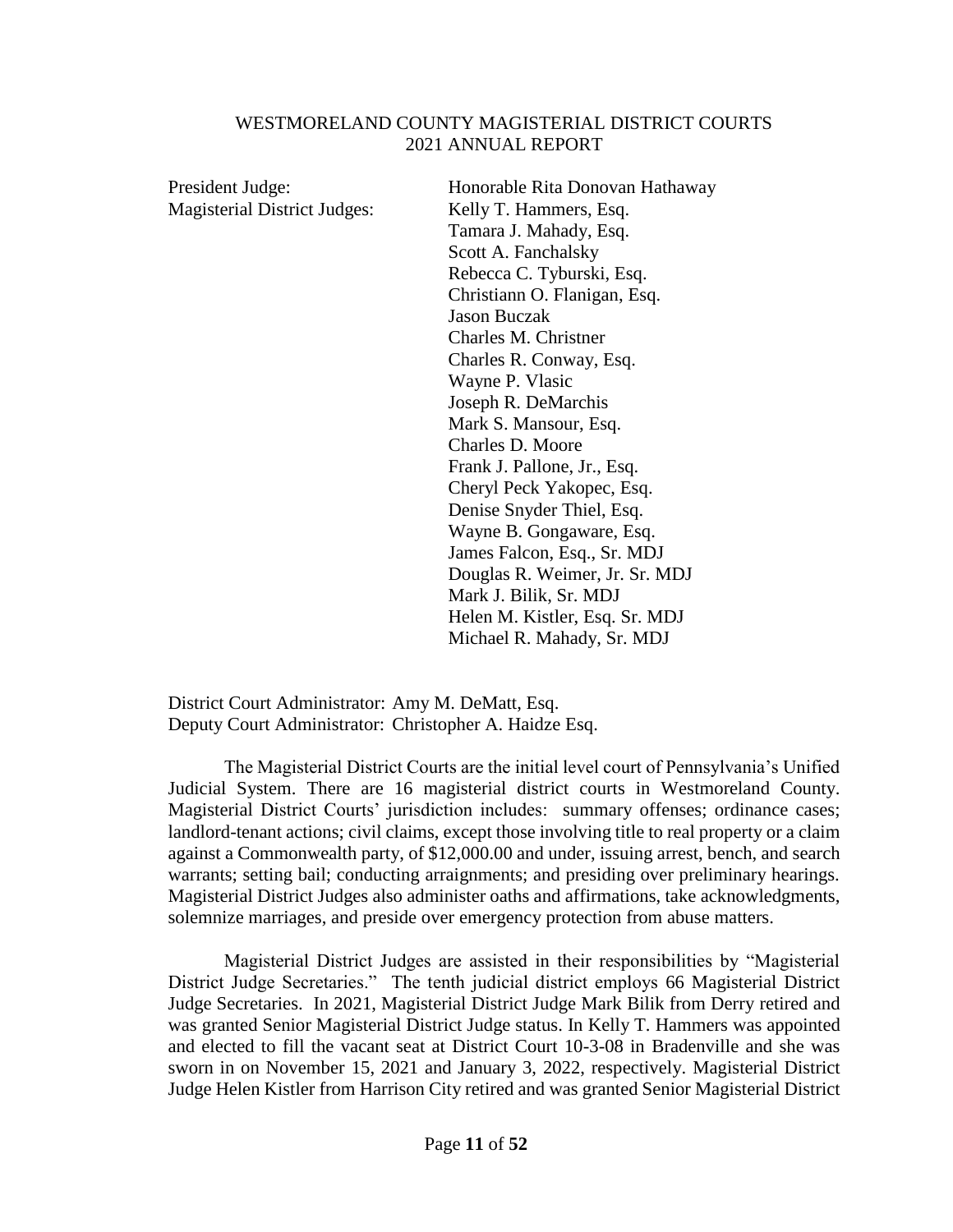WESTMORELAND COUNTY MAGISTERIAL DISTRICT COURTS
2021 ANNUAL REPORT

President Judge: Honorable Rita Donovan Hathaway

Magisterial District Judges:
Kelly T. Hammers, Esq.
Tamara J. Mahady, Esq.
Scott A. Fanchalsky
Rebecca C. Tyburski, Esq.
Christiann O. Flanigan, Esq.
Jason Buczak
Charles M. Christner
Charles R. Conway, Esq.
Wayne P. Vlasic
Joseph R. DeMarchis
Mark S. Mansour, Esq.
Charles D. Moore
Frank J. Pallone, Jr., Esq.
Cheryl Peck Yakopec, Esq.
Denise Snyder Thiel, Esq.
Wayne B. Gongaware, Esq.
James Falcon, Esq., Sr. MDJ
Douglas R. Weimer, Jr. Sr. MDJ
Mark J. Bilik, Sr. MDJ
Helen M. Kistler, Esq. Sr. MDJ
Michael R. Mahady, Sr. MDJ

District Court Administrator: Amy M. DeMatt, Esq.
Deputy Court Administrator: Christopher A. Haidze Esq.

The Magisterial District Courts are the initial level court of Pennsylvania's Unified Judicial System. There are 16 magisterial district courts in Westmoreland County. Magisterial District Courts' jurisdiction includes: summary offenses; ordinance cases; landlord-tenant actions; civil claims, except those involving title to real property or a claim against a Commonwealth party, of $12,000.00 and under, issuing arrest, bench, and search warrants; setting bail; conducting arraignments; and presiding over preliminary hearings. Magisterial District Judges also administer oaths and affirmations, take acknowledgments, solemnize marriages, and preside over emergency protection from abuse matters.

Magisterial District Judges are assisted in their responsibilities by "Magisterial District Judge Secretaries." The tenth judicial district employs 66 Magisterial District Judge Secretaries. In 2021, Magisterial District Judge Mark Bilik from Derry retired and was granted Senior Magisterial District Judge status. In Kelly T. Hammers was appointed and elected to fill the vacant seat at District Court 10-3-08 in Bradenville and she was sworn in on November 15, 2021 and January 3, 2022, respectively. Magisterial District Judge Helen Kistler from Harrison City retired and was granted Senior Magisterial District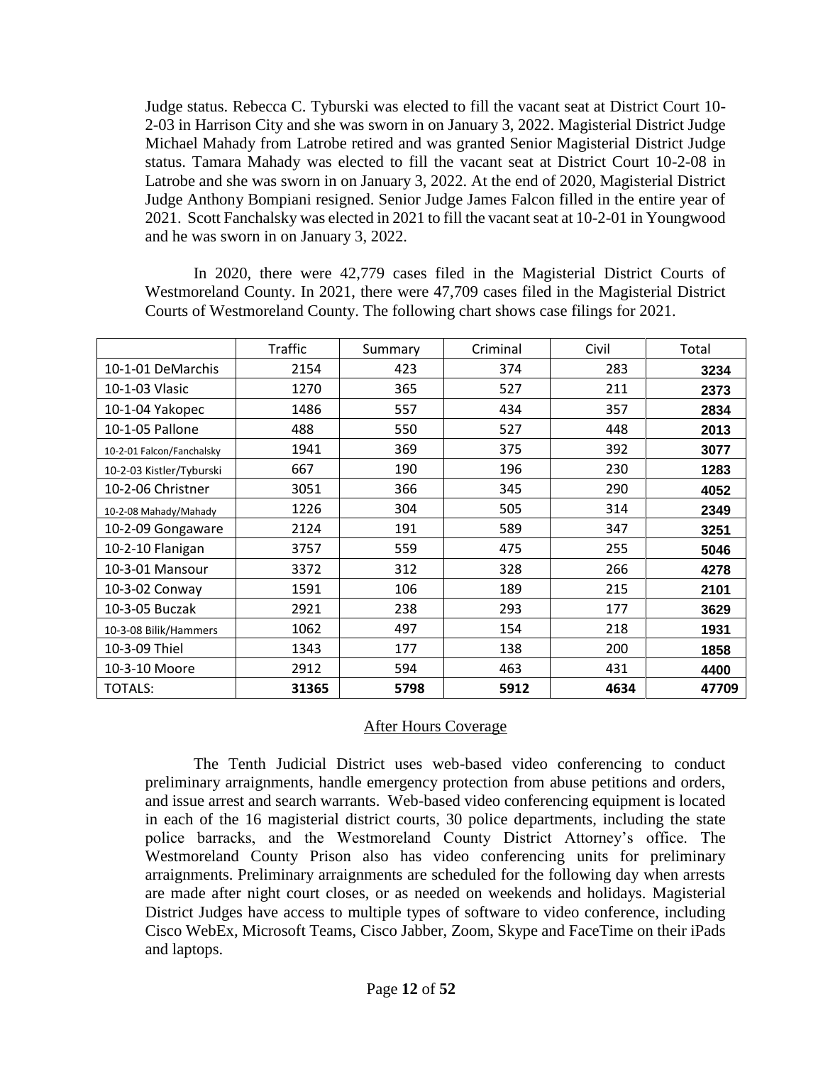Judge status. Rebecca C. Tyburski was elected to fill the vacant seat at District Court 10-2-03 in Harrison City and she was sworn in on January 3, 2022. Magisterial District Judge Michael Mahady from Latrobe retired and was granted Senior Magisterial District Judge status. Tamara Mahady was elected to fill the vacant seat at District Court 10-2-08 in Latrobe and she was sworn in on January 3, 2022. At the end of 2020, Magisterial District Judge Anthony Bompiani resigned. Senior Judge James Falcon filled in the entire year of 2021. Scott Fanchalsky was elected in 2021 to fill the vacant seat at 10-2-01 in Youngwood and he was sworn in on January 3, 2022.

In 2020, there were 42,779 cases filed in the Magisterial District Courts of Westmoreland County. In 2021, there were 47,709 cases filed in the Magisterial District Courts of Westmoreland County. The following chart shows case filings for 2021.

| | Traffic | Summary | Criminal | Civil | Total |
|---|---|---|---|---|---|
| 10-1-01 DeMarchis | 2154 | 423 | 374 | 283 | **3234** |
| 10-1-03 Vlasic | 1270 | 365 | 527 | 211 | **2373** |
| 10-1-04 Yakopec | 1486 | 557 | 434 | 357 | **2834** |
| 10-1-05 Pallone | 488 | 550 | 527 | 448 | **2013** |
| 10-2-01 Falcon/Fanchalsky | 1941 | 369 | 375 | 392 | **3077** |
| 10-2-03 Kistler/Tyburski | 667 | 190 | 196 | 230 | **1283** |
| 10-2-06 Christner | 3051 | 366 | 345 | 290 | **4052** |
| 10-2-08 Mahady/Mahady | 1226 | 304 | 505 | 314 | **2349** |
| 10-2-09 Gongaware | 2124 | 191 | 589 | 347 | **3251** |
| 10-2-10 Flanigan | 3757 | 559 | 475 | 255 | **5046** |
| 10-3-01 Mansour | 3372 | 312 | 328 | 266 | **4278** |
| 10-3-02 Conway | 1591 | 106 | 189 | 215 | **2101** |
| 10-3-05 Buczak | 2921 | 238 | 293 | 177 | **3629** |
| 10-3-08 Bilik/Hammers | 1062 | 497 | 154 | 218 | **1931** |
| 10-3-09 Thiel | 1343 | 177 | 138 | 200 | **1858** |
| 10-3-10 Moore | 2912 | 594 | 463 | 431 | **4400** |
| TOTALS: | **31365** | **5798** | **5912** | **4634** | **47709** |

## After Hours Coverage

The Tenth Judicial District uses web-based video conferencing to conduct preliminary arraignments, handle emergency protection from abuse petitions and orders, and issue arrest and search warrants. Web-based video conferencing equipment is located in each of the 16 magisterial district courts, 30 police departments, including the state police barracks, and the Westmoreland County District Attorney's office. The Westmoreland County Prison also has video conferencing units for preliminary arraignments. Preliminary arraignments are scheduled for the following day when arrests are made after night court closes, or as needed on weekends and holidays. Magisterial District Judges have access to multiple types of software to video conference, including Cisco WebEx, Microsoft Teams, Cisco Jabber, Zoom, Skype and FaceTime on their iPads and laptops.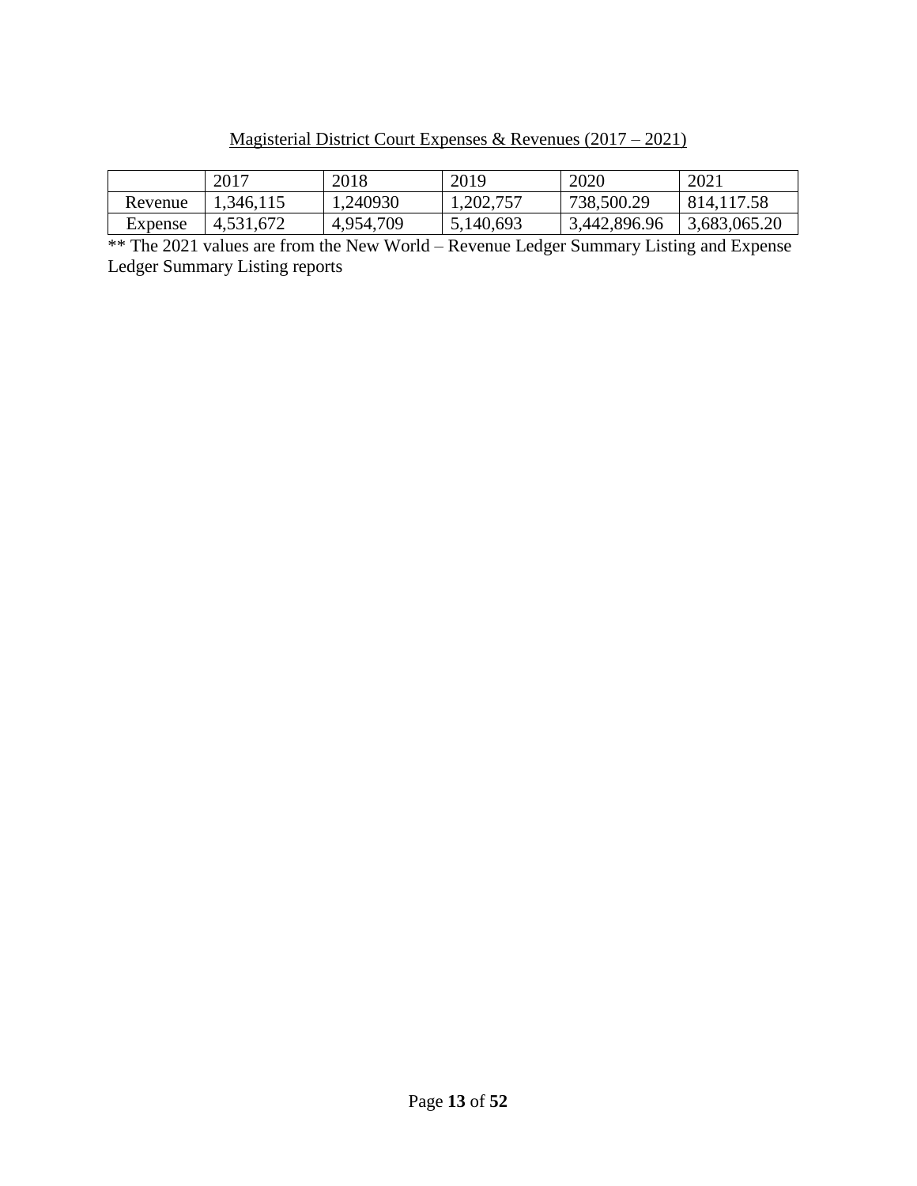<u>Magisterial District Court Expenses & Revenues (2017 – 2021)</u>

| | 2017 | 2018 | 2019 | 2020 | 2021 |
|---|---|---|---|---|---|
| Revenue | 1,346,115 | 1,240930 | 1,202,757 | 738,500.29 | 814,117.58 |
| Expense | 4,531,672 | 4,954,709 | 5,140,693 | 3,442,896.96 | 3,683,065.20 |

** The 2021 values are from the New World – Revenue Ledger Summary Listing and Expense Ledger Summary Listing reports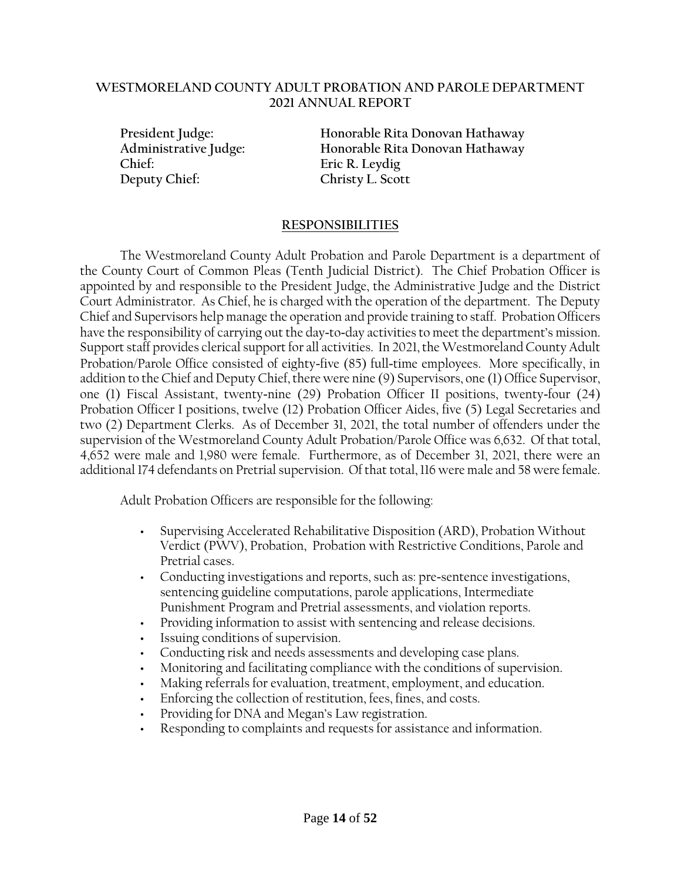# WESTMORELAND COUNTY ADULT PROBATION AND PAROLE DEPARTMENT
## 2021 ANNUAL REPORT

| | |
|---|---|
| **President Judge:** | **Honorable Rita Donovan Hathaway** |
| **Administrative Judge:** | **Honorable Rita Donovan Hathaway** |
| **Chief:** | **Eric R. Leydig** |
| **Deputy Chief:** | **Christy L. Scott** |

## RESPONSIBILITIES

The Westmoreland County Adult Probation and Parole Department is a department of the County Court of Common Pleas (Tenth Judicial District). The Chief Probation Officer is appointed by and responsible to the President Judge, the Administrative Judge and the District Court Administrator. As Chief, he is charged with the operation of the department. The Deputy Chief and Supervisors help manage the operation and provide training to staff. Probation Officers have the responsibility of carrying out the day-to-day activities to meet the department's mission. Support staff provides clerical support for all activities. In 2021, the Westmoreland County Adult Probation/Parole Office consisted of eighty-five (85) full-time employees. More specifically, in addition to the Chief and Deputy Chief, there were nine (9) Supervisors, one (1) Office Supervisor, one (1) Fiscal Assistant, twenty-nine (29) Probation Officer II positions, twenty-four (24) Probation Officer I positions, twelve (12) Probation Officer Aides, five (5) Legal Secretaries and two (2) Department Clerks. As of December 31, 2021, the total number of offenders under the supervision of the Westmoreland County Adult Probation/Parole Office was 6,632. Of that total, 4,652 were male and 1,980 were female. Furthermore, as of December 31, 2021, there were an additional 174 defendants on Pretrial supervision. Of that total, 116 were male and 58 were female.

Adult Probation Officers are responsible for the following:

- Supervising Accelerated Rehabilitative Disposition (ARD), Probation Without Verdict (PWV), Probation, Probation with Restrictive Conditions, Parole and Pretrial cases.
- Conducting investigations and reports, such as: pre-sentence investigations, sentencing guideline computations, parole applications, Intermediate Punishment Program and Pretrial assessments, and violation reports.
- Providing information to assist with sentencing and release decisions.
- Issuing conditions of supervision.
- Conducting risk and needs assessments and developing case plans.
- Monitoring and facilitating compliance with the conditions of supervision.
- Making referrals for evaluation, treatment, employment, and education.
- Enforcing the collection of restitution, fees, fines, and costs.
- Providing for DNA and Megan's Law registration.
- Responding to complaints and requests for assistance and information.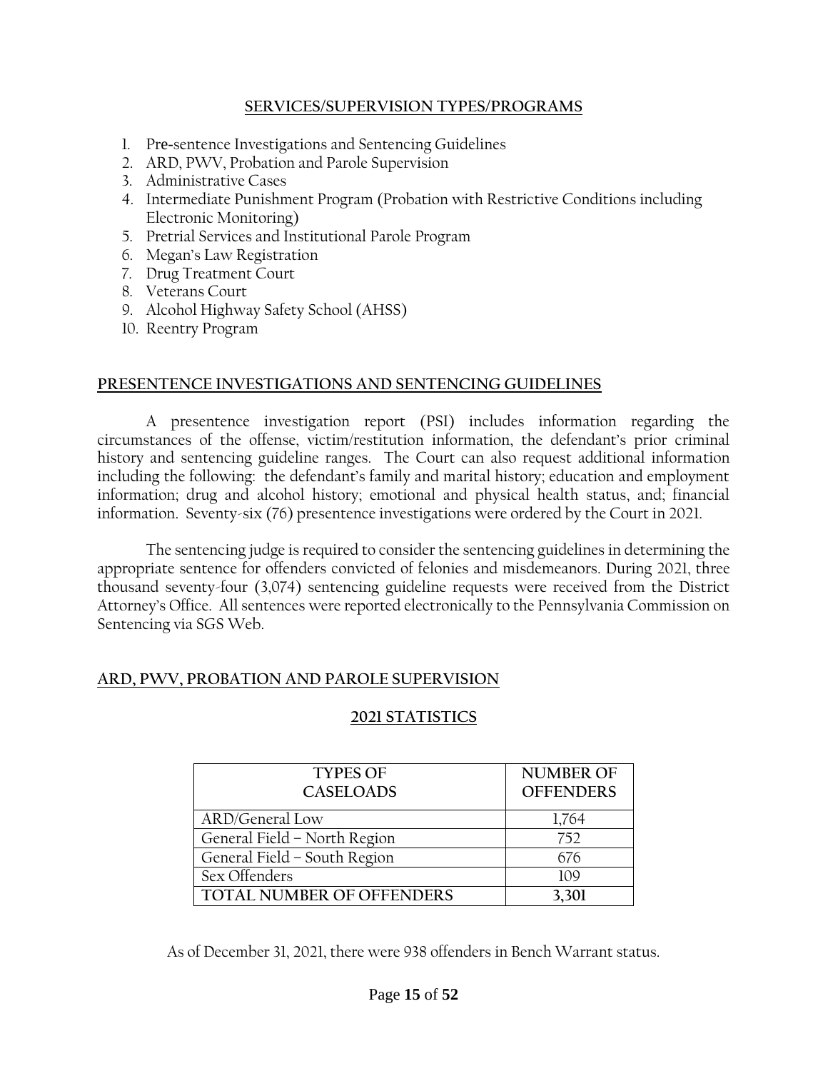## SERVICES/SUPERVISION TYPES/PROGRAMS

1. Pre-sentence Investigations and Sentencing Guidelines
2. ARD, PWV, Probation and Parole Supervision
3. Administrative Cases
4. Intermediate Punishment Program (Probation with Restrictive Conditions including Electronic Monitoring)
5. Pretrial Services and Institutional Parole Program
6. Megan's Law Registration
7. Drug Treatment Court
8. Veterans Court
9. Alcohol Highway Safety School (AHSS)
10. Reentry Program

## PRESENTENCE INVESTIGATIONS AND SENTENCING GUIDELINES

A presentence investigation report (PSI) includes information regarding the circumstances of the offense, victim/restitution information, the defendant's prior criminal history and sentencing guideline ranges. The Court can also request additional information including the following: the defendant's family and marital history; education and employment information; drug and alcohol history; emotional and physical health status, and; financial information. Seventy-six (76) presentence investigations were ordered by the Court in 2021.

The sentencing judge is required to consider the sentencing guidelines in determining the appropriate sentence for offenders convicted of felonies and misdemeanors. During 2021, three thousand seventy-four (3,074) sentencing guideline requests were received from the District Attorney's Office. All sentences were reported electronically to the Pennsylvania Commission on Sentencing via SGS Web.

## ARD, PWV, PROBATION AND PAROLE SUPERVISION

### 2021 STATISTICS

| TYPES OF CASELOADS | NUMBER OF OFFENDERS |
|---|---|
| ARD/General Low | 1,764 |
| General Field – North Region | 752 |
| General Field – South Region | 676 |
| Sex Offenders | 109 |
| **TOTAL NUMBER OF OFFENDERS** | **3,301** |

As of December 31, 2021, there were 938 offenders in Bench Warrant status.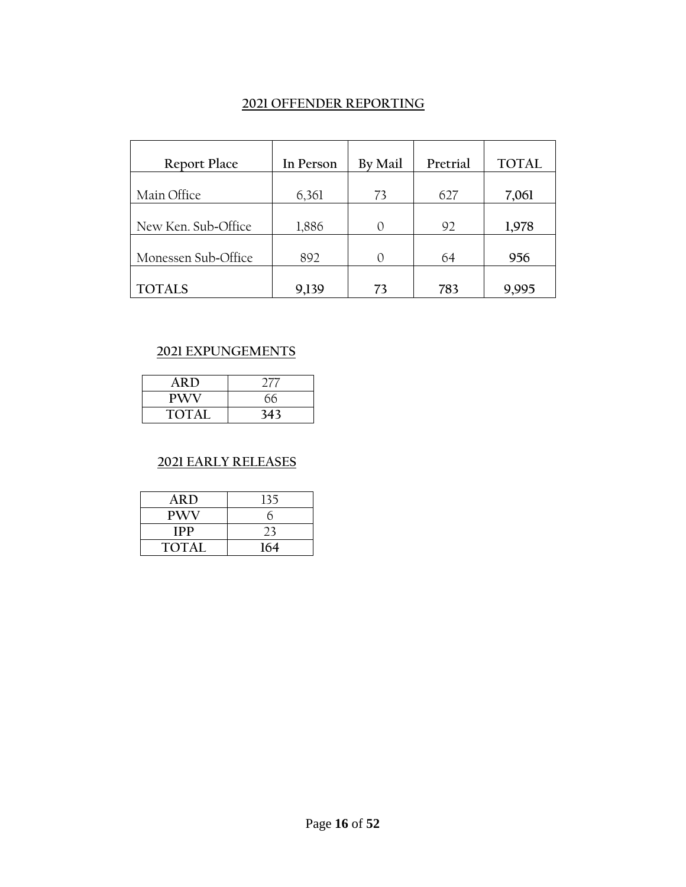## 2021 OFFENDER REPORTING

| Report Place | In Person | By Mail | Pretrial | TOTAL |
|---|---|---|---|---|
| Main Office | 6,361 | 73 | 627 | **7,061** |
| New Ken. Sub-Office | 1,886 | 0 | 92 | **1,978** |
| Monessen Sub-Office | 892 | 0 | 64 | **956** |
| TOTALS | **9,139** | **73** | **783** | **9,995** |

## 2021 EXPUNGEMENTS

| ARD | 277 |
|---|---|
| PWV | 66 |
| TOTAL | **343** |

## 2021 EARLY RELEASES

| ARD | 135 |
|---|---|
| PWV | 6 |
| IPP | 23 |
| TOTAL | **164** |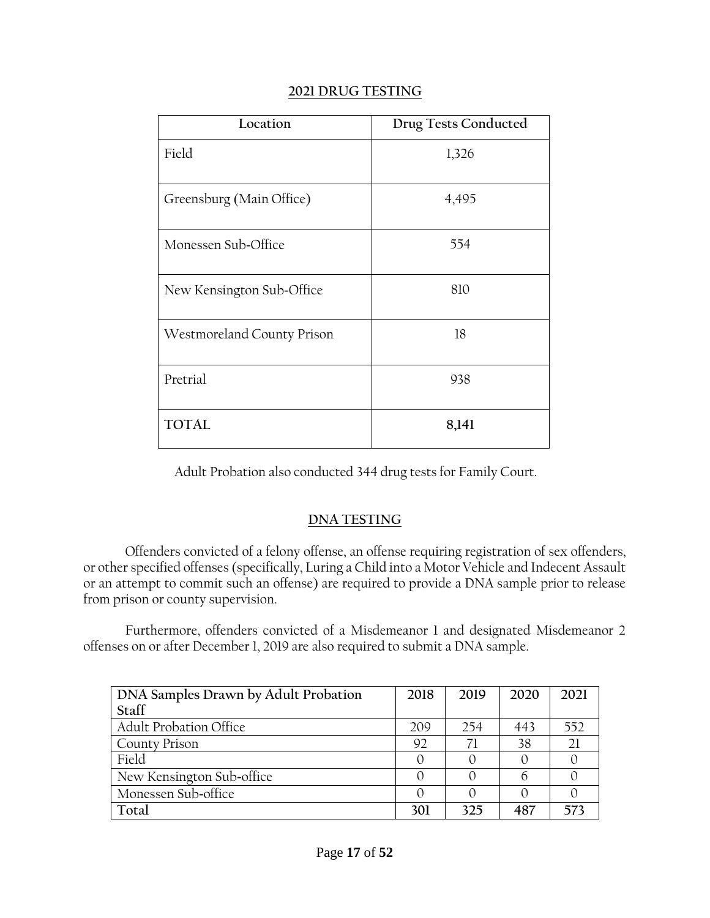## 2021 DRUG TESTING

| Location | Drug Tests Conducted |
| --- | --- |
| Field | 1,326 |
| Greensburg (Main Office) | 4,495 |
| Monessen Sub-Office | 554 |
| New Kensington Sub-Office | 810 |
| Westmoreland County Prison | 18 |
| Pretrial | 938 |
| **TOTAL** | **8,141** |

Adult Probation also conducted 344 drug tests for Family Court.

## DNA TESTING

Offenders convicted of a felony offense, an offense requiring registration of sex offenders, or other specified offenses (specifically, Luring a Child into a Motor Vehicle and Indecent Assault or an attempt to commit such an offense) are required to provide a DNA sample prior to release from prison or county supervision.

Furthermore, offenders convicted of a Misdemeanor 1 and designated Misdemeanor 2 offenses on or after December 1, 2019 are also required to submit a DNA sample.

| DNA Samples Drawn by Adult Probation Staff | 2018 | 2019 | 2020 | 2021 |
| --- | --- | --- | --- | --- |
| Adult Probation Office | 209 | 254 | 443 | 552 |
| County Prison | 92 | 71 | 38 | 21 |
| Field | 0 | 0 | 0 | 0 |
| New Kensington Sub-office | 0 | 0 | 6 | 0 |
| Monessen Sub-office | 0 | 0 | 0 | 0 |
| **Total** | **301** | **325** | **487** | **573** |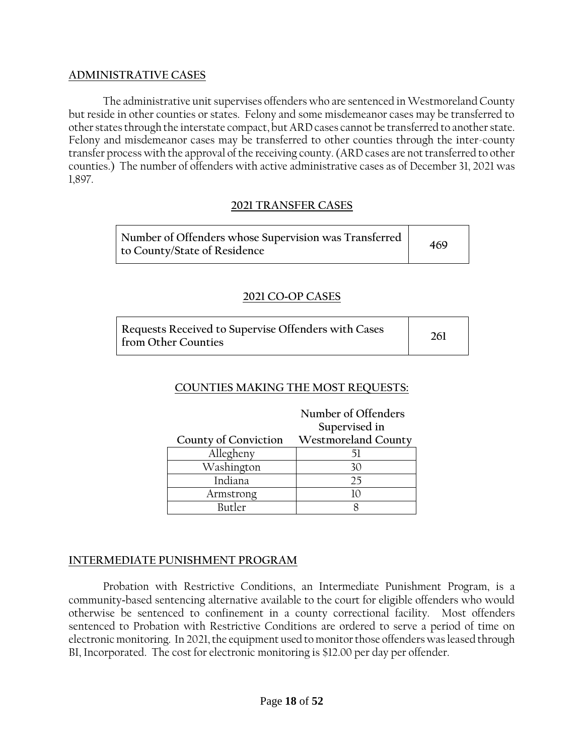## ADMINISTRATIVE CASES

The administrative unit supervises offenders who are sentenced in Westmoreland County but reside in other counties or states. Felony and some misdemeanor cases may be transferred to other states through the interstate compact, but ARD cases cannot be transferred to another state. Felony and misdemeanor cases may be transferred to other counties through the inter-county transfer process with the approval of the receiving county. (ARD cases are not transferred to other counties.) The number of offenders with active administrative cases as of December 31, 2021 was 1,897.

### 2021 TRANSFER CASES

| Number of Offenders whose Supervision was Transferred to County/State of Residence | 469 |
|---|---|

### 2021 CO-OP CASES

| Requests Received to Supervise Offenders with Cases from Other Counties | 261 |
|---|---|

### COUNTIES MAKING THE MOST REQUESTS:

| County of Conviction | Number of Offenders Supervised in Westmoreland County |
|---|---|
| Allegheny | 51 |
| Washington | 30 |
| Indiana | 25 |
| Armstrong | 10 |
| Butler | 8 |

## INTERMEDIATE PUNISHMENT PROGRAM

Probation with Restrictive Conditions, an Intermediate Punishment Program, is a community-based sentencing alternative available to the court for eligible offenders who would otherwise be sentenced to confinement in a county correctional facility. Most offenders sentenced to Probation with Restrictive Conditions are ordered to serve a period of time on electronic monitoring. In 2021, the equipment used to monitor those offenders was leased through BI, Incorporated. The cost for electronic monitoring is $12.00 per day per offender.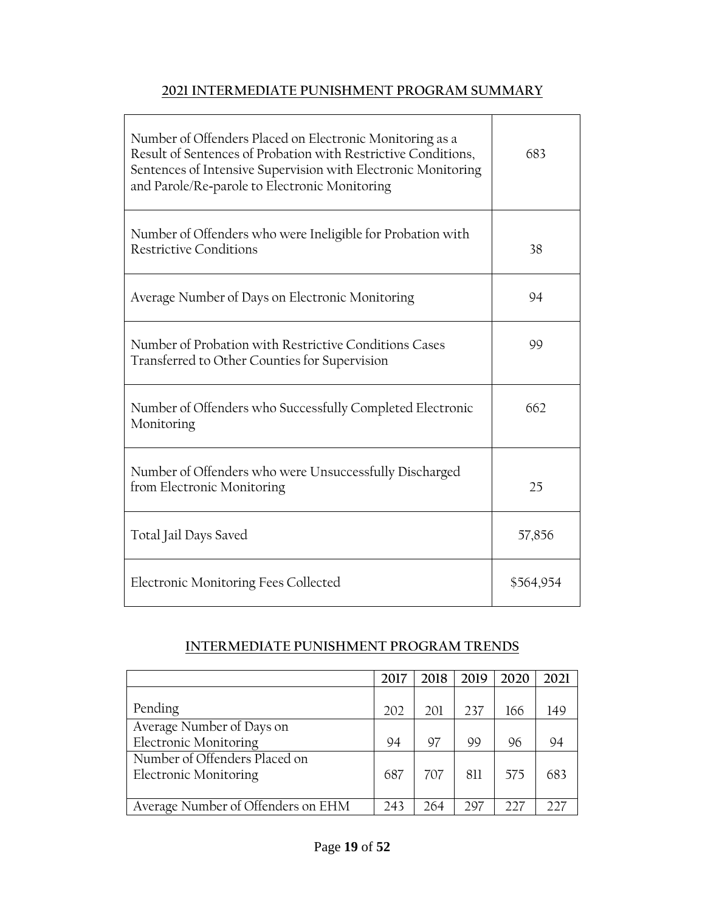## 2021 INTERMEDIATE PUNISHMENT PROGRAM SUMMARY

| | |
|---|---|
| Number of Offenders Placed on Electronic Monitoring as a Result of Sentences of Probation with Restrictive Conditions, Sentences of Intensive Supervision with Electronic Monitoring and Parole/Re-parole to Electronic Monitoring | 683 |
| Number of Offenders who were Ineligible for Probation with Restrictive Conditions | 38 |
| Average Number of Days on Electronic Monitoring | 94 |
| Number of Probation with Restrictive Conditions Cases Transferred to Other Counties for Supervision | 99 |
| Number of Offenders who Successfully Completed Electronic Monitoring | 662 |
| Number of Offenders who were Unsuccessfully Discharged from Electronic Monitoring | 25 |
| Total Jail Days Saved | 57,856 |
| Electronic Monitoring Fees Collected | $564,954 |

## INTERMEDIATE PUNISHMENT PROGRAM TRENDS

| | 2017 | 2018 | 2019 | 2020 | 2021 |
|---|---|---|---|---|---|
| Pending | 202 | 201 | 237 | 166 | 149 |
| Average Number of Days on Electronic Monitoring | 94 | 97 | 99 | 96 | 94 |
| Number of Offenders Placed on Electronic Monitoring | 687 | 707 | 811 | 575 | 683 |
| Average Number of Offenders on EHM | 243 | 264 | 297 | 227 | 227 |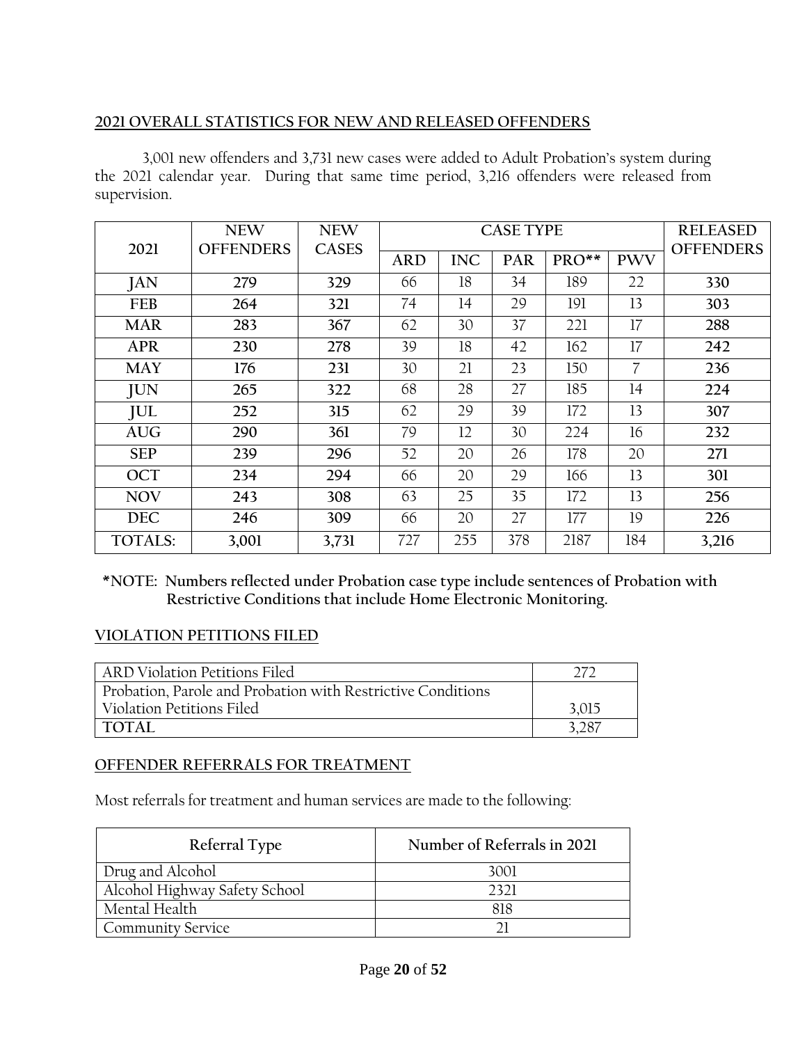## 2021 OVERALL STATISTICS FOR NEW AND RELEASED OFFENDERS

3,001 new offenders and 3,731 new cases were added to Adult Probation's system during the 2021 calendar year. During that same time period, 3,216 offenders were released from supervision.

| 2021 | NEW OFFENDERS | NEW CASES | CASE TYPE | | | | | RELEASED OFFENDERS |
|---|---|---|---|---|---|---|---|---|
| | | | ARD | INC | PAR | PRO** | PWV | |
| JAN | **279** | **329** | 66 | 18 | 34 | 189 | 22 | **330** |
| FEB | **264** | **321** | 74 | 14 | 29 | 191 | 13 | **303** |
| MAR | **283** | **367** | 62 | 30 | 37 | 221 | 17 | **288** |
| APR | **230** | **278** | 39 | 18 | 42 | 162 | 17 | **242** |
| MAY | **176** | **231** | 30 | 21 | 23 | 150 | 7 | **236** |
| JUN | **265** | **322** | 68 | 28 | 27 | 185 | 14 | **224** |
| JUL | **252** | **315** | 62 | 29 | 39 | 172 | 13 | **307** |
| AUG | **290** | **361** | 79 | 12 | 30 | 224 | 16 | **232** |
| SEP | **239** | **296** | 52 | 20 | 26 | 178 | 20 | **271** |
| OCT | **234** | **294** | 66 | 20 | 29 | 166 | 13 | **301** |
| NOV | **243** | **308** | 63 | 25 | 35 | 172 | 13 | **256** |
| DEC | **246** | **309** | 66 | 20 | 27 | 177 | 19 | **226** |
| TOTALS: | **3,001** | **3,731** | 727 | 255 | 378 | 2187 | 184 | **3,216** |

**\*NOTE: Numbers reflected under Probation case type include sentences of Probation with Restrictive Conditions that include Home Electronic Monitoring.**

## VIOLATION PETITIONS FILED

| | |
|---|---|
| ARD Violation Petitions Filed | 272 |
| Probation, Parole and Probation with Restrictive Conditions Violation Petitions Filed | 3,015 |
| TOTAL | 3,287 |

## OFFENDER REFERRALS FOR TREATMENT

Most referrals for treatment and human services are made to the following:

| Referral Type | Number of Referrals in 2021 |
|---|---|
| Drug and Alcohol | 3001 |
| Alcohol Highway Safety School | 2321 |
| Mental Health | 818 |
| Community Service | 21 |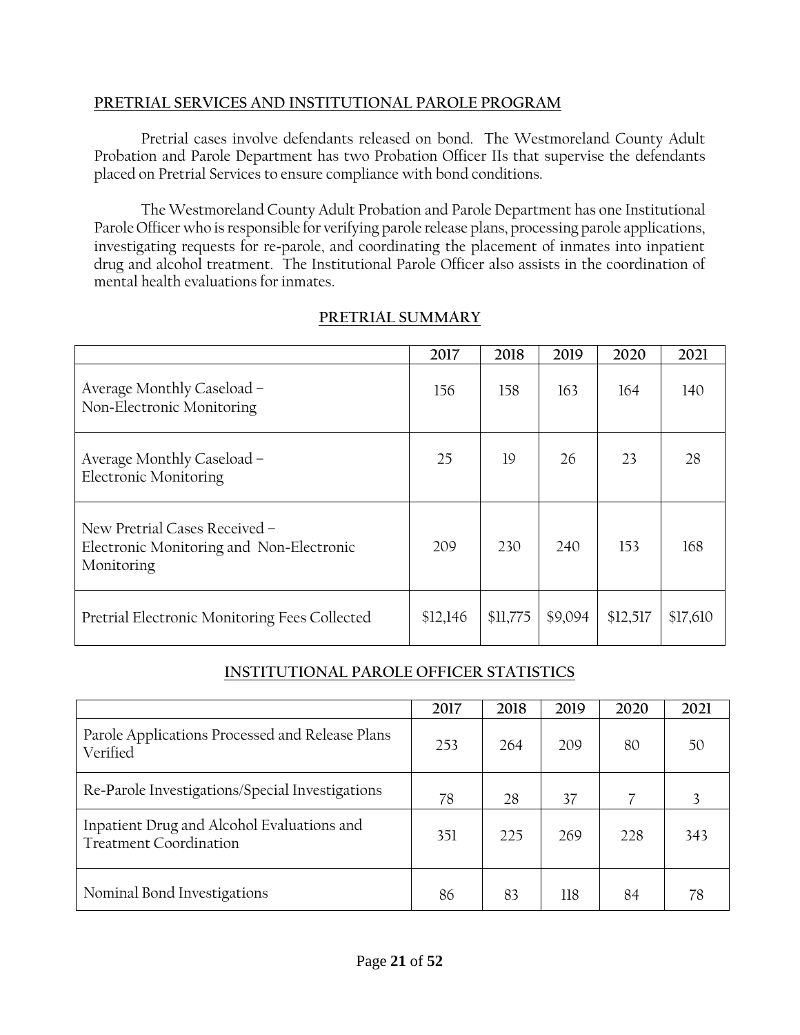## PRETRIAL SERVICES AND INSTITUTIONAL PAROLE PROGRAM

Pretrial cases involve defendants released on bond. The Westmoreland County Adult Probation and Parole Department has two Probation Officer IIs that supervise the defendants placed on Pretrial Services to ensure compliance with bond conditions.

The Westmoreland County Adult Probation and Parole Department has one Institutional Parole Officer who is responsible for verifying parole release plans, processing parole applications, investigating requests for re-parole, and coordinating the placement of inmates into inpatient drug and alcohol treatment. The Institutional Parole Officer also assists in the coordination of mental health evaluations for inmates.

## PRETRIAL SUMMARY

| | 2017 | 2018 | 2019 | 2020 | 2021 |
|---|---|---|---|---|---|
| Average Monthly Caseload – Non-Electronic Monitoring | 156 | 158 | 163 | 164 | 140 |
| Average Monthly Caseload – Electronic Monitoring | 25 | 19 | 26 | 23 | 28 |
| New Pretrial Cases Received – Electronic Monitoring and Non-Electronic Monitoring | 209 | 230 | 240 | 153 | 168 |
| Pretrial Electronic Monitoring Fees Collected | $12,146 | $11,775 | $9,094 | $12,517 | $17,610 |

## INSTITUTIONAL PAROLE OFFICER STATISTICS

| | 2017 | 2018 | 2019 | 2020 | 2021 |
|---|---|---|---|---|---|
| Parole Applications Processed and Release Plans Verified | 253 | 264 | 209 | 80 | 50 |
| Re-Parole Investigations/Special Investigations | 78 | 28 | 37 | 7 | 3 |
| Inpatient Drug and Alcohol Evaluations and Treatment Coordination | 351 | 225 | 269 | 228 | 343 |
| Nominal Bond Investigations | 86 | 83 | 118 | 84 | 78 |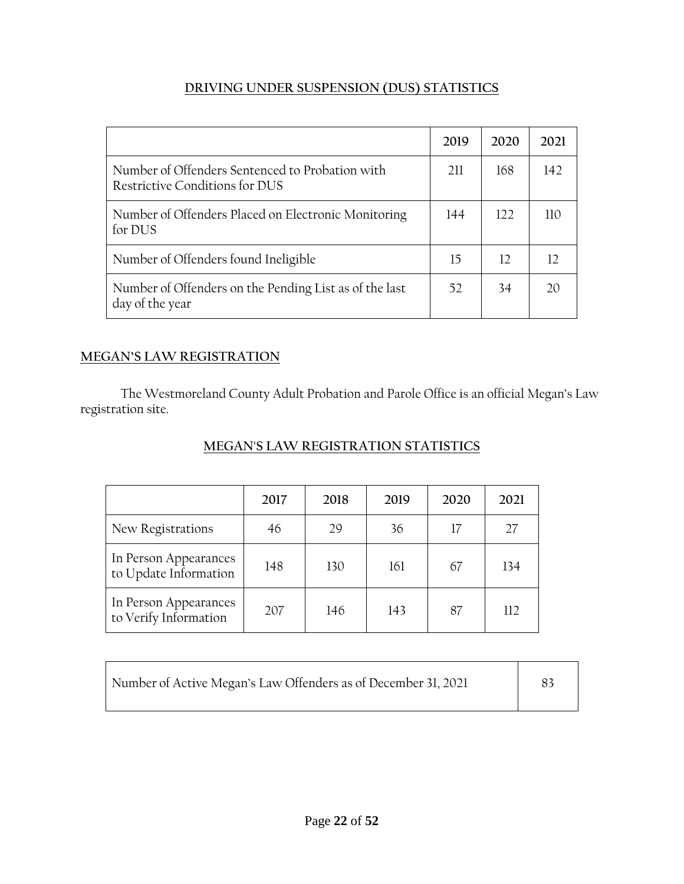## DRIVING UNDER SUSPENSION (DUS) STATISTICS

| | 2019 | 2020 | 2021 |
|---|---|---|---|
| Number of Offenders Sentenced to Probation with Restrictive Conditions for DUS | 211 | 168 | 142 |
| Number of Offenders Placed on Electronic Monitoring for DUS | 144 | 122 | 110 |
| Number of Offenders found Ineligible | 15 | 12 | 12 |
| Number of Offenders on the Pending List as of the last day of the year | 52 | 34 | 20 |

## MEGAN'S LAW REGISTRATION

The Westmoreland County Adult Probation and Parole Office is an official Megan's Law registration site.

## MEGAN'S LAW REGISTRATION STATISTICS

| | 2017 | 2018 | 2019 | 2020 | 2021 |
|---|---|---|---|---|---|
| New Registrations | 46 | 29 | 36 | 17 | 27 |
| In Person Appearances to Update Information | 148 | 130 | 161 | 67 | 134 |
| In Person Appearances to Verify Information | 207 | 146 | 143 | 87 | 112 |

| | |
|---|---|
| Number of Active Megan's Law Offenders as of December 31, 2021 | 83 |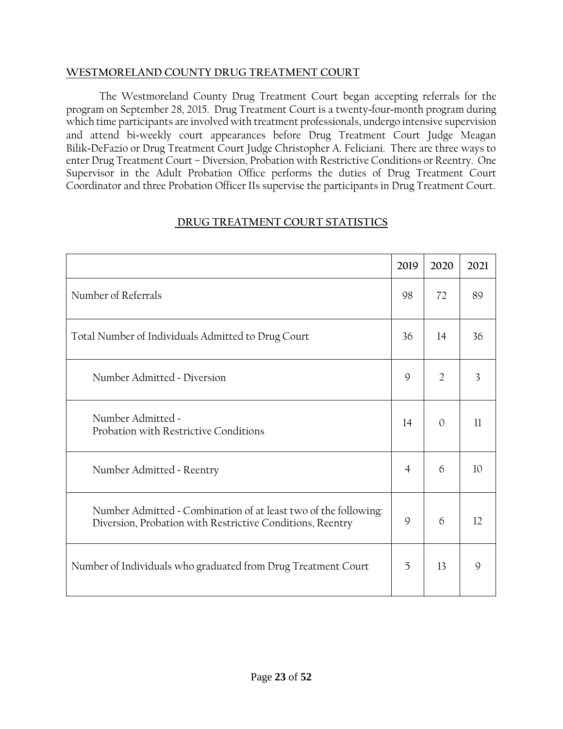## WESTMORELAND COUNTY DRUG TREATMENT COURT

The Westmoreland County Drug Treatment Court began accepting referrals for the program on September 28, 2015. Drug Treatment Court is a twenty-four-month program during which time participants are involved with treatment professionals, undergo intensive supervision and attend bi-weekly court appearances before Drug Treatment Court Judge Meagan Bilik-DeFazio or Drug Treatment Court Judge Christopher A. Feliciani. There are three ways to enter Drug Treatment Court – Diversion, Probation with Restrictive Conditions or Reentry. One Supervisor in the Adult Probation Office performs the duties of Drug Treatment Court Coordinator and three Probation Officer IIs supervise the participants in Drug Treatment Court.

## DRUG TREATMENT COURT STATISTICS

| | 2019 | 2020 | 2021 |
|---|---|---|---|
| Number of Referrals | 98 | 72 | 89 |
| Total Number of Individuals Admitted to Drug Court | 36 | 14 | 36 |
| Number Admitted - Diversion | 9 | 2 | 3 |
| Number Admitted - Probation with Restrictive Conditions | 14 | 0 | 11 |
| Number Admitted - Reentry | 4 | 6 | 10 |
| Number Admitted - Combination of at least two of the following: Diversion, Probation with Restrictive Conditions, Reentry | 9 | 6 | 12 |
| Number of Individuals who graduated from Drug Treatment Court | 5 | 13 | 9 |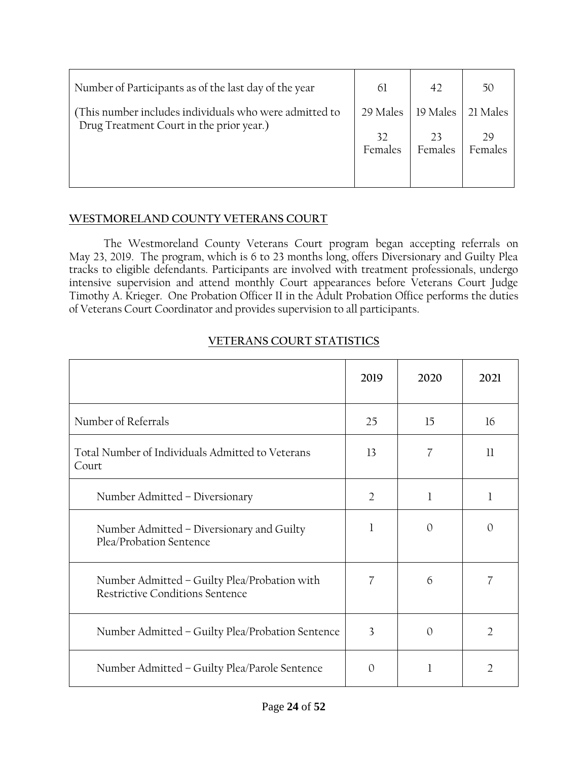| Number of Participants as of the last day of the year (This number includes individuals who were admitted to Drug Treatment Court in the prior year.) | 61<br>29 Males<br>32 Females | 42<br>19 Males<br>23 Females | 50<br>21 Males<br>29 Females |
|---|---|---|---|

## WESTMORELAND COUNTY VETERANS COURT

The Westmoreland County Veterans Court program began accepting referrals on May 23, 2019. The program, which is 6 to 23 months long, offers Diversionary and Guilty Plea tracks to eligible defendants. Participants are involved with treatment professionals, undergo intensive supervision and attend monthly Court appearances before Veterans Court Judge Timothy A. Krieger. One Probation Officer II in the Adult Probation Office performs the duties of Veterans Court Coordinator and provides supervision to all participants.

## VETERANS COURT STATISTICS

| | 2019 | 2020 | 2021 |
|---|---|---|---|
| Number of Referrals | 25 | 15 | 16 |
| Total Number of Individuals Admitted to Veterans Court | 13 | 7 | 11 |
| Number Admitted – Diversionary | 2 | 1 | 1 |
| Number Admitted – Diversionary and Guilty Plea/Probation Sentence | 1 | 0 | 0 |
| Number Admitted – Guilty Plea/Probation with Restrictive Conditions Sentence | 7 | 6 | 7 |
| Number Admitted – Guilty Plea/Probation Sentence | 3 | 0 | 2 |
| Number Admitted – Guilty Plea/Parole Sentence | 0 | 1 | 2 |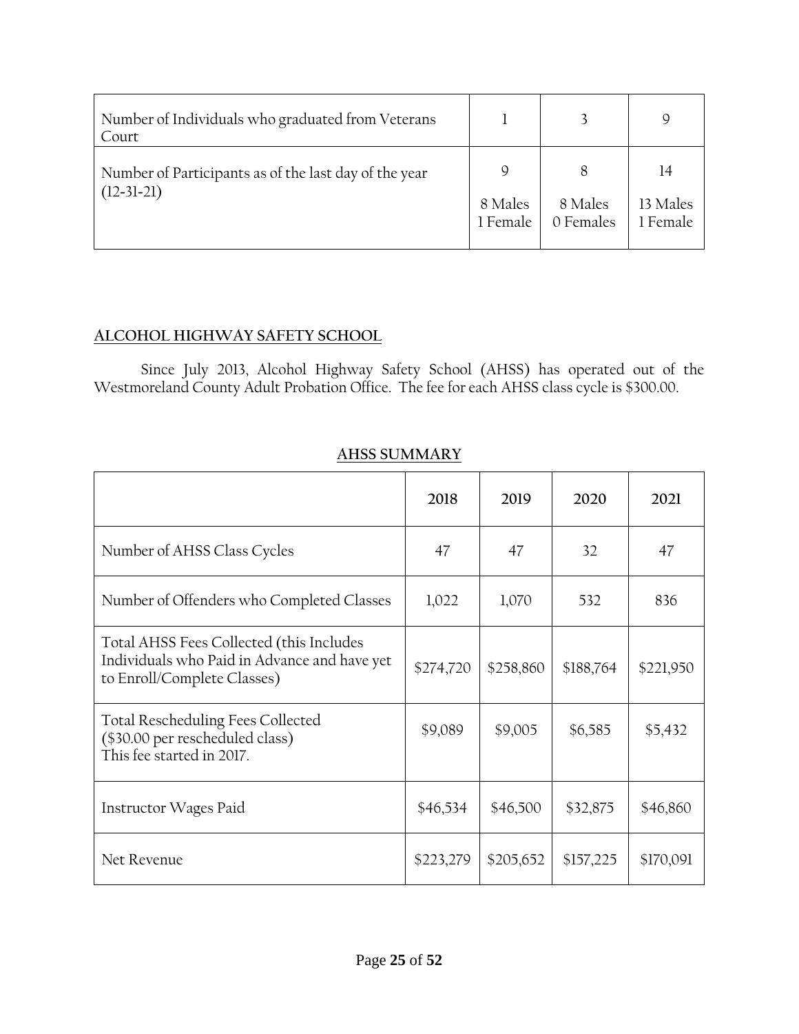| | | | |
|---|---|---|---|
| Number of Individuals who graduated from Veterans Court | 1 | 3 | 9 |
| Number of Participants as of the last day of the year (12-31-21) | 9<br><br>8 Males<br>1 Female | 8<br><br>8 Males<br>0 Females | 14<br><br>13 Males<br>1 Female |

## ALCOHOL HIGHWAY SAFETY SCHOOL

Since July 2013, Alcohol Highway Safety School (AHSS) has operated out of the Westmoreland County Adult Probation Office. The fee for each AHSS class cycle is $300.00.

### AHSS SUMMARY

| | 2018 | 2019 | 2020 | 2021 |
|---|---|---|---|---|
| Number of AHSS Class Cycles | 47 | 47 | 32 | 47 |
| Number of Offenders who Completed Classes | 1,022 | 1,070 | 532 | 836 |
| Total AHSS Fees Collected (this Includes Individuals who Paid in Advance and have yet to Enroll/Complete Classes) | $274,720 | $258,860 | $188,764 | $221,950 |
| Total Rescheduling Fees Collected ($30.00 per rescheduled class) This fee started in 2017. | $9,089 | $9,005 | $6,585 | $5,432 |
| Instructor Wages Paid | $46,534 | $46,500 | $32,875 | $46,860 |
| Net Revenue | $223,279 | $205,652 | $157,225 | $170,091 |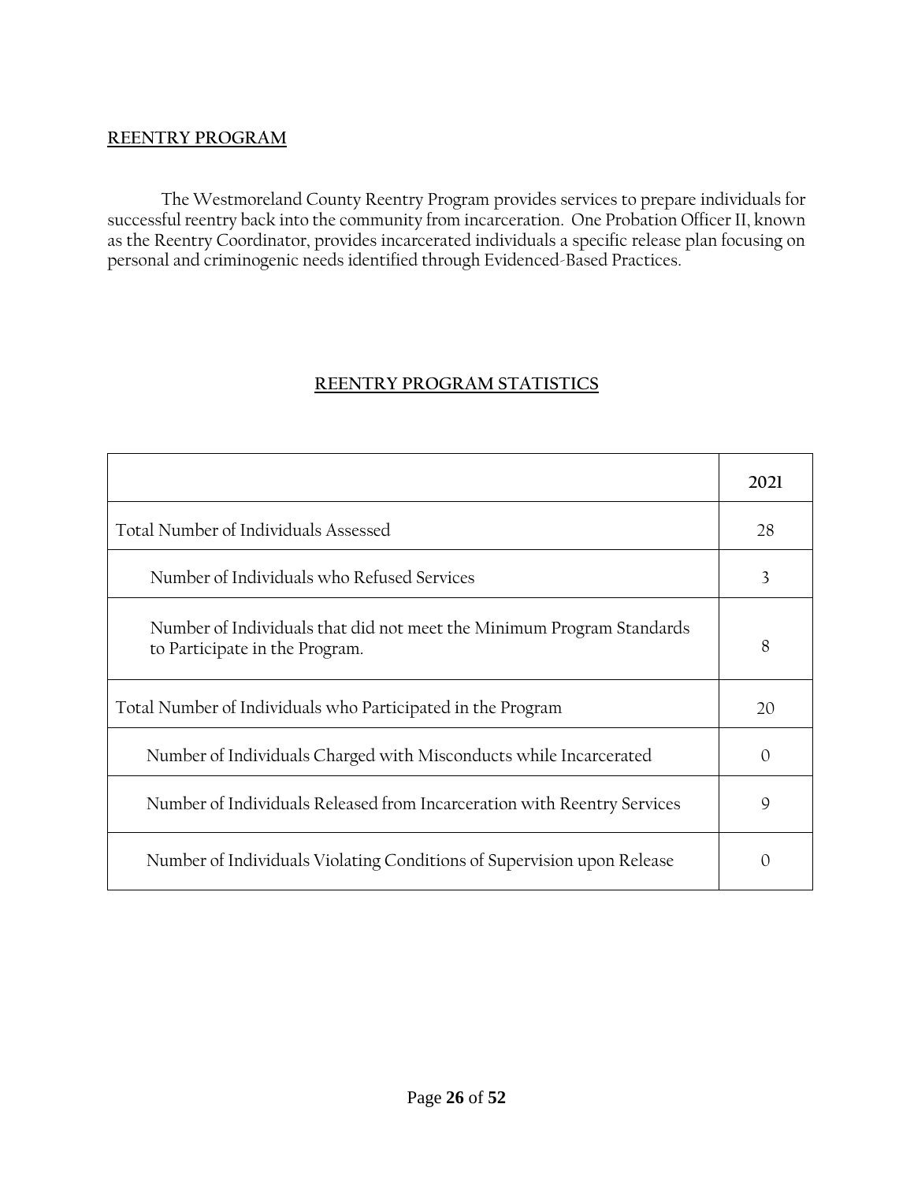## REENTRY PROGRAM

The Westmoreland County Reentry Program provides services to prepare individuals for successful reentry back into the community from incarceration. One Probation Officer II, known as the Reentry Coordinator, provides incarcerated individuals a specific release plan focusing on personal and criminogenic needs identified through Evidenced-Based Practices.

## REENTRY PROGRAM STATISTICS

| | 2021 |
|---|---|
| Total Number of Individuals Assessed | 28 |
| Number of Individuals who Refused Services | 3 |
| Number of Individuals that did not meet the Minimum Program Standards to Participate in the Program. | 8 |
| Total Number of Individuals who Participated in the Program | 20 |
| Number of Individuals Charged with Misconducts while Incarcerated | 0 |
| Number of Individuals Released from Incarceration with Reentry Services | 9 |
| Number of Individuals Violating Conditions of Supervision upon Release | 0 |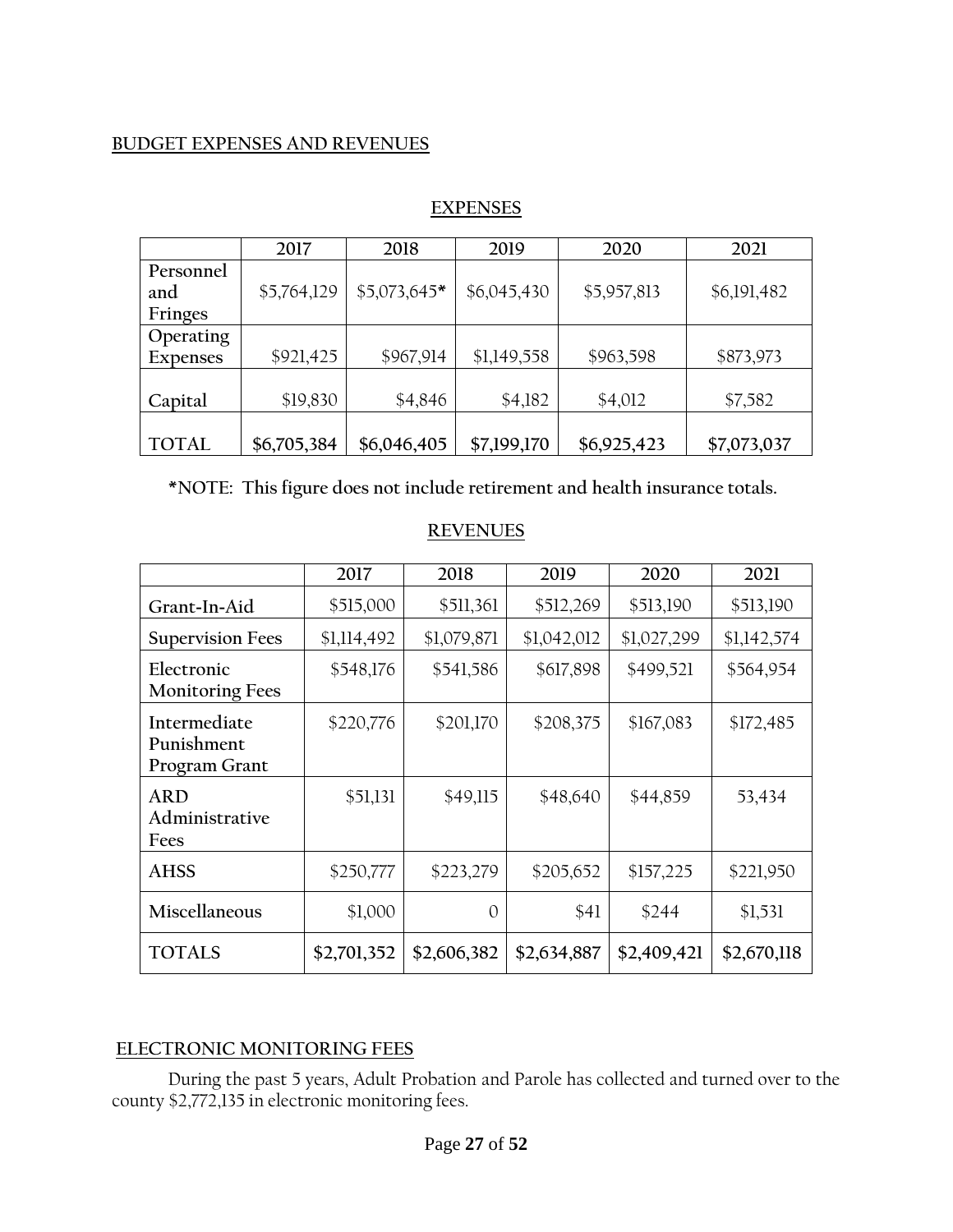## BUDGET EXPENSES AND REVENUES

### EXPENSES

| | 2017 | 2018 | 2019 | 2020 | 2021 |
|---|---|---|---|---|---|
| Personnel and Fringes | $5,764,129 | $5,073,645* | $6,045,430 | $5,957,813 | $6,191,482 |
| Operating Expenses | $921,425 | $967,914 | $1,149,558 | $963,598 | $873,973 |
| Capital | $19,830 | $4,846 | $4,182 | $4,012 | $7,582 |
| TOTAL | **$6,705,384** | **$6,046,405** | **$7,199,170** | **$6,925,423** | **$7,073,037** |

***NOTE: This figure does not include retirement and health insurance totals.**

### REVENUES

| | 2017 | 2018 | 2019 | 2020 | 2021 |
|---|---|---|---|---|---|
| Grant-In-Aid | $515,000 | $511,361 | $512,269 | $513,190 | $513,190 |
| Supervision Fees | $1,114,492 | $1,079,871 | $1,042,012 | $1,027,299 | $1,142,574 |
| Electronic Monitoring Fees | $548,176 | $541,586 | $617,898 | $499,521 | $564,954 |
| Intermediate Punishment Program Grant | $220,776 | $201,170 | $208,375 | $167,083 | $172,485 |
| ARD Administrative Fees | $51,131 | $49,115 | $48,640 | $44,859 | 53,434 |
| AHSS | $250,777 | $223,279 | $205,652 | $157,225 | $221,950 |
| Miscellaneous | $1,000 | 0 | $41 | $244 | $1,531 |
| TOTALS | **$2,701,352** | **$2,606,382** | **$2,634,887** | **$2,409,421** | **$2,670,118** |

## ELECTRONIC MONITORING FEES

During the past 5 years, Adult Probation and Parole has collected and turned over to the county $2,772,135 in electronic monitoring fees.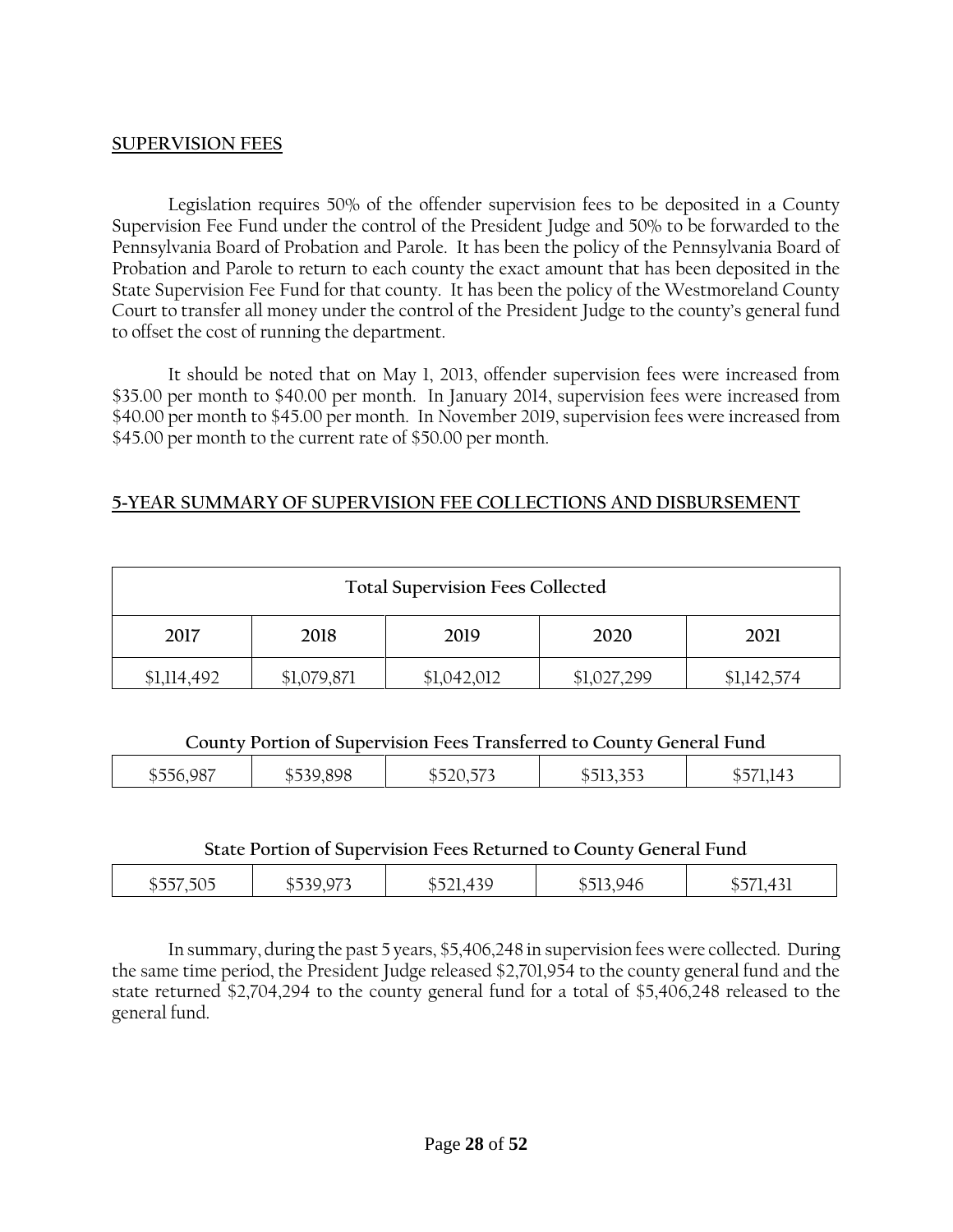## SUPERVISION FEES

Legislation requires 50% of the offender supervision fees to be deposited in a County Supervision Fee Fund under the control of the President Judge and 50% to be forwarded to the Pennsylvania Board of Probation and Parole. It has been the policy of the Pennsylvania Board of Probation and Parole to return to each county the exact amount that has been deposited in the State Supervision Fee Fund for that county. It has been the policy of the Westmoreland County Court to transfer all money under the control of the President Judge to the county's general fund to offset the cost of running the department.

It should be noted that on May 1, 2013, offender supervision fees were increased from $35.00 per month to $40.00 per month. In January 2014, supervision fees were increased from $40.00 per month to $45.00 per month. In November 2019, supervision fees were increased from $45.00 per month to the current rate of $50.00 per month.

## 5-YEAR SUMMARY OF SUPERVISION FEE COLLECTIONS AND DISBURSEMENT

| Total Supervision Fees Collected | | | | |
|---|---|---|---|---|
| 2017 | 2018 | 2019 | 2020 | 2021 |
| $1,114,492 | $1,079,871 | $1,042,012 | $1,027,299 | $1,142,574 |

**County Portion of Supervision Fees Transferred to County General Fund**

| 2017 | 2018 | 2019 | 2020 | 2021 |
|---|---|---|---|---|
| $556,987 | $539,898 | $520,573 | $513,353 | $571,143 |

**State Portion of Supervision Fees Returned to County General Fund**

| 2017 | 2018 | 2019 | 2020 | 2021 |
|---|---|---|---|---|
| $557,505 | $539,973 | $521,439 | $513,946 | $571,431 |

In summary, during the past 5 years, $5,406,248 in supervision fees were collected. During the same time period, the President Judge released $2,701,954 to the county general fund and the state returned $2,704,294 to the county general fund for a total of $5,406,248 released to the general fund.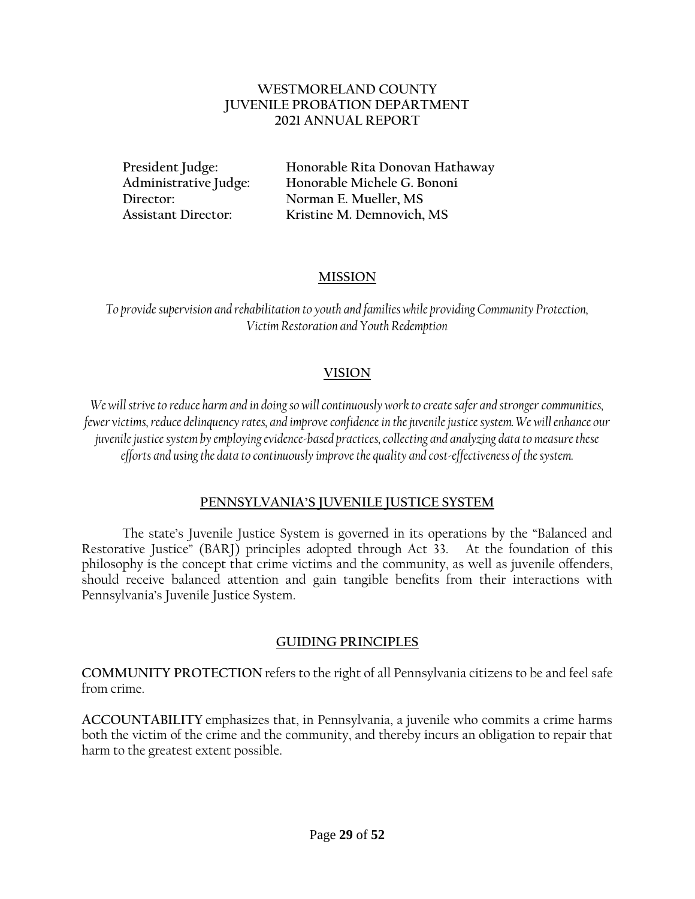# WESTMORELAND COUNTY
# JUVENILE PROBATION DEPARTMENT
# 2021 ANNUAL REPORT

**President Judge:** Honorable Rita Donovan Hathaway
**Administrative Judge:** Honorable Michele G. Bononi
**Director:** Norman E. Mueller, MS
**Assistant Director:** Kristine M. Demnovich, MS

## MISSION

*To provide supervision and rehabilitation to youth and families while providing Community Protection, Victim Restoration and Youth Redemption*

## VISION

*We will strive to reduce harm and in doing so will continuously work to create safer and stronger communities, fewer victims, reduce delinquency rates, and improve confidence in the juvenile justice system. We will enhance our juvenile justice system by employing evidence-based practices, collecting and analyzing data to measure these efforts and using the data to continuously improve the quality and cost-effectiveness of the system.*

## PENNSYLVANIA'S JUVENILE JUSTICE SYSTEM

The state's Juvenile Justice System is governed in its operations by the "Balanced and Restorative Justice" (BARJ) principles adopted through Act 33. At the foundation of this philosophy is the concept that crime victims and the community, as well as juvenile offenders, should receive balanced attention and gain tangible benefits from their interactions with Pennsylvania's Juvenile Justice System.

## GUIDING PRINCIPLES

**COMMUNITY PROTECTION** refers to the right of all Pennsylvania citizens to be and feel safe from crime.

**ACCOUNTABILITY** emphasizes that, in Pennsylvania, a juvenile who commits a crime harms both the victim of the crime and the community, and thereby incurs an obligation to repair that harm to the greatest extent possible.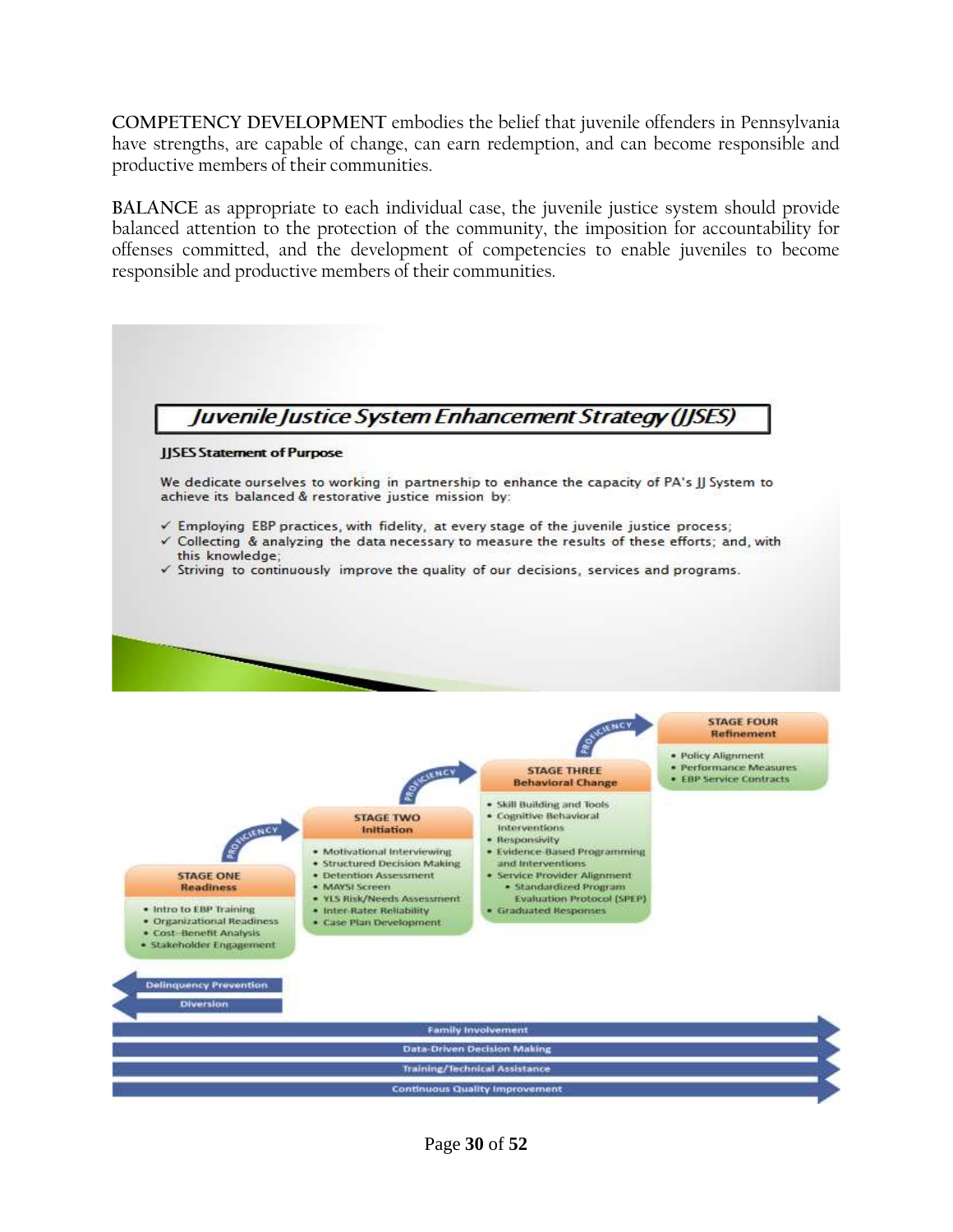**COMPETENCY DEVELOPMENT** embodies the belief that juvenile offenders in Pennsylvania have strengths, are capable of change, can earn redemption, and can become responsible and productive members of their communities.

**BALANCE** as appropriate to each individual case, the juvenile justice system should provide balanced attention to the protection of the community, the imposition for accountability for offenses committed, and the development of competencies to enable juveniles to become responsible and productive members of their communities.

## *Juvenile Justice System Enhancement Strategy (JJSES)*

**JJSES Statement of Purpose**

We dedicate ourselves to working in partnership to enhance the capacity of PA's JJ System to achieve its balanced & restorative justice mission by:

- ✓ Employing EBP practices, with fidelity, at every stage of the juvenile justice process;
- ✓ Collecting & analyzing the data necessary to measure the results of these efforts; and, with this knowledge;
- ✓ Striving to continuously improve the quality of our decisions, services and programs.

**STAGE ONE – Readiness**

- Intro to EBP Training
- Organizational Readiness
- Cost-Benefit Analysis
- Stakeholder Engagement

**STAGE TWO – Initiation**

- Motivational Interviewing
- Structured Decision Making
- Detention Assessment
- MAYSI Screen
- YLS Risk/Needs Assessment
- Inter-Rater Reliability
- Case Plan Development

**STAGE THREE – Behavioral Change**

- Skill Building and Tools
- Cognitive Behavioral Interventions
- Responsivity
- Evidence-Based Programming and Interventions
- Service Provider Alignment
  - Standardized Program Evaluation Protocol (SPEP)
- Graduated Responses

**STAGE FOUR – Refinement**

- Policy Alignment
- Performance Measures
- EBP Service Contracts

PROFICIENCY

Delinquency Prevention

Diversion

Family Involvement

Data-Driven Decision Making

Training/Technical Assistance

Continuous Quality Improvement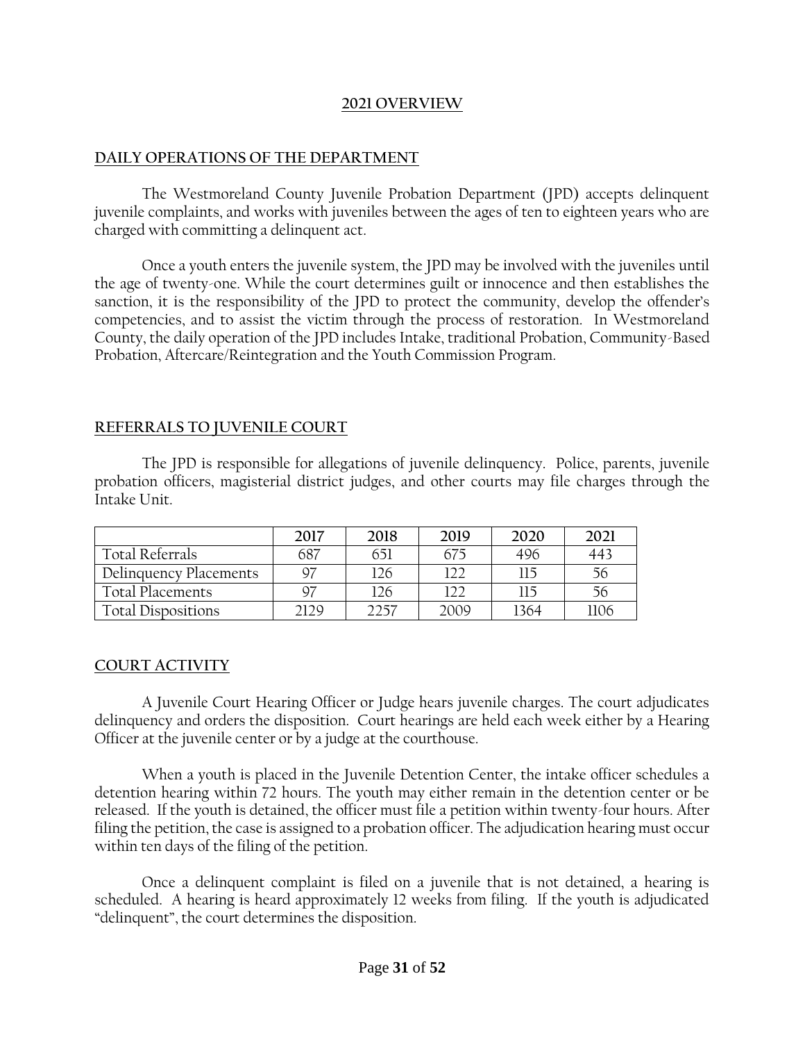# 2021 OVERVIEW

## DAILY OPERATIONS OF THE DEPARTMENT

The Westmoreland County Juvenile Probation Department (JPD) accepts delinquent juvenile complaints, and works with juveniles between the ages of ten to eighteen years who are charged with committing a delinquent act.

Once a youth enters the juvenile system, the JPD may be involved with the juveniles until the age of twenty-one. While the court determines guilt or innocence and then establishes the sanction, it is the responsibility of the JPD to protect the community, develop the offender's competencies, and to assist the victim through the process of restoration. In Westmoreland County, the daily operation of the JPD includes Intake, traditional Probation, Community-Based Probation, Aftercare/Reintegration and the Youth Commission Program.

## REFERRALS TO JUVENILE COURT

The JPD is responsible for allegations of juvenile delinquency. Police, parents, juvenile probation officers, magisterial district judges, and other courts may file charges through the Intake Unit.

| | 2017 | 2018 | 2019 | 2020 | 2021 |
|---|---|---|---|---|---|
| Total Referrals | 687 | 651 | 675 | 496 | 443 |
| Delinquency Placements | 97 | 126 | 122 | 115 | 56 |
| Total Placements | 97 | 126 | 122 | 115 | 56 |
| Total Dispositions | 2129 | 2257 | 2009 | 1364 | 1106 |

## COURT ACTIVITY

A Juvenile Court Hearing Officer or Judge hears juvenile charges. The court adjudicates delinquency and orders the disposition. Court hearings are held each week either by a Hearing Officer at the juvenile center or by a judge at the courthouse.

When a youth is placed in the Juvenile Detention Center, the intake officer schedules a detention hearing within 72 hours. The youth may either remain in the detention center or be released. If the youth is detained, the officer must file a petition within twenty-four hours. After filing the petition, the case is assigned to a probation officer. The adjudication hearing must occur within ten days of the filing of the petition.

Once a delinquent complaint is filed on a juvenile that is not detained, a hearing is scheduled. A hearing is heard approximately 12 weeks from filing. If the youth is adjudicated "delinquent", the court determines the disposition.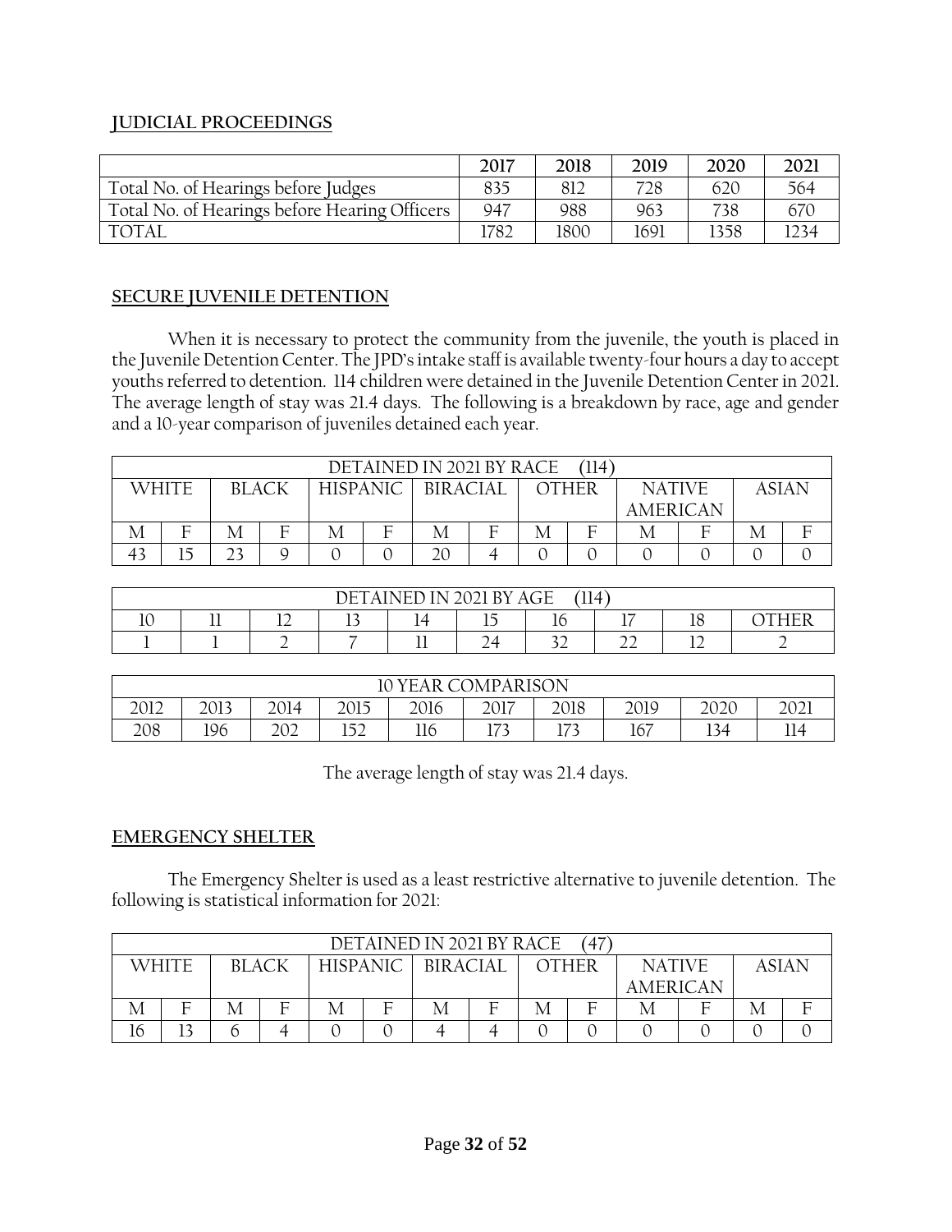## JUDICIAL PROCEEDINGS

| | 2017 | 2018 | 2019 | 2020 | 2021 |
|---|---|---|---|---|---|
| Total No. of Hearings before Judges | 835 | 812 | 728 | 620 | 564 |
| Total No. of Hearings before Hearing Officers | 947 | 988 | 963 | 738 | 670 |
| TOTAL | 1782 | 1800 | 1691 | 1358 | 1234 |

## SECURE JUVENILE DETENTION

When it is necessary to protect the community from the juvenile, the youth is placed in the Juvenile Detention Center. The JPD's intake staff is available twenty-four hours a day to accept youths referred to detention. 114 children were detained in the Juvenile Detention Center in 2021. The average length of stay was 21.4 days. The following is a breakdown by race, age and gender and a 10-year comparison of juveniles detained each year.

| DETAINED IN 2021 BY RACE (114) | | | | | | | | | | | | | |
|---|---|---|---|---|---|---|---|---|---|---|---|---|---|
| WHITE | | BLACK | | HISPANIC | | BIRACIAL | | OTHER | | NATIVE AMERICAN | | ASIAN | |
| M | F | M | F | M | F | M | F | M | F | M | F | M | F |
| 43 | 15 | 23 | 9 | 0 | 0 | 20 | 4 | 0 | 0 | 0 | 0 | 0 | 0 |

| DETAINED IN 2021 BY AGE (114) | | | | | | | | | |
|---|---|---|---|---|---|---|---|---|---|
| 10 | 11 | 12 | 13 | 14 | 15 | 16 | 17 | 18 | OTHER |
| 1 | 1 | 2 | 7 | 11 | 24 | 32 | 22 | 12 | 2 |

| 10 YEAR COMPARISON | | | | | | | | | |
|---|---|---|---|---|---|---|---|---|---|
| 2012 | 2013 | 2014 | 2015 | 2016 | 2017 | 2018 | 2019 | 2020 | 2021 |
| 208 | 196 | 202 | 152 | 116 | 173 | 173 | 167 | 134 | 114 |

The average length of stay was 21.4 days.

## EMERGENCY SHELTER

The Emergency Shelter is used as a least restrictive alternative to juvenile detention. The following is statistical information for 2021:

| DETAINED IN 2021 BY RACE (47) | | | | | | | | | | | | | |
|---|---|---|---|---|---|---|---|---|---|---|---|---|---|
| WHITE | | BLACK | | HISPANIC | | BIRACIAL | | OTHER | | NATIVE AMERICAN | | ASIAN | |
| M | F | M | F | M | F | M | F | M | F | M | F | M | F |
| 16 | 13 | 6 | 4 | 0 | 0 | 4 | 4 | 0 | 0 | 0 | 0 | 0 | 0 |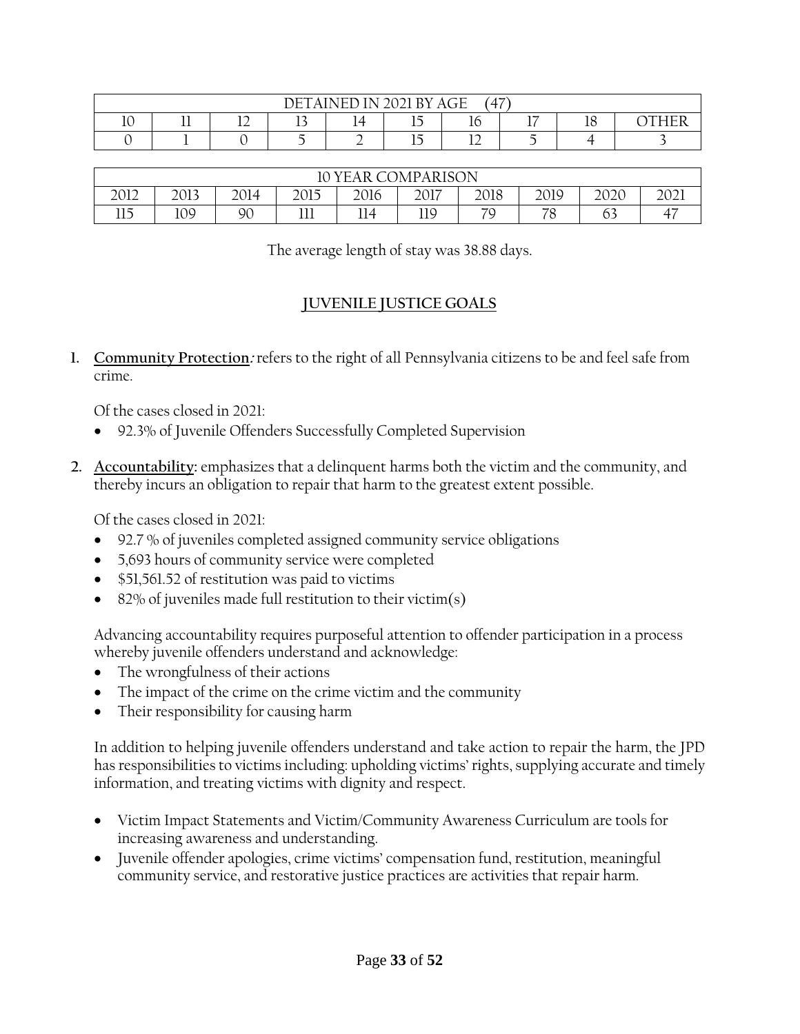| DETAINED IN 2021 BY AGE (47) | | | | | | | | | |
|---|---|---|---|---|---|---|---|---|---|
| 10 | 11 | 12 | 13 | 14 | 15 | 16 | 17 | 18 | OTHER |
| 0 | 1 | 0 | 5 | 2 | 15 | 12 | 5 | 4 | 3 |

| 10 YEAR COMPARISON | | | | | | | | | |
|---|---|---|---|---|---|---|---|---|---|
| 2012 | 2013 | 2014 | 2015 | 2016 | 2017 | 2018 | 2019 | 2020 | 2021 |
| 115 | 109 | 90 | 111 | 114 | 119 | 79 | 78 | 63 | 47 |

The average length of stay was 38.88 days.

## JUVENILE JUSTICE GOALS

1. **Community Protection***:* refers to the right of all Pennsylvania citizens to be and feel safe from crime.

   Of the cases closed in 2021:
   - 92.3% of Juvenile Offenders Successfully Completed Supervision

2. **Accountability:** emphasizes that a delinquent harms both the victim and the community, and thereby incurs an obligation to repair that harm to the greatest extent possible.

   Of the cases closed in 2021:
   - 92.7 % of juveniles completed assigned community service obligations
   - 5,693 hours of community service were completed
   - $51,561.52 of restitution was paid to victims
   - 82% of juveniles made full restitution to their victim(s)

   Advancing accountability requires purposeful attention to offender participation in a process whereby juvenile offenders understand and acknowledge:
   - The wrongfulness of their actions
   - The impact of the crime on the crime victim and the community
   - Their responsibility for causing harm

   In addition to helping juvenile offenders understand and take action to repair the harm, the JPD has responsibilities to victims including: upholding victims' rights, supplying accurate and timely information, and treating victims with dignity and respect.

   - Victim Impact Statements and Victim/Community Awareness Curriculum are tools for increasing awareness and understanding.
   - Juvenile offender apologies, crime victims' compensation fund, restitution, meaningful community service, and restorative justice practices are activities that repair harm.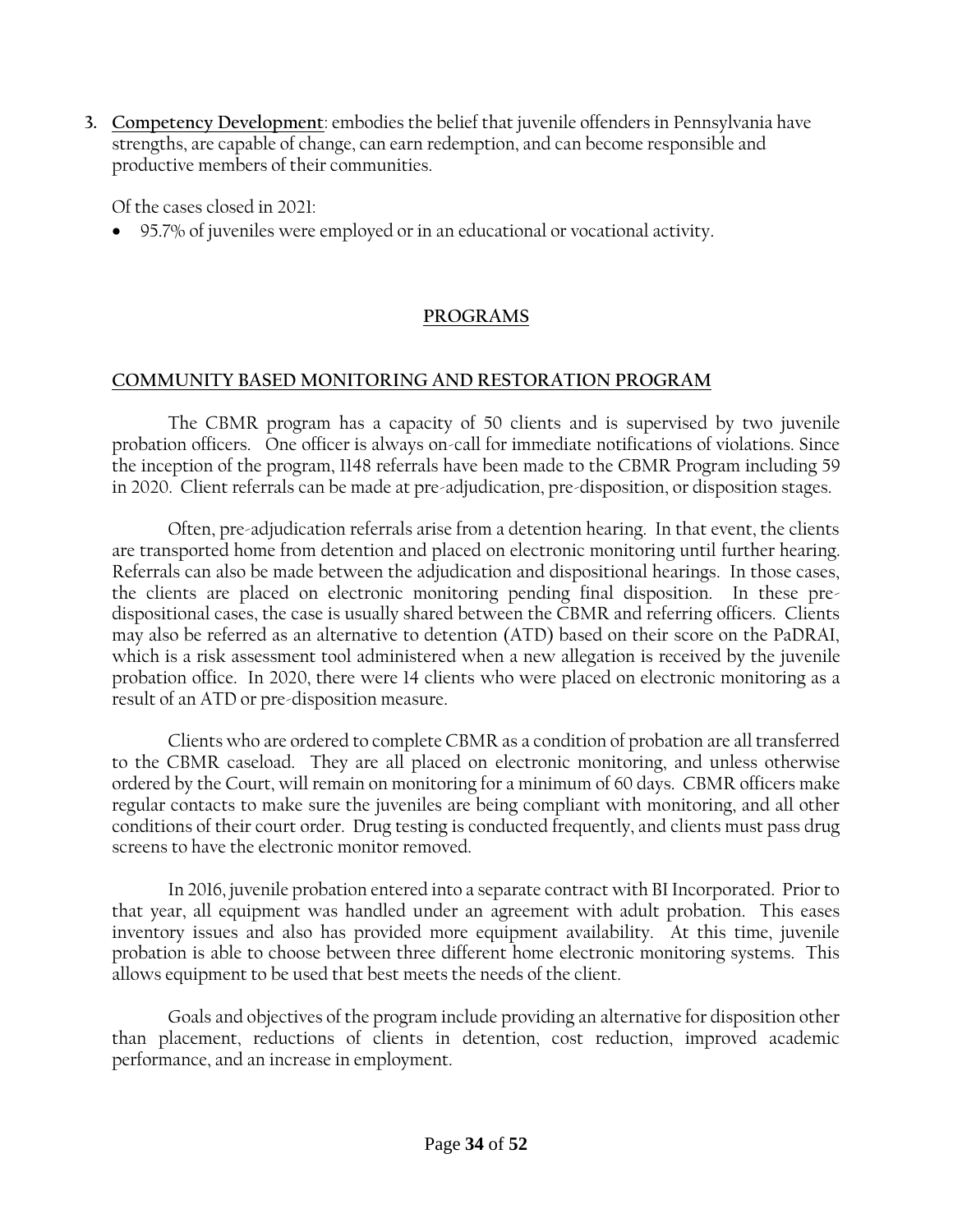3. **<u>Competency Development</u>**: embodies the belief that juvenile offenders in Pennsylvania have strengths, are capable of change, can earn redemption, and can become responsible and productive members of their communities.

   Of the cases closed in 2021:

   - 95.7% of juveniles were employed or in an educational or vocational activity.

## PROGRAMS

### COMMUNITY BASED MONITORING AND RESTORATION PROGRAM

The CBMR program has a capacity of 50 clients and is supervised by two juvenile probation officers. One officer is always on-call for immediate notifications of violations. Since the inception of the program, 1148 referrals have been made to the CBMR Program including 59 in 2020. Client referrals can be made at pre-adjudication, pre-disposition, or disposition stages.

Often, pre-adjudication referrals arise from a detention hearing. In that event, the clients are transported home from detention and placed on electronic monitoring until further hearing. Referrals can also be made between the adjudication and dispositional hearings. In those cases, the clients are placed on electronic monitoring pending final disposition. In these pre-dispositional cases, the case is usually shared between the CBMR and referring officers. Clients may also be referred as an alternative to detention (ATD) based on their score on the PaDRAI, which is a risk assessment tool administered when a new allegation is received by the juvenile probation office. In 2020, there were 14 clients who were placed on electronic monitoring as a result of an ATD or pre-disposition measure.

Clients who are ordered to complete CBMR as a condition of probation are all transferred to the CBMR caseload. They are all placed on electronic monitoring, and unless otherwise ordered by the Court, will remain on monitoring for a minimum of 60 days. CBMR officers make regular contacts to make sure the juveniles are being compliant with monitoring, and all other conditions of their court order. Drug testing is conducted frequently, and clients must pass drug screens to have the electronic monitor removed.

In 2016, juvenile probation entered into a separate contract with BI Incorporated. Prior to that year, all equipment was handled under an agreement with adult probation. This eases inventory issues and also has provided more equipment availability. At this time, juvenile probation is able to choose between three different home electronic monitoring systems. This allows equipment to be used that best meets the needs of the client.

Goals and objectives of the program include providing an alternative for disposition other than placement, reductions of clients in detention, cost reduction, improved academic performance, and an increase in employment.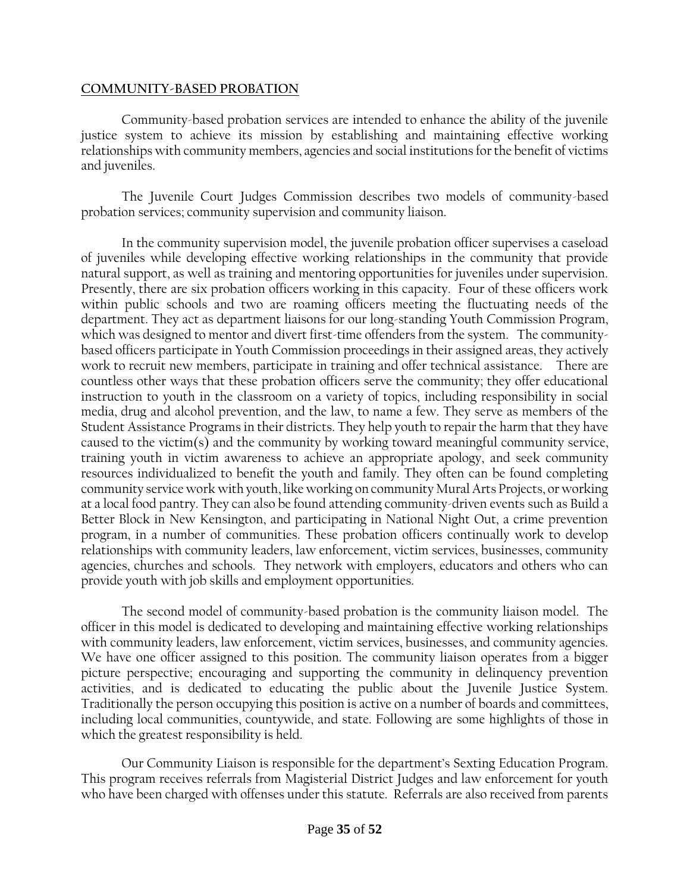**COMMUNITY-BASED PROBATION**

Community-based probation services are intended to enhance the ability of the juvenile justice system to achieve its mission by establishing and maintaining effective working relationships with community members, agencies and social institutions for the benefit of victims and juveniles.

The Juvenile Court Judges Commission describes two models of community-based probation services; community supervision and community liaison.

In the community supervision model, the juvenile probation officer supervises a caseload of juveniles while developing effective working relationships in the community that provide natural support, as well as training and mentoring opportunities for juveniles under supervision. Presently, there are six probation officers working in this capacity. Four of these officers work within public schools and two are roaming officers meeting the fluctuating needs of the department. They act as department liaisons for our long-standing Youth Commission Program, which was designed to mentor and divert first-time offenders from the system. The community-based officers participate in Youth Commission proceedings in their assigned areas, they actively work to recruit new members, participate in training and offer technical assistance. There are countless other ways that these probation officers serve the community; they offer educational instruction to youth in the classroom on a variety of topics, including responsibility in social media, drug and alcohol prevention, and the law, to name a few. They serve as members of the Student Assistance Programs in their districts. They help youth to repair the harm that they have caused to the victim(s) and the community by working toward meaningful community service, training youth in victim awareness to achieve an appropriate apology, and seek community resources individualized to benefit the youth and family. They often can be found completing community service work with youth, like working on community Mural Arts Projects, or working at a local food pantry. They can also be found attending community-driven events such as Build a Better Block in New Kensington, and participating in National Night Out, a crime prevention program, in a number of communities. These probation officers continually work to develop relationships with community leaders, law enforcement, victim services, businesses, community agencies, churches and schools. They network with employers, educators and others who can provide youth with job skills and employment opportunities.

The second model of community-based probation is the community liaison model. The officer in this model is dedicated to developing and maintaining effective working relationships with community leaders, law enforcement, victim services, businesses, and community agencies. We have one officer assigned to this position. The community liaison operates from a bigger picture perspective; encouraging and supporting the community in delinquency prevention activities, and is dedicated to educating the public about the Juvenile Justice System. Traditionally the person occupying this position is active on a number of boards and committees, including local communities, countywide, and state. Following are some highlights of those in which the greatest responsibility is held.

Our Community Liaison is responsible for the department's Sexting Education Program. This program receives referrals from Magisterial District Judges and law enforcement for youth who have been charged with offenses under this statute. Referrals are also received from parents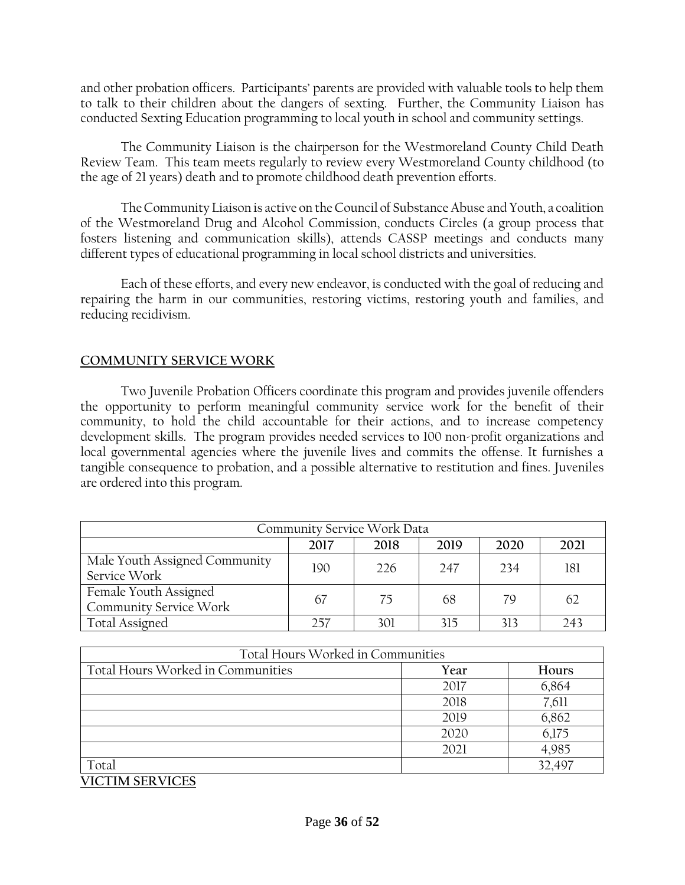and other probation officers. Participants' parents are provided with valuable tools to help them to talk to their children about the dangers of sexting. Further, the Community Liaison has conducted Sexting Education programming to local youth in school and community settings.

The Community Liaison is the chairperson for the Westmoreland County Child Death Review Team. This team meets regularly to review every Westmoreland County childhood (to the age of 21 years) death and to promote childhood death prevention efforts.

The Community Liaison is active on the Council of Substance Abuse and Youth, a coalition of the Westmoreland Drug and Alcohol Commission, conducts Circles (a group process that fosters listening and communication skills), attends CASSP meetings and conducts many different types of educational programming in local school districts and universities.

Each of these efforts, and every new endeavor, is conducted with the goal of reducing and repairing the harm in our communities, restoring victims, restoring youth and families, and reducing recidivism.

## COMMUNITY SERVICE WORK

Two Juvenile Probation Officers coordinate this program and provides juvenile offenders the opportunity to perform meaningful community service work for the benefit of their community, to hold the child accountable for their actions, and to increase competency development skills. The program provides needed services to 100 non-profit organizations and local governmental agencies where the juvenile lives and commits the offense. It furnishes a tangible consequence to probation, and a possible alternative to restitution and fines. Juveniles are ordered into this program.

| Community Service Work Data | | | | | |
|---|---|---|---|---|---|
| | **2017** | **2018** | **2019** | **2020** | **2021** |
| Male Youth Assigned Community Service Work | 190 | 226 | 247 | 234 | 181 |
| Female Youth Assigned Community Service Work | 67 | 75 | 68 | 79 | 62 |
| Total Assigned | 257 | 301 | 315 | 313 | 243 |

| Total Hours Worked in Communities | | |
|---|---|---|
| Total Hours Worked in Communities | **Year** | **Hours** |
| | 2017 | 6,864 |
| | 2018 | 7,611 |
| | 2019 | 6,862 |
| | 2020 | 6,175 |
| | 2021 | 4,985 |
| Total | | 32,497 |

## VICTIM SERVICES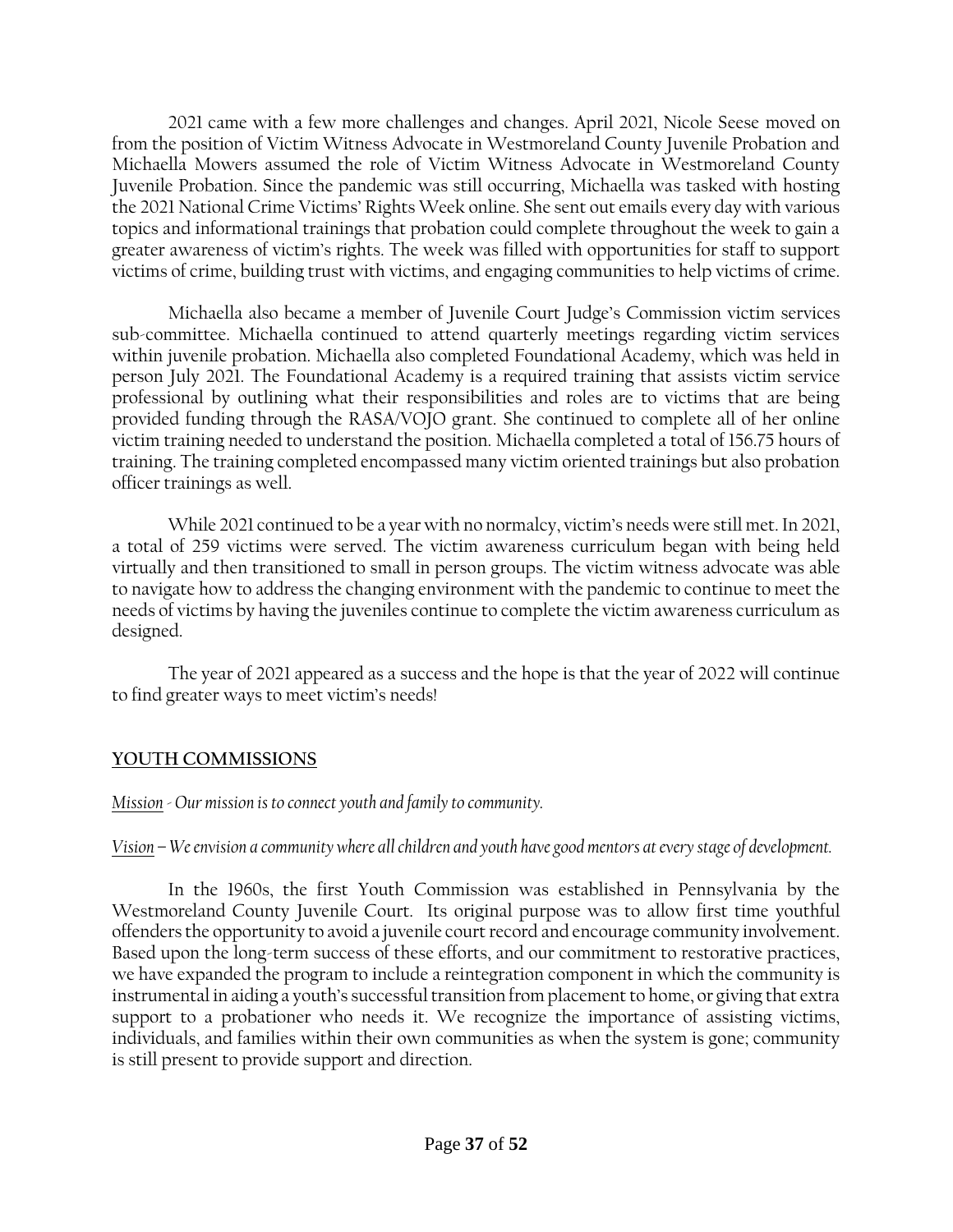2021 came with a few more challenges and changes. April 2021, Nicole Seese moved on from the position of Victim Witness Advocate in Westmoreland County Juvenile Probation and Michaella Mowers assumed the role of Victim Witness Advocate in Westmoreland County Juvenile Probation. Since the pandemic was still occurring, Michaella was tasked with hosting the 2021 National Crime Victims' Rights Week online. She sent out emails every day with various topics and informational trainings that probation could complete throughout the week to gain a greater awareness of victim's rights. The week was filled with opportunities for staff to support victims of crime, building trust with victims, and engaging communities to help victims of crime.

Michaella also became a member of Juvenile Court Judge's Commission victim services sub-committee. Michaella continued to attend quarterly meetings regarding victim services within juvenile probation. Michaella also completed Foundational Academy, which was held in person July 2021. The Foundational Academy is a required training that assists victim service professional by outlining what their responsibilities and roles are to victims that are being provided funding through the RASA/VOJO grant. She continued to complete all of her online victim training needed to understand the position. Michaella completed a total of 156.75 hours of training. The training completed encompassed many victim oriented trainings but also probation officer trainings as well.

While 2021 continued to be a year with no normalcy, victim's needs were still met. In 2021, a total of 259 victims were served. The victim awareness curriculum began with being held virtually and then transitioned to small in person groups. The victim witness advocate was able to navigate how to address the changing environment with the pandemic to continue to meet the needs of victims by having the juveniles continue to complete the victim awareness curriculum as designed.

The year of 2021 appeared as a success and the hope is that the year of 2022 will continue to find greater ways to meet victim's needs!

## YOUTH COMMISSIONS

*Mission - Our mission is to connect youth and family to community.*

*Vision – We envision a community where all children and youth have good mentors at every stage of development.*

In the 1960s, the first Youth Commission was established in Pennsylvania by the Westmoreland County Juvenile Court. Its original purpose was to allow first time youthful offenders the opportunity to avoid a juvenile court record and encourage community involvement. Based upon the long-term success of these efforts, and our commitment to restorative practices, we have expanded the program to include a reintegration component in which the community is instrumental in aiding a youth's successful transition from placement to home, or giving that extra support to a probationer who needs it. We recognize the importance of assisting victims, individuals, and families within their own communities as when the system is gone; community is still present to provide support and direction.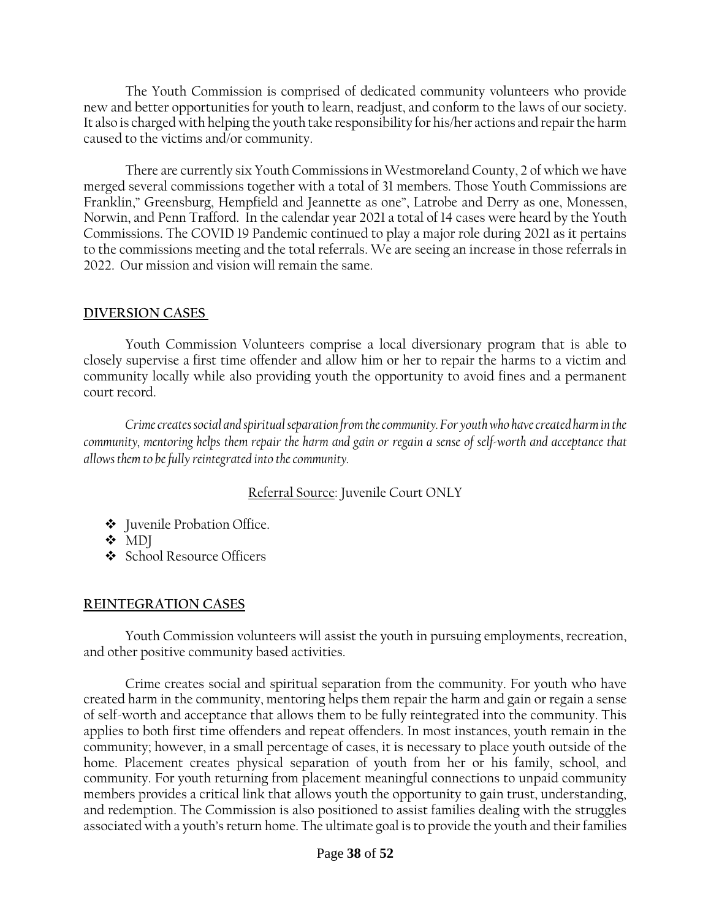The Youth Commission is comprised of dedicated community volunteers who provide new and better opportunities for youth to learn, readjust, and conform to the laws of our society. It also is charged with helping the youth take responsibility for his/her actions and repair the harm caused to the victims and/or community.

There are currently six Youth Commissions in Westmoreland County, 2 of which we have merged several commissions together with a total of 31 members. Those Youth Commissions are Franklin," Greensburg, Hempfield and Jeannette as one", Latrobe and Derry as one, Monessen, Norwin, and Penn Trafford. In the calendar year 2021 a total of 14 cases were heard by the Youth Commissions. The COVID 19 Pandemic continued to play a major role during 2021 as it pertains to the commissions meeting and the total referrals. We are seeing an increase in those referrals in 2022. Our mission and vision will remain the same.

**DIVERSION CASES**

Youth Commission Volunteers comprise a local diversionary program that is able to closely supervise a first time offender and allow him or her to repair the harms to a victim and community locally while also providing youth the opportunity to avoid fines and a permanent court record.

*Crime creates social and spiritual separation from the community. For youth who have created harm in the community, mentoring helps them repair the harm and gain or regain a sense of self-worth and acceptance that allows them to be fully reintegrated into the community.*

Referral Source: Juvenile Court ONLY

- Juvenile Probation Office.
- MDJ
- School Resource Officers

**REINTEGRATION CASES**

Youth Commission volunteers will assist the youth in pursuing employments, recreation, and other positive community based activities.

Crime creates social and spiritual separation from the community. For youth who have created harm in the community, mentoring helps them repair the harm and gain or regain a sense of self-worth and acceptance that allows them to be fully reintegrated into the community. This applies to both first time offenders and repeat offenders. In most instances, youth remain in the community; however, in a small percentage of cases, it is necessary to place youth outside of the home. Placement creates physical separation of youth from her or his family, school, and community. For youth returning from placement meaningful connections to unpaid community members provides a critical link that allows youth the opportunity to gain trust, understanding, and redemption. The Commission is also positioned to assist families dealing with the struggles associated with a youth's return home. The ultimate goal is to provide the youth and their families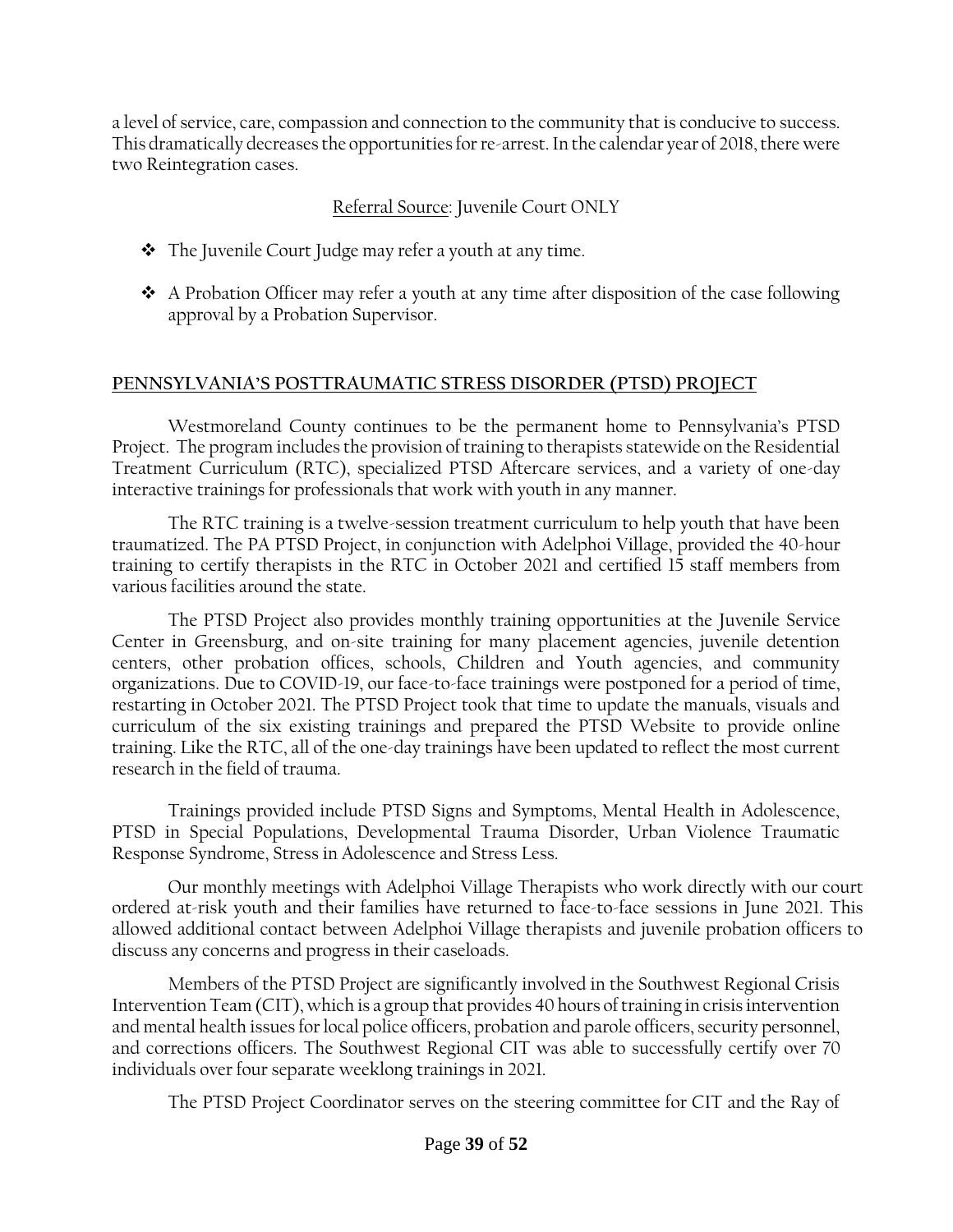a level of service, care, compassion and connection to the community that is conducive to success. This dramatically decreases the opportunities for re-arrest. In the calendar year of 2018, there were two Reintegration cases.

<u>Referral Source</u>: Juvenile Court ONLY

- The Juvenile Court Judge may refer a youth at any time.
- A Probation Officer may refer a youth at any time after disposition of the case following approval by a Probation Supervisor.

## PENNSYLVANIA'S POSTTRAUMATIC STRESS DISORDER (PTSD) PROJECT

Westmoreland County continues to be the permanent home to Pennsylvania's PTSD Project. The program includes the provision of training to therapists statewide on the Residential Treatment Curriculum (RTC), specialized PTSD Aftercare services, and a variety of one-day interactive trainings for professionals that work with youth in any manner.

The RTC training is a twelve-session treatment curriculum to help youth that have been traumatized. The PA PTSD Project, in conjunction with Adelphoi Village, provided the 40-hour training to certify therapists in the RTC in October 2021 and certified 15 staff members from various facilities around the state.

The PTSD Project also provides monthly training opportunities at the Juvenile Service Center in Greensburg, and on-site training for many placement agencies, juvenile detention centers, other probation offices, schools, Children and Youth agencies, and community organizations. Due to COVID-19, our face-to-face trainings were postponed for a period of time, restarting in October 2021. The PTSD Project took that time to update the manuals, visuals and curriculum of the six existing trainings and prepared the PTSD Website to provide online training. Like the RTC, all of the one-day trainings have been updated to reflect the most current research in the field of trauma.

Trainings provided include PTSD Signs and Symptoms, Mental Health in Adolescence, PTSD in Special Populations, Developmental Trauma Disorder, Urban Violence Traumatic Response Syndrome, Stress in Adolescence and Stress Less.

Our monthly meetings with Adelphoi Village Therapists who work directly with our court ordered at-risk youth and their families have returned to face-to-face sessions in June 2021. This allowed additional contact between Adelphoi Village therapists and juvenile probation officers to discuss any concerns and progress in their caseloads.

Members of the PTSD Project are significantly involved in the Southwest Regional Crisis Intervention Team (CIT), which is a group that provides 40 hours of training in crisis intervention and mental health issues for local police officers, probation and parole officers, security personnel, and corrections officers. The Southwest Regional CIT was able to successfully certify over 70 individuals over four separate weeklong trainings in 2021.

The PTSD Project Coordinator serves on the steering committee for CIT and the Ray of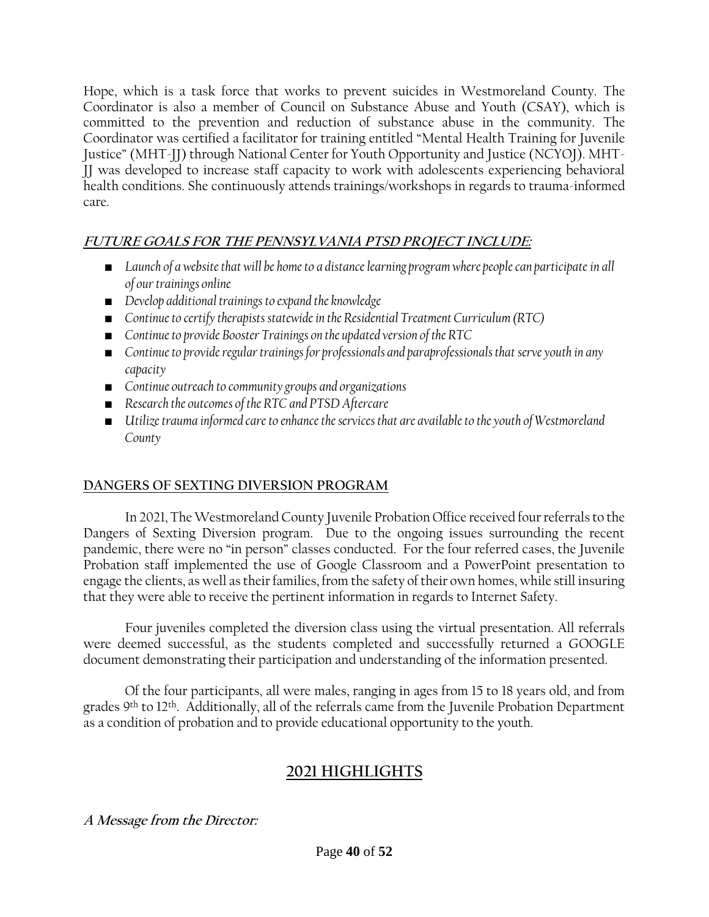Hope, which is a task force that works to prevent suicides in Westmoreland County. The Coordinator is also a member of Council on Substance Abuse and Youth (CSAY), which is committed to the prevention and reduction of substance abuse in the community. The Coordinator was certified a facilitator for training entitled "Mental Health Training for Juvenile Justice" (MHT-JJ) through National Center for Youth Opportunity and Justice (NCYOJ). MHT-JJ was developed to increase staff capacity to work with adolescents experiencing behavioral health conditions. She continuously attends trainings/workshops in regards to trauma-informed care.

### ***FUTURE GOALS FOR THE PENNSYLVANIA PTSD PROJECT INCLUDE:***

- *Launch of a website that will be home to a distance learning program where people can participate in all of our trainings online*
- *Develop additional trainings to expand the knowledge*
- *Continue to certify therapists statewide in the Residential Treatment Curriculum (RTC)*
- *Continue to provide Booster Trainings on the updated version of the RTC*
- *Continue to provide regular trainings for professionals and paraprofessionals that serve youth in any capacity*
- *Continue outreach to community groups and organizations*
- *Research the outcomes of the RTC and PTSD Aftercare*
- *Utilize trauma informed care to enhance the services that are available to the youth of Westmoreland County*

### **DANGERS OF SEXTING DIVERSION PROGRAM**

In 2021, The Westmoreland County Juvenile Probation Office received four referrals to the Dangers of Sexting Diversion program. Due to the ongoing issues surrounding the recent pandemic, there were no "in person" classes conducted. For the four referred cases, the Juvenile Probation staff implemented the use of Google Classroom and a PowerPoint presentation to engage the clients, as well as their families, from the safety of their own homes, while still insuring that they were able to receive the pertinent information in regards to Internet Safety.

Four juveniles completed the diversion class using the virtual presentation. All referrals were deemed successful, as the students completed and successfully returned a GOOGLE document demonstrating their participation and understanding of the information presented.

Of the four participants, all were males, ranging in ages from 15 to 18 years old, and from grades 9th to 12th. Additionally, all of the referrals came from the Juvenile Probation Department as a condition of probation and to provide educational opportunity to the youth.

## **2021 HIGHLIGHTS**

***A Message from the Director:***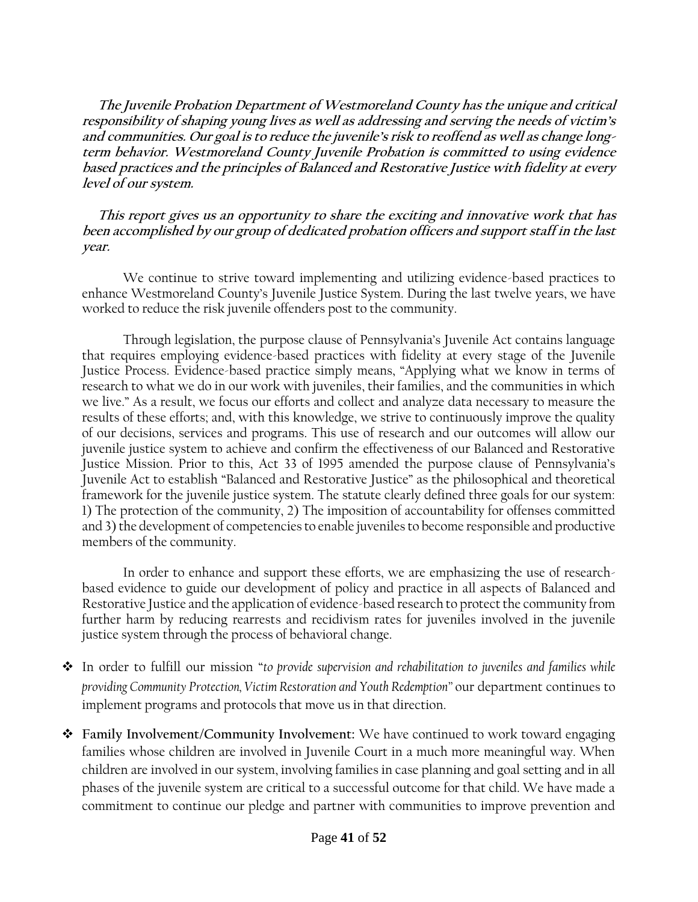***The Juvenile Probation Department of Westmoreland County has the unique and critical responsibility of shaping young lives as well as addressing and serving the needs of victim's and communities. Our goal is to reduce the juvenile's risk to reoffend as well as change long-term behavior. Westmoreland County Juvenile Probation is committed to using evidence based practices and the principles of Balanced and Restorative Justice with fidelity at every level of our system.***

***This report gives us an opportunity to share the exciting and innovative work that has been accomplished by our group of dedicated probation officers and support staff in the last year.***

We continue to strive toward implementing and utilizing evidence-based practices to enhance Westmoreland County's Juvenile Justice System. During the last twelve years, we have worked to reduce the risk juvenile offenders post to the community.

Through legislation, the purpose clause of Pennsylvania's Juvenile Act contains language that requires employing evidence-based practices with fidelity at every stage of the Juvenile Justice Process. Evidence-based practice simply means, "Applying what we know in terms of research to what we do in our work with juveniles, their families, and the communities in which we live." As a result, we focus our efforts and collect and analyze data necessary to measure the results of these efforts; and, with this knowledge, we strive to continuously improve the quality of our decisions, services and programs. This use of research and our outcomes will allow our juvenile justice system to achieve and confirm the effectiveness of our Balanced and Restorative Justice Mission. Prior to this, Act 33 of 1995 amended the purpose clause of Pennsylvania's Juvenile Act to establish "Balanced and Restorative Justice" as the philosophical and theoretical framework for the juvenile justice system. The statute clearly defined three goals for our system: 1) The protection of the community, 2) The imposition of accountability for offenses committed and 3) the development of competencies to enable juveniles to become responsible and productive members of the community.

In order to enhance and support these efforts, we are emphasizing the use of research-based evidence to guide our development of policy and practice in all aspects of Balanced and Restorative Justice and the application of evidence-based research to protect the community from further harm by reducing rearrests and recidivism rates for juveniles involved in the juvenile justice system through the process of behavioral change.

- In order to fulfill our mission "*to provide supervision and rehabilitation to juveniles and families while providing Community Protection, Victim Restoration and Youth Redemption*" our department continues to implement programs and protocols that move us in that direction.
- **Family Involvement/Community Involvement:** We have continued to work toward engaging families whose children are involved in Juvenile Court in a much more meaningful way. When children are involved in our system, involving families in case planning and goal setting and in all phases of the juvenile system are critical to a successful outcome for that child. We have made a commitment to continue our pledge and partner with communities to improve prevention and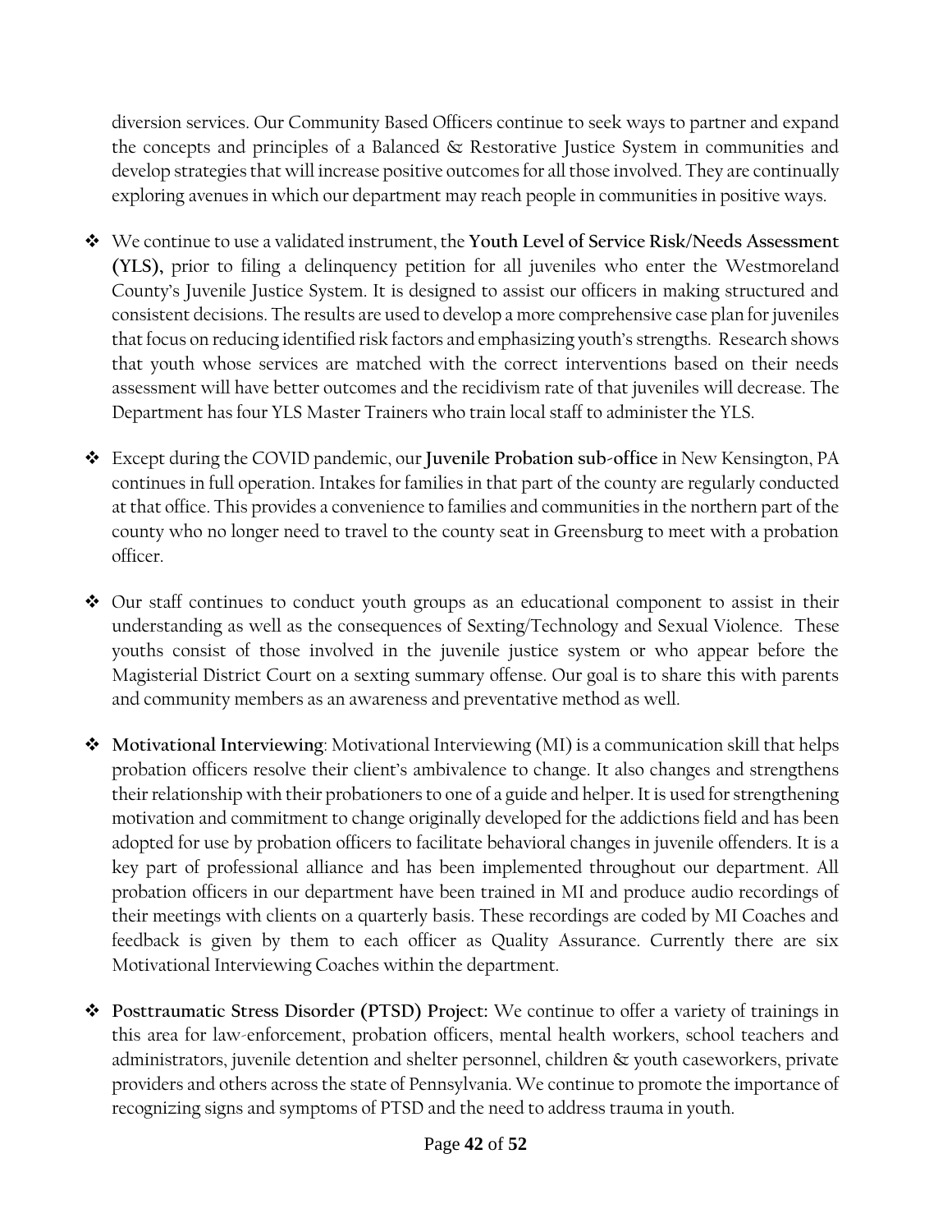diversion services. Our Community Based Officers continue to seek ways to partner and expand the concepts and principles of a Balanced & Restorative Justice System in communities and develop strategies that will increase positive outcomes for all those involved. They are continually exploring avenues in which our department may reach people in communities in positive ways.

- We continue to use a validated instrument, the **Youth Level of Service Risk/Needs Assessment (YLS),** prior to filing a delinquency petition for all juveniles who enter the Westmoreland County's Juvenile Justice System. It is designed to assist our officers in making structured and consistent decisions. The results are used to develop a more comprehensive case plan for juveniles that focus on reducing identified risk factors and emphasizing youth's strengths. Research shows that youth whose services are matched with the correct interventions based on their needs assessment will have better outcomes and the recidivism rate of that juveniles will decrease. The Department has four YLS Master Trainers who train local staff to administer the YLS.

- Except during the COVID pandemic, our **Juvenile Probation sub-office** in New Kensington, PA continues in full operation. Intakes for families in that part of the county are regularly conducted at that office. This provides a convenience to families and communities in the northern part of the county who no longer need to travel to the county seat in Greensburg to meet with a probation officer.

- Our staff continues to conduct youth groups as an educational component to assist in their understanding as well as the consequences of Sexting/Technology and Sexual Violence. These youths consist of those involved in the juvenile justice system or who appear before the Magisterial District Court on a sexting summary offense. Our goal is to share this with parents and community members as an awareness and preventative method as well.

- **Motivational Interviewing**: Motivational Interviewing (MI) is a communication skill that helps probation officers resolve their client's ambivalence to change. It also changes and strengthens their relationship with their probationers to one of a guide and helper. It is used for strengthening motivation and commitment to change originally developed for the addictions field and has been adopted for use by probation officers to facilitate behavioral changes in juvenile offenders. It is a key part of professional alliance and has been implemented throughout our department. All probation officers in our department have been trained in MI and produce audio recordings of their meetings with clients on a quarterly basis. These recordings are coded by MI Coaches and feedback is given by them to each officer as Quality Assurance. Currently there are six Motivational Interviewing Coaches within the department.

- **Posttraumatic Stress Disorder (PTSD) Project:** We continue to offer a variety of trainings in this area for law-enforcement, probation officers, mental health workers, school teachers and administrators, juvenile detention and shelter personnel, children & youth caseworkers, private providers and others across the state of Pennsylvania. We continue to promote the importance of recognizing signs and symptoms of PTSD and the need to address trauma in youth.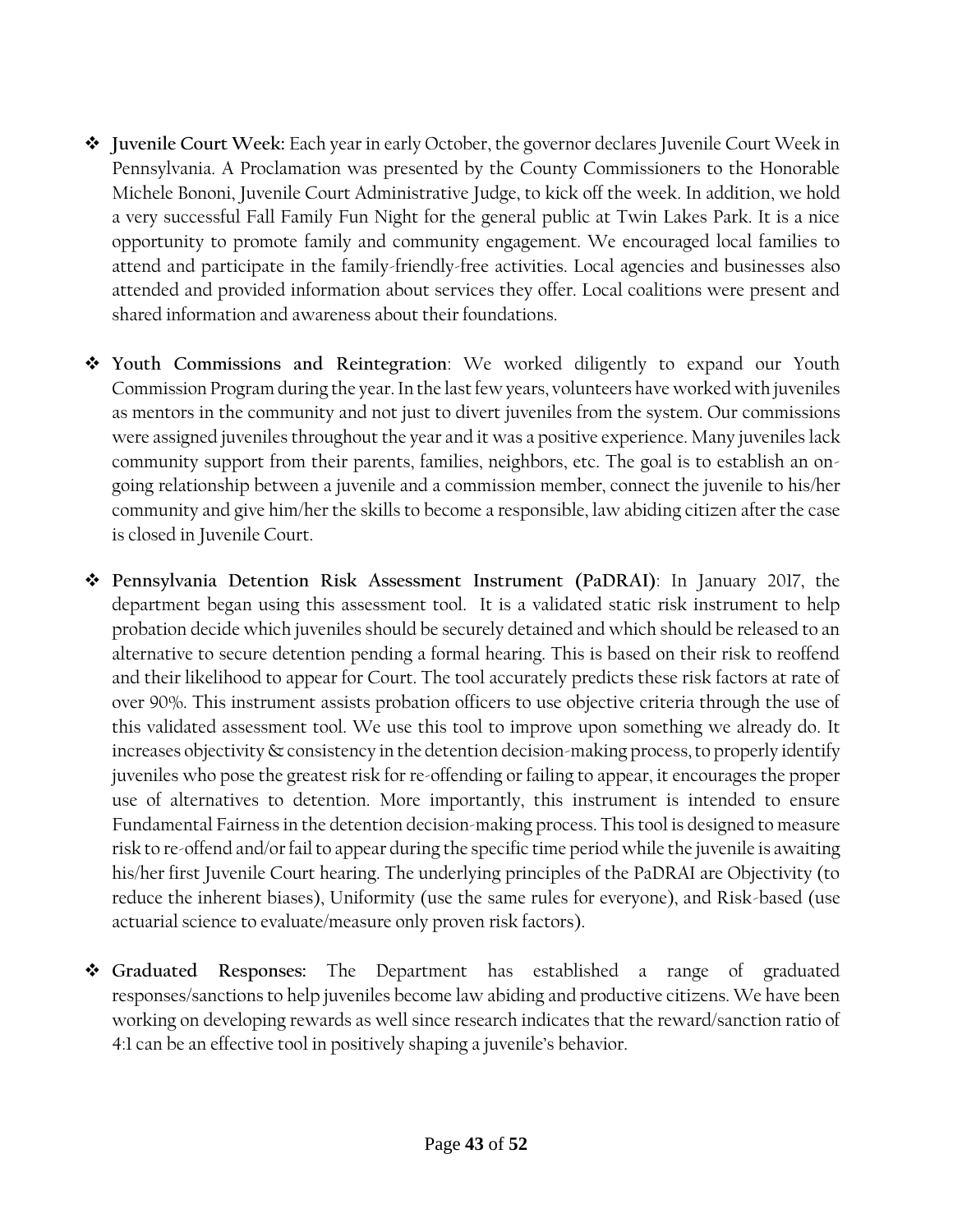- **Juvenile Court Week:** Each year in early October, the governor declares Juvenile Court Week in Pennsylvania. A Proclamation was presented by the County Commissioners to the Honorable Michele Bononi, Juvenile Court Administrative Judge, to kick off the week. In addition, we hold a very successful Fall Family Fun Night for the general public at Twin Lakes Park. It is a nice opportunity to promote family and community engagement. We encouraged local families to attend and participate in the family-friendly-free activities. Local agencies and businesses also attended and provided information about services they offer. Local coalitions were present and shared information and awareness about their foundations.

- **Youth Commissions and Reintegration**: We worked diligently to expand our Youth Commission Program during the year. In the last few years, volunteers have worked with juveniles as mentors in the community and not just to divert juveniles from the system. Our commissions were assigned juveniles throughout the year and it was a positive experience. Many juveniles lack community support from their parents, families, neighbors, etc. The goal is to establish an on-going relationship between a juvenile and a commission member, connect the juvenile to his/her community and give him/her the skills to become a responsible, law abiding citizen after the case is closed in Juvenile Court.

- **Pennsylvania Detention Risk Assessment Instrument (PaDRAI)**: In January 2017, the department began using this assessment tool. It is a validated static risk instrument to help probation decide which juveniles should be securely detained and which should be released to an alternative to secure detention pending a formal hearing. This is based on their risk to reoffend and their likelihood to appear for Court. The tool accurately predicts these risk factors at rate of over 90%. This instrument assists probation officers to use objective criteria through the use of this validated assessment tool. We use this tool to improve upon something we already do. It increases objectivity & consistency in the detention decision-making process, to properly identify juveniles who pose the greatest risk for re-offending or failing to appear, it encourages the proper use of alternatives to detention. More importantly, this instrument is intended to ensure Fundamental Fairness in the detention decision-making process. This tool is designed to measure risk to re-offend and/or fail to appear during the specific time period while the juvenile is awaiting his/her first Juvenile Court hearing. The underlying principles of the PaDRAI are Objectivity (to reduce the inherent biases), Uniformity (use the same rules for everyone), and Risk-based (use actuarial science to evaluate/measure only proven risk factors).

- **Graduated Responses:** The Department has established a range of graduated responses/sanctions to help juveniles become law abiding and productive citizens. We have been working on developing rewards as well since research indicates that the reward/sanction ratio of 4:1 can be an effective tool in positively shaping a juvenile's behavior.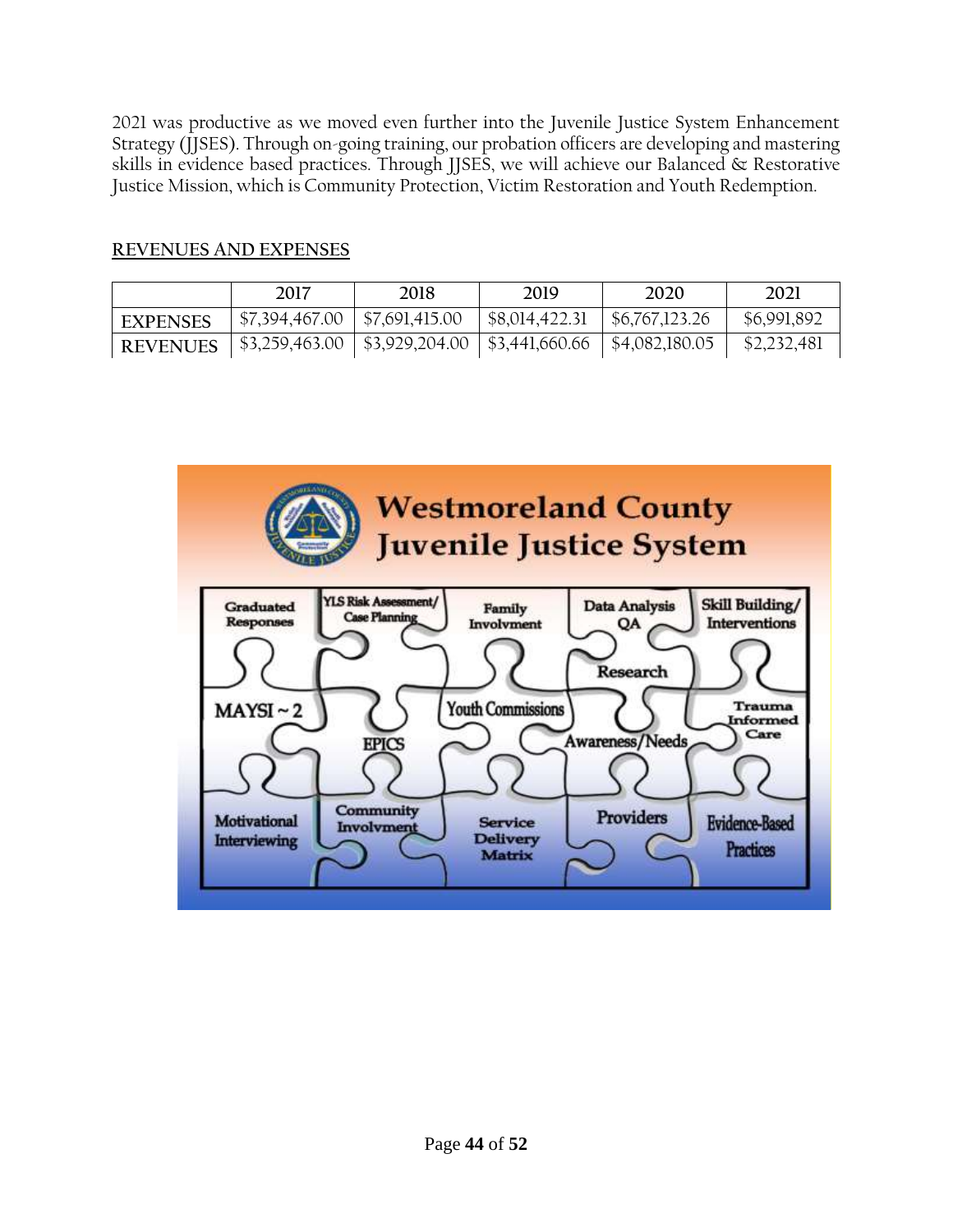2021 was productive as we moved even further into the Juvenile Justice System Enhancement Strategy (JJSES). Through on-going training, our probation officers are developing and mastering skills in evidence based practices. Through JJSES, we will achieve our Balanced & Restorative Justice Mission, which is Community Protection, Victim Restoration and Youth Redemption.

REVENUES AND EXPENSES

| | 2017 | 2018 | 2019 | 2020 | 2021 |
|---|---|---|---|---|---|
| EXPENSES | $7,394,467.00 | $7,691,415.00 | $8,014,422.31 | $6,767,123.26 | $6,991,892 |
| REVENUES | $3,259,463.00 | $3,929,204.00 | $3,441,660.66 | $4,082,180.05 | $2,232,481 |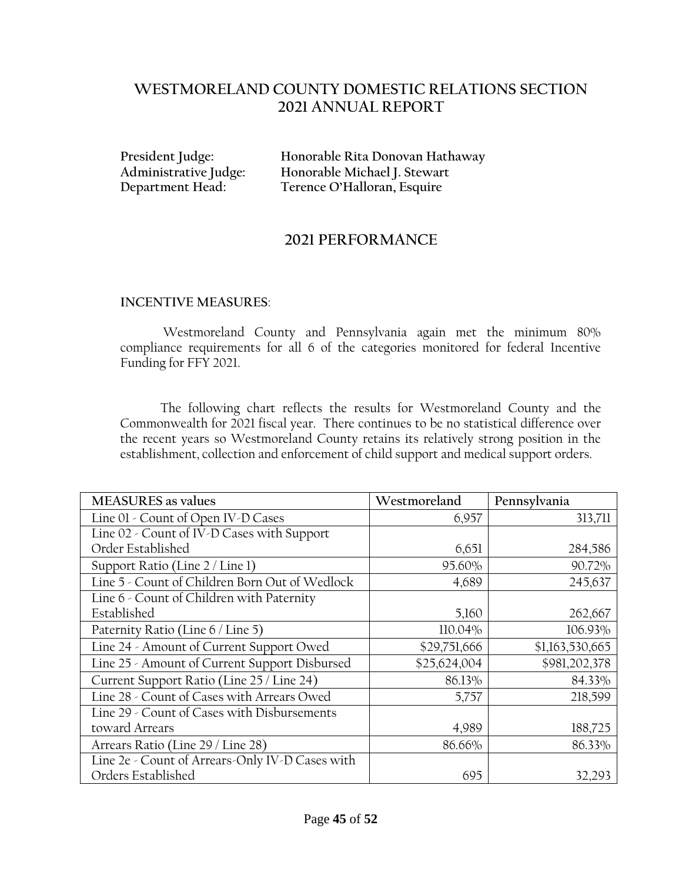# WESTMORELAND COUNTY DOMESTIC RELATIONS SECTION
# 2021 ANNUAL REPORT

**President Judge:** Honorable Rita Donovan Hathaway
**Administrative Judge:** Honorable Michael J. Stewart
**Department Head:** Terence O'Halloran, Esquire

## 2021 PERFORMANCE

**INCENTIVE MEASURES**:

Westmoreland County and Pennsylvania again met the minimum 80% compliance requirements for all 6 of the categories monitored for federal Incentive Funding for FFY 2021.

The following chart reflects the results for Westmoreland County and the Commonwealth for 2021 fiscal year. There continues to be no statistical difference over the recent years so Westmoreland County retains its relatively strong position in the establishment, collection and enforcement of child support and medical support orders.

| MEASURES as values | Westmoreland | Pennsylvania |
|---|---|---|
| Line 01 - Count of Open IV-D Cases | 6,957 | 313,711 |
| Line 02 - Count of IV-D Cases with Support Order Established | 6,651 | 284,586 |
| Support Ratio (Line 2 / Line 1) | 95.60% | 90.72% |
| Line 5 - Count of Children Born Out of Wedlock | 4,689 | 245,637 |
| Line 6 - Count of Children with Paternity Established | 5,160 | 262,667 |
| Paternity Ratio (Line 6 / Line 5) | 110.04% | 106.93% |
| Line 24 - Amount of Current Support Owed | $29,751,666 | $1,163,530,665 |
| Line 25 - Amount of Current Support Disbursed | $25,624,004 | $981,202,378 |
| Current Support Ratio (Line 25 / Line 24) | 86.13% | 84.33% |
| Line 28 - Count of Cases with Arrears Owed | 5,757 | 218,599 |
| Line 29 - Count of Cases with Disbursements toward Arrears | 4,989 | 188,725 |
| Arrears Ratio (Line 29 / Line 28) | 86.66% | 86.33% |
| Line 2e - Count of Arrears-Only IV-D Cases with Orders Established | 695 | 32,293 |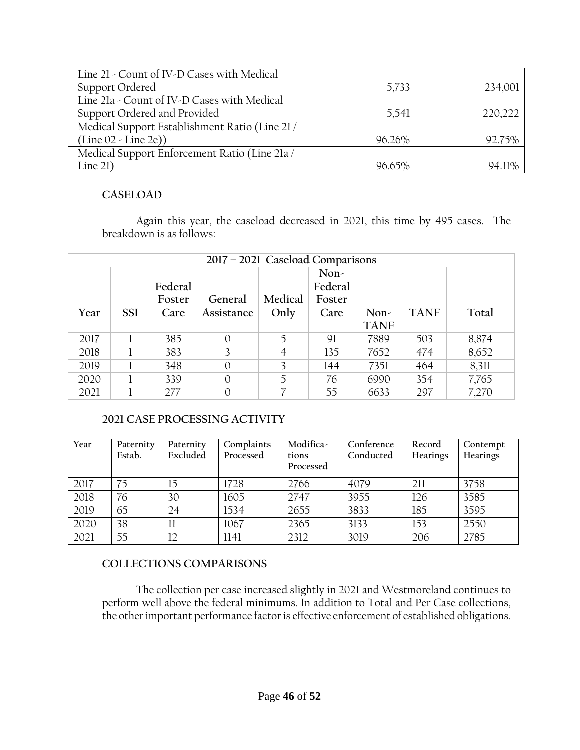| Line 21 - Count of IV-D Cases with Medical Support Ordered | 5,733 | 234,001 |
|---|---|---|
| Line 21a - Count of IV-D Cases with Medical Support Ordered and Provided | 5,541 | 220,222 |
| Medical Support Establishment Ratio (Line 21 / (Line 02 - Line 2e)) | 96.26% | 92.75% |
| Medical Support Enforcement Ratio (Line 21a / Line 21) | 96.65% | 94.11% |

### CASELOAD

Again this year, the caseload decreased in 2021, this time by 495 cases. The breakdown is as follows:

| 2017 – 2021 Caseload Comparisons | | | | | | | | |
|---|---|---|---|---|---|---|---|---|
| Year | SSI | Federal Foster Care | General Assistance | Medical Only | Non-Federal Foster Care | Non-TANF | TANF | Total |
| 2017 | 1 | 385 | 0 | 5 | 91 | 7889 | 503 | 8,874 |
| 2018 | 1 | 383 | 3 | 4 | 135 | 7652 | 474 | 8,652 |
| 2019 | 1 | 348 | 0 | 3 | 144 | 7351 | 464 | 8,311 |
| 2020 | 1 | 339 | 0 | 5 | 76 | 6990 | 354 | 7,765 |
| 2021 | 1 | 277 | 0 | 7 | 55 | 6633 | 297 | 7,270 |

### 2021 CASE PROCESSING ACTIVITY

| Year | Paternity Estab. | Paternity Excluded | Complaints Processed | Modifications Processed | Conference Conducted | Record Hearings | Contempt Hearings |
|---|---|---|---|---|---|---|---|
| 2017 | 75 | 15 | 1728 | 2766 | 4079 | 211 | 3758 |
| 2018 | 76 | 30 | 1605 | 2747 | 3955 | 126 | 3585 |
| 2019 | 65 | 24 | 1534 | 2655 | 3833 | 185 | 3595 |
| 2020 | 38 | 11 | 1067 | 2365 | 3133 | 153 | 2550 |
| 2021 | 55 | 12 | 1141 | 2312 | 3019 | 206 | 2785 |

### COLLECTIONS COMPARISONS

The collection per case increased slightly in 2021 and Westmoreland continues to perform well above the federal minimums. In addition to Total and Per Case collections, the other important performance factor is effective enforcement of established obligations.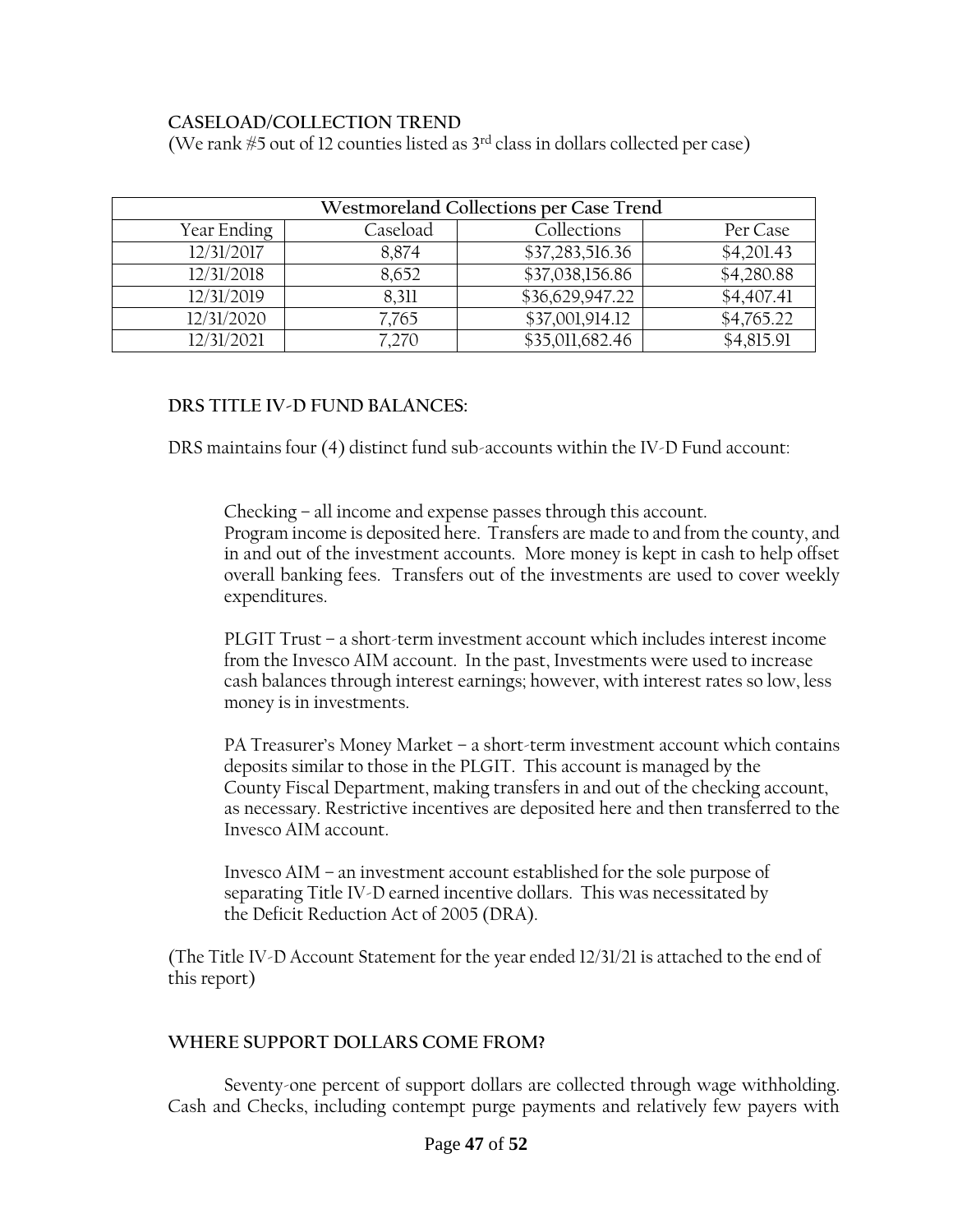### CASELOAD/COLLECTION TREND

(We rank #5 out of 12 counties listed as 3rd class in dollars collected per case)

| Westmoreland Collections per Case Trend | | | |
|---|---|---|---|
| Year Ending | Caseload | Collections | Per Case |
| 12/31/2017 | 8,874 | $37,283,516.36 | $4,201.43 |
| 12/31/2018 | 8,652 | $37,038,156.86 | $4,280.88 |
| 12/31/2019 | 8,311 | $36,629,947.22 | $4,407.41 |
| 12/31/2020 | 7,765 | $37,001,914.12 | $4,765.22 |
| 12/31/2021 | 7,270 | $35,011,682.46 | $4,815.91 |

### DRS TITLE IV-D FUND BALANCES:

DRS maintains four (4) distinct fund sub-accounts within the IV-D Fund account:

Checking – all income and expense passes through this account. Program income is deposited here. Transfers are made to and from the county, and in and out of the investment accounts. More money is kept in cash to help offset overall banking fees. Transfers out of the investments are used to cover weekly expenditures.

PLGIT Trust – a short-term investment account which includes interest income from the Invesco AIM account. In the past, Investments were used to increase cash balances through interest earnings; however, with interest rates so low, less money is in investments.

PA Treasurer's Money Market – a short-term investment account which contains deposits similar to those in the PLGIT. This account is managed by the County Fiscal Department, making transfers in and out of the checking account, as necessary. Restrictive incentives are deposited here and then transferred to the Invesco AIM account.

Invesco AIM – an investment account established for the sole purpose of separating Title IV-D earned incentive dollars. This was necessitated by the Deficit Reduction Act of 2005 (DRA).

(The Title IV-D Account Statement for the year ended 12/31/21 is attached to the end of this report)

### WHERE SUPPORT DOLLARS COME FROM?

Seventy-one percent of support dollars are collected through wage withholding. Cash and Checks, including contempt purge payments and relatively few payers with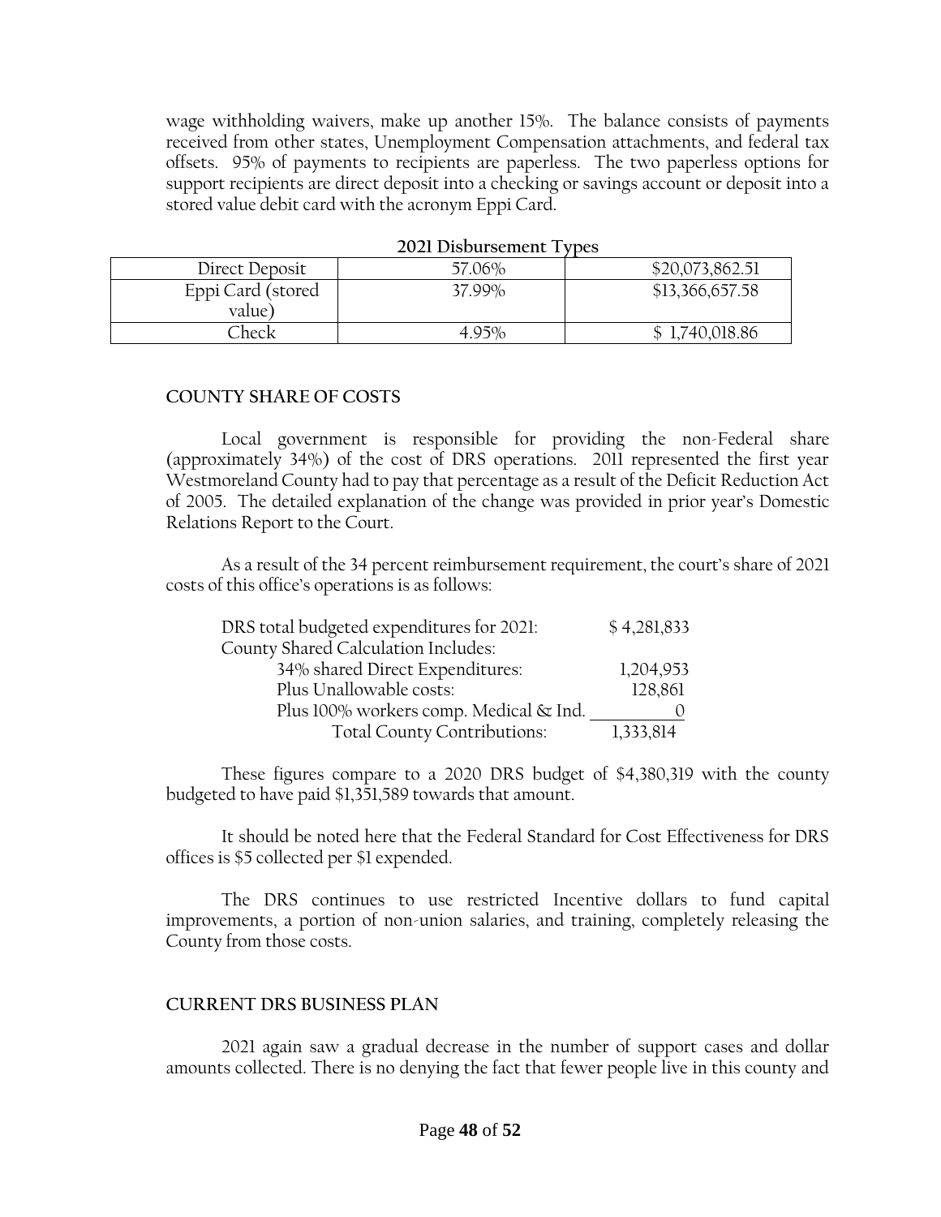wage withholding waivers, make up another 15%. The balance consists of payments received from other states, Unemployment Compensation attachments, and federal tax offsets. 95% of payments to recipients are paperless. The two paperless options for support recipients are direct deposit into a checking or savings account or deposit into a stored value debit card with the acronym Eppi Card.

**2021 Disbursement Types**

| Direct Deposit | 57.06% | $20,073,862.51 |
|---|---|---|
| Eppi Card (stored value) | 37.99% | $13,366,657.58 |
| Check | 4.95% | $ 1,740,018.86 |

## COUNTY SHARE OF COSTS

Local government is responsible for providing the non-Federal share (approximately 34%) of the cost of DRS operations. 2011 represented the first year Westmoreland County had to pay that percentage as a result of the Deficit Reduction Act of 2005. The detailed explanation of the change was provided in prior year's Domestic Relations Report to the Court.

As a result of the 34 percent reimbursement requirement, the court's share of 2021 costs of this office's operations is as follows:

| | |
|---|---|
| DRS total budgeted expenditures for 2021: | $ 4,281,833 |
| County Shared Calculation Includes: | |
| 34% shared Direct Expenditures: | 1,204,953 |
| Plus Unallowable costs: | 128,861 |
| Plus 100% workers comp. Medical & Ind. | 0 |
| Total County Contributions: | 1,333,814 |

These figures compare to a 2020 DRS budget of $4,380,319 with the county budgeted to have paid $1,351,589 towards that amount.

It should be noted here that the Federal Standard for Cost Effectiveness for DRS offices is $5 collected per $1 expended.

The DRS continues to use restricted Incentive dollars to fund capital improvements, a portion of non-union salaries, and training, completely releasing the County from those costs.

## CURRENT DRS BUSINESS PLAN

2021 again saw a gradual decrease in the number of support cases and dollar amounts collected. There is no denying the fact that fewer people live in this county and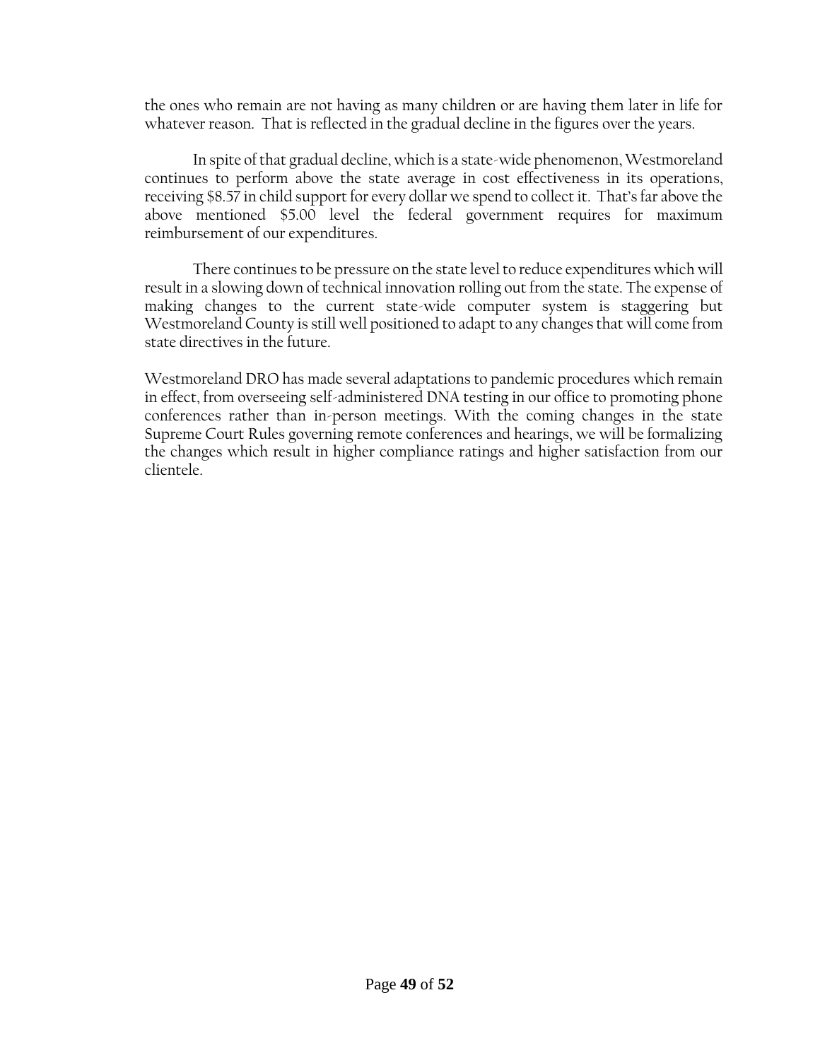the ones who remain are not having as many children or are having them later in life for whatever reason. That is reflected in the gradual decline in the figures over the years.

In spite of that gradual decline, which is a state-wide phenomenon, Westmoreland continues to perform above the state average in cost effectiveness in its operations, receiving $8.57 in child support for every dollar we spend to collect it. That's far above the above mentioned $5.00 level the federal government requires for maximum reimbursement of our expenditures.

There continues to be pressure on the state level to reduce expenditures which will result in a slowing down of technical innovation rolling out from the state. The expense of making changes to the current state-wide computer system is staggering but Westmoreland County is still well positioned to adapt to any changes that will come from state directives in the future.

Westmoreland DRO has made several adaptations to pandemic procedures which remain in effect, from overseeing self-administered DNA testing in our office to promoting phone conferences rather than in-person meetings. With the coming changes in the state Supreme Court Rules governing remote conferences and hearings, we will be formalizing the changes which result in higher compliance ratings and higher satisfaction from our clientele.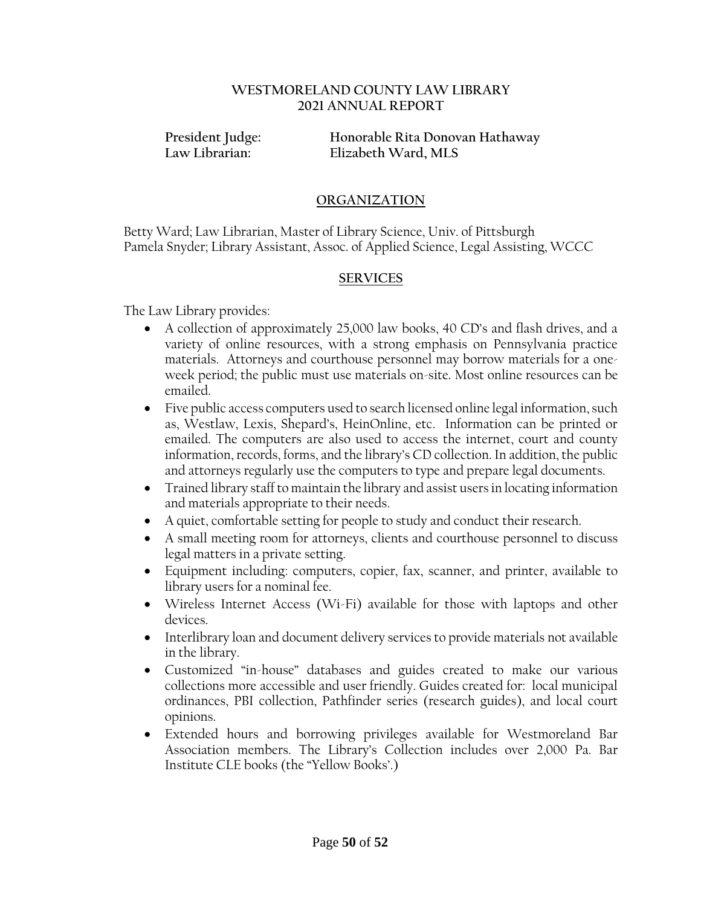**WESTMORELAND COUNTY LAW LIBRARY**
**2021 ANNUAL REPORT**

**President Judge:** **Honorable Rita Donovan Hathaway**
**Law Librarian:** **Elizabeth Ward, MLS**

## ORGANIZATION

Betty Ward; Law Librarian, Master of Library Science, Univ. of Pittsburgh
Pamela Snyder; Library Assistant, Assoc. of Applied Science, Legal Assisting, WCCC

## SERVICES

The Law Library provides:

- A collection of approximately 25,000 law books, 40 CD's and flash drives, and a variety of online resources, with a strong emphasis on Pennsylvania practice materials. Attorneys and courthouse personnel may borrow materials for a one-week period; the public must use materials on-site. Most online resources can be emailed.
- Five public access computers used to search licensed online legal information, such as, Westlaw, Lexis, Shepard's, HeinOnline, etc. Information can be printed or emailed. The computers are also used to access the internet, court and county information, records, forms, and the library's CD collection. In addition, the public and attorneys regularly use the computers to type and prepare legal documents.
- Trained library staff to maintain the library and assist users in locating information and materials appropriate to their needs.
- A quiet, comfortable setting for people to study and conduct their research.
- A small meeting room for attorneys, clients and courthouse personnel to discuss legal matters in a private setting.
- Equipment including: computers, copier, fax, scanner, and printer, available to library users for a nominal fee.
- Wireless Internet Access (Wi-Fi) available for those with laptops and other devices.
- Interlibrary loan and document delivery services to provide materials not available in the library.
- Customized "in-house" databases and guides created to make our various collections more accessible and user friendly. Guides created for: local municipal ordinances, PBI collection, Pathfinder series (research guides), and local court opinions.
- Extended hours and borrowing privileges available for Westmoreland Bar Association members. The Library's Collection includes over 2,000 Pa. Bar Institute CLE books (the "Yellow Books'.)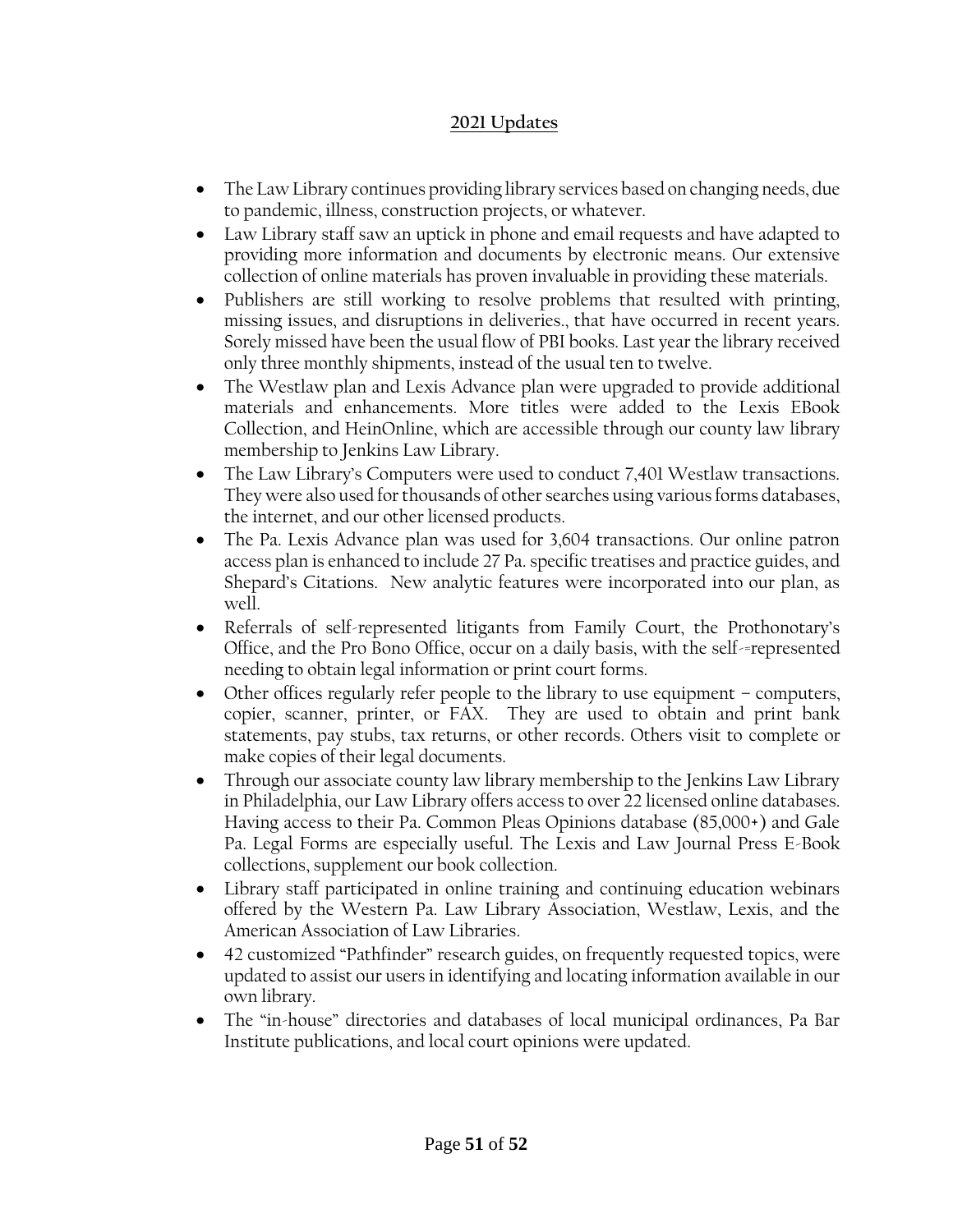## 2021 Updates

- The Law Library continues providing library services based on changing needs, due to pandemic, illness, construction projects, or whatever.
- Law Library staff saw an uptick in phone and email requests and have adapted to providing more information and documents by electronic means. Our extensive collection of online materials has proven invaluable in providing these materials.
- Publishers are still working to resolve problems that resulted with printing, missing issues, and disruptions in deliveries., that have occurred in recent years. Sorely missed have been the usual flow of PBI books. Last year the library received only three monthly shipments, instead of the usual ten to twelve.
- The Westlaw plan and Lexis Advance plan were upgraded to provide additional materials and enhancements. More titles were added to the Lexis EBook Collection, and HeinOnline, which are accessible through our county law library membership to Jenkins Law Library.
- The Law Library's Computers were used to conduct 7,401 Westlaw transactions. They were also used for thousands of other searches using various forms databases, the internet, and our other licensed products.
- The Pa. Lexis Advance plan was used for 3,604 transactions. Our online patron access plan is enhanced to include 27 Pa. specific treatises and practice guides, and Shepard's Citations. New analytic features were incorporated into our plan, as well.
- Referrals of self-represented litigants from Family Court, the Prothonotary's Office, and the Pro Bono Office, occur on a daily basis, with the self-=represented needing to obtain legal information or print court forms.
- Other offices regularly refer people to the library to use equipment – computers, copier, scanner, printer, or FAX. They are used to obtain and print bank statements, pay stubs, tax returns, or other records. Others visit to complete or make copies of their legal documents.
- Through our associate county law library membership to the Jenkins Law Library in Philadelphia, our Law Library offers access to over 22 licensed online databases. Having access to their Pa. Common Pleas Opinions database (85,000+) and Gale Pa. Legal Forms are especially useful. The Lexis and Law Journal Press E-Book collections, supplement our book collection.
- Library staff participated in online training and continuing education webinars offered by the Western Pa. Law Library Association, Westlaw, Lexis, and the American Association of Law Libraries.
- 42 customized "Pathfinder" research guides, on frequently requested topics, were updated to assist our users in identifying and locating information available in our own library.
- The "in-house" directories and databases of local municipal ordinances, Pa Bar Institute publications, and local court opinions were updated.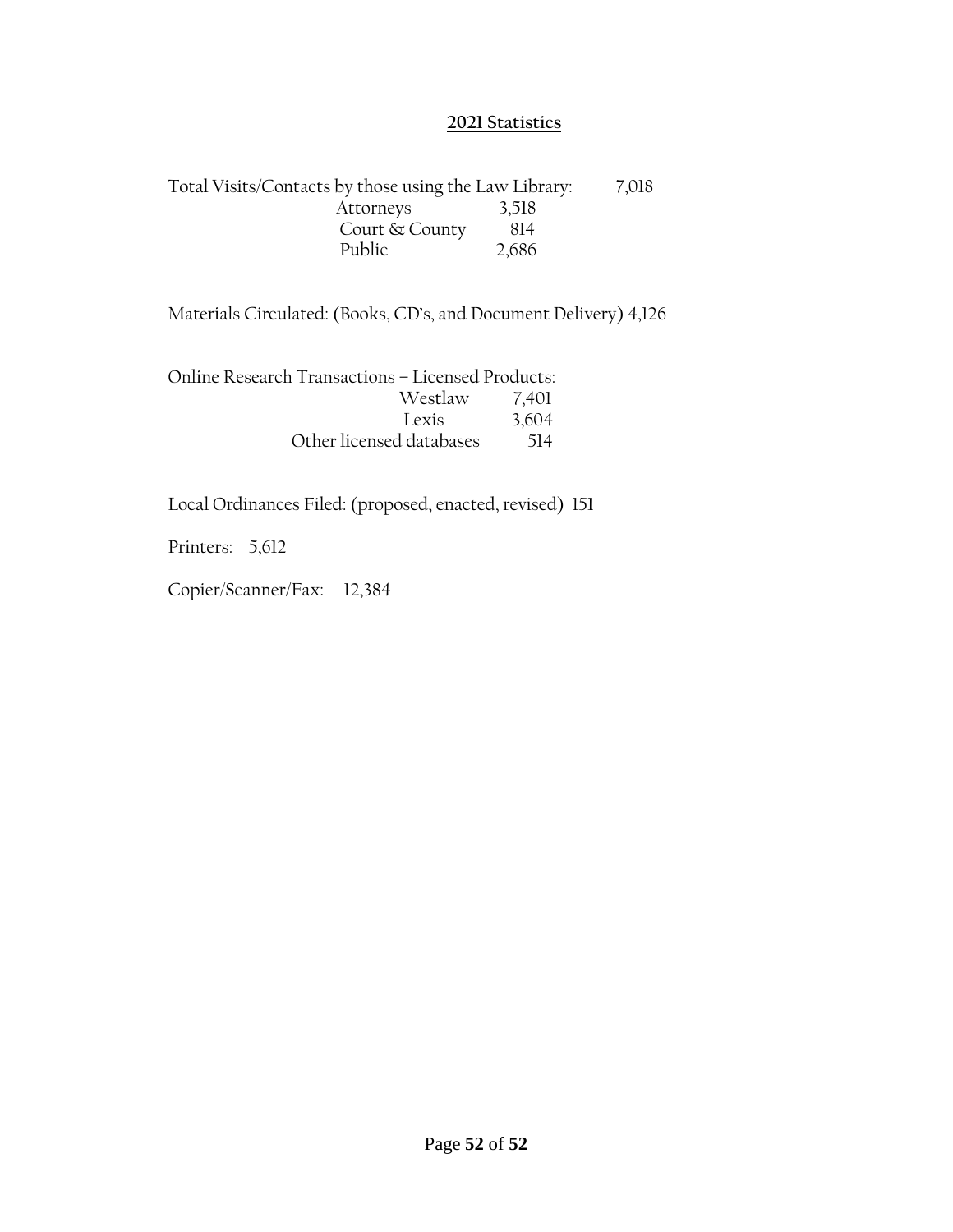## 2021 Statistics

Total Visits/Contacts by those using the Law Library: 7,018

| | |
|---|---|
| Attorneys | 3,518 |
| Court & County | 814 |
| Public | 2,686 |

Materials Circulated: (Books, CD's, and Document Delivery) 4,126

Online Research Transactions – Licensed Products:

| | |
|---|---|
| Westlaw | 7,401 |
| Lexis | 3,604 |
| Other licensed databases | 514 |

Local Ordinances Filed: (proposed, enacted, revised) 151

Printers: 5,612

Copier/Scanner/Fax: 12,384